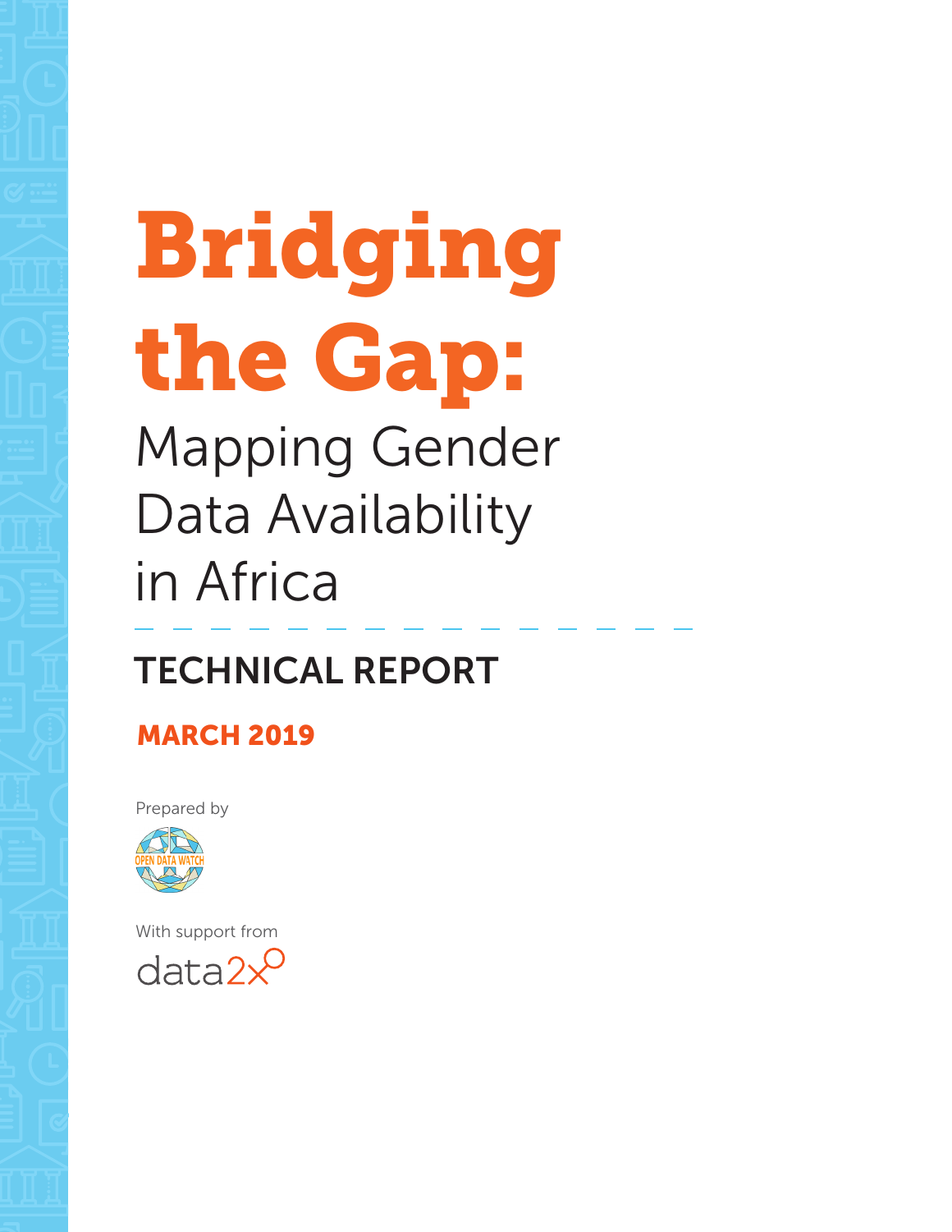# Bridging the Gap:

## Mapping Gender Data Availability in Africa

## TECHNICAL REPORT

**MARCH 2019**

Prepared by

OPEN DATA WATCH

With support from

data2x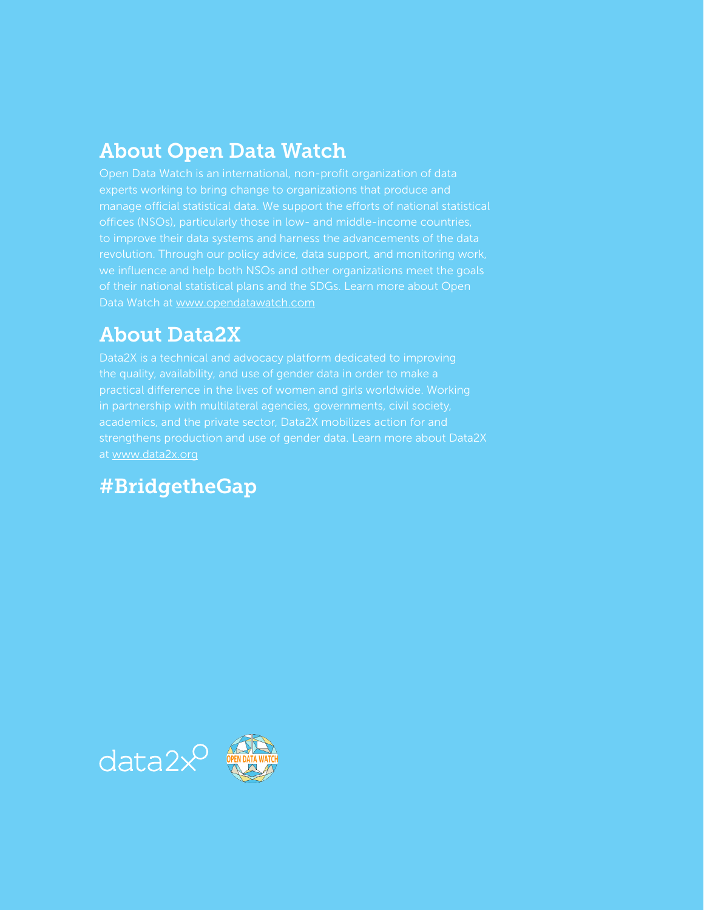## About Open Data Watch

Open Data Watch is an international, non-profit organization of data experts working to bring change to organizations that produce and manage official statistical data. We support the efforts of national statistical offices (NSOs), particularly those in low- and middle-income countries, to improve their data systems and harness the advancements of the data revolution. Through our policy advice, data support, and monitoring work, we influence and help both NSOs and other organizations meet the goals of their national statistical plans and the SDGs. Learn more about Open Data Watch at www.opendatawatch.com

## About Data2X

Data2X is a technical and advocacy platform dedicated to improving the quality, availability, and use of gender data in order to make a practical difference in the lives of women and girls worldwide. Working in partnership with multilateral agencies, governments, civil society, academics, and the private sector, Data2X mobilizes action for and strengthens production and use of gender data. Learn more about Data2X at www.data2x.org

## #BridgetheGap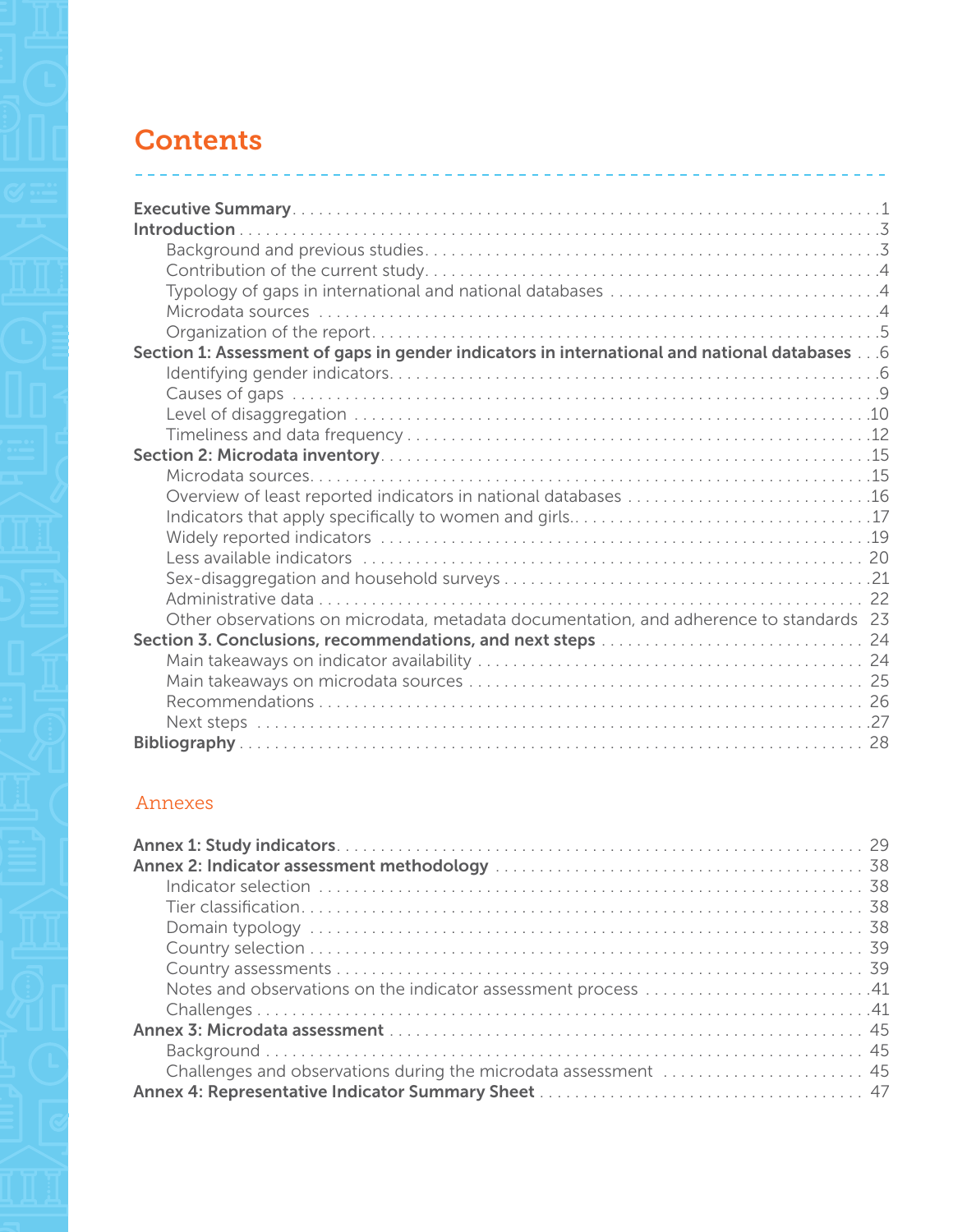# Contents

**Executive Summary** . . . 1
**Introduction** . . . 3
- Background and previous studies . . . 3
- Contribution of the current study . . . 4
- Typology of gaps in international and national databases . . . 4
- Microdata sources . . . 4
- Organization of the report . . . 5

**Section 1: Assessment of gaps in gender indicators in international and national databases** . . . 6
- Identifying gender indicators . . . 6
- Causes of gaps . . . 9
- Level of disaggregation . . . 10
- Timeliness and data frequency . . . 12

**Section 2: Microdata inventory** . . . 15
- Microdata sources . . . 15
- Overview of least reported indicators in national databases . . . 16
- Indicators that apply specifically to women and girls . . . 17
- Widely reported indicators . . . 19
- Less available indicators . . . 20
- Sex-disaggregation and household surveys . . . 21
- Administrative data . . . 22
- Other observations on microdata, metadata documentation, and adherence to standards . . . 23

**Section 3. Conclusions, recommendations, and next steps** . . . 24
- Main takeaways on indicator availability . . . 24
- Main takeaways on microdata sources . . . 25
- Recommendations . . . 26
- Next steps . . . 27

**Bibliography** . . . 28

## Annexes

**Annex 1: Study indicators** . . . 29
**Annex 2: Indicator assessment methodology** . . . 38
- Indicator selection . . . 38
- Tier classification . . . 38
- Domain typology . . . 38
- Country selection . . . 39
- Country assessments . . . 39
- Notes and observations on the indicator assessment process . . . 41
- Challenges . . . 41

**Annex 3: Microdata assessment** . . . 45
- Background . . . 45
- Challenges and observations during the microdata assessment . . . 45

**Annex 4: Representative Indicator Summary Sheet** . . . 47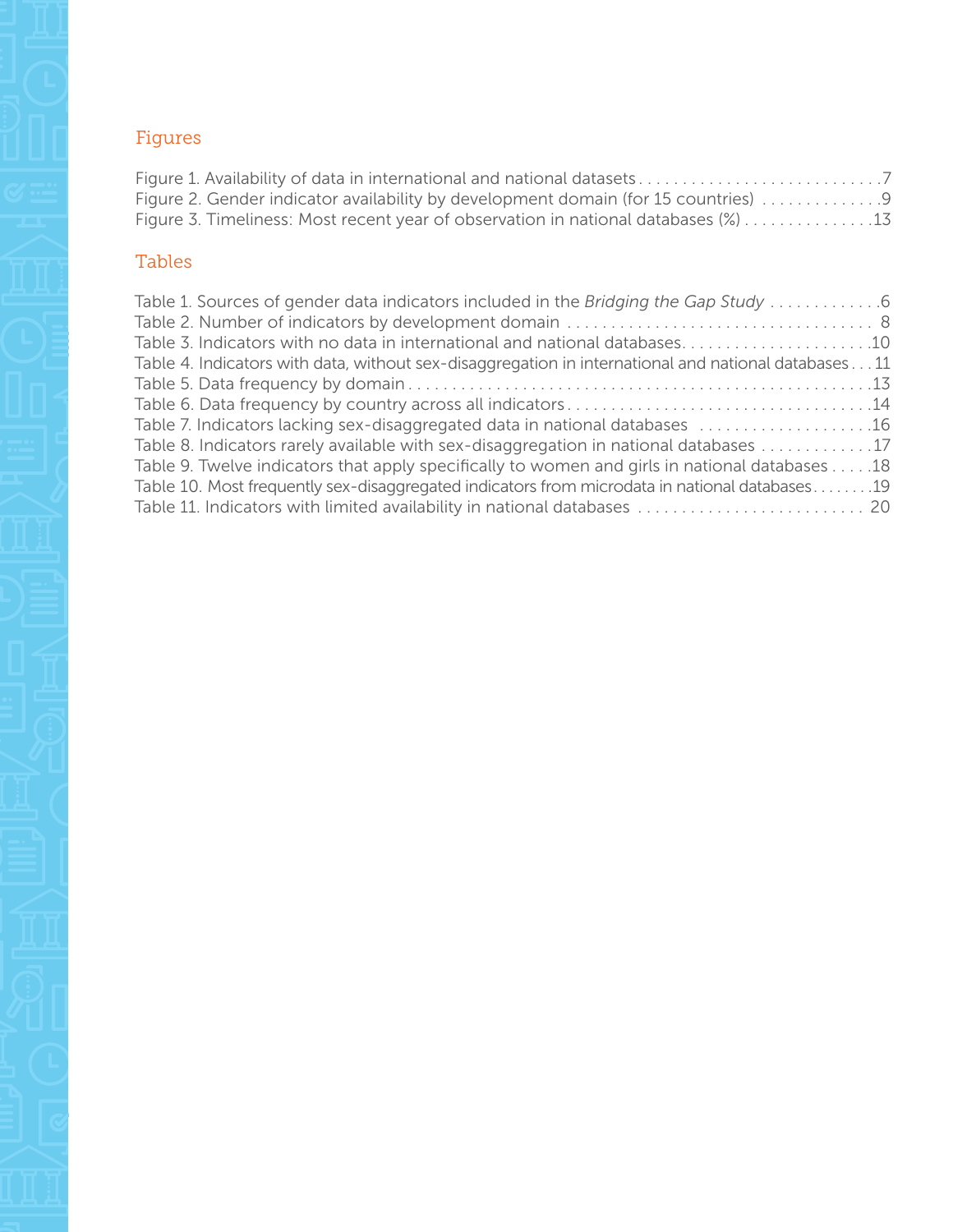## Figures

Figure 1. Availability of data in international and national datasets . . . . . . . . . . . . . . . . . . . . . . . . . . . . .7
Figure 2. Gender indicator availability by development domain (for 15 countries) . . . . . . . . . . . . . .9
Figure 3. Timeliness: Most recent year of observation in national databases (%) . . . . . . . . . . . . . . .13

## Tables

Table 1. Sources of gender data indicators included in the *Bridging the Gap Study* . . . . . . . . . . . . .6
Table 2. Number of indicators by development domain . . . . . . . . . . . . . . . . . . . . . . . . . . . . . . . . . . . . 8
Table 3. Indicators with no data in international and national databases. . . . . . . . . . . . . . . . . . . . . . .10
Table 4. Indicators with data, without sex-disaggregation in international and national databases . . . 11
Table 5. Data frequency by domain . . . . . . . . . . . . . . . . . . . . . . . . . . . . . . . . . . . . . . . . . . . . . . . . . . . .13
Table 6. Data frequency by country across all indicators . . . . . . . . . . . . . . . . . . . . . . . . . . . . . . . . . . .14
Table 7. Indicators lacking sex-disaggregated data in national databases . . . . . . . . . . . . . . . . . . . . .16
Table 8. Indicators rarely available with sex-disaggregation in national databases . . . . . . . . . . . . . .17
Table 9. Twelve indicators that apply specifically to women and girls in national databases . . . . . .18
Table 10. Most frequently sex-disaggregated indicators from microdata in national databases . . . . . . . .19
Table 11. Indicators with limited availability in national databases . . . . . . . . . . . . . . . . . . . . . . . . . . 20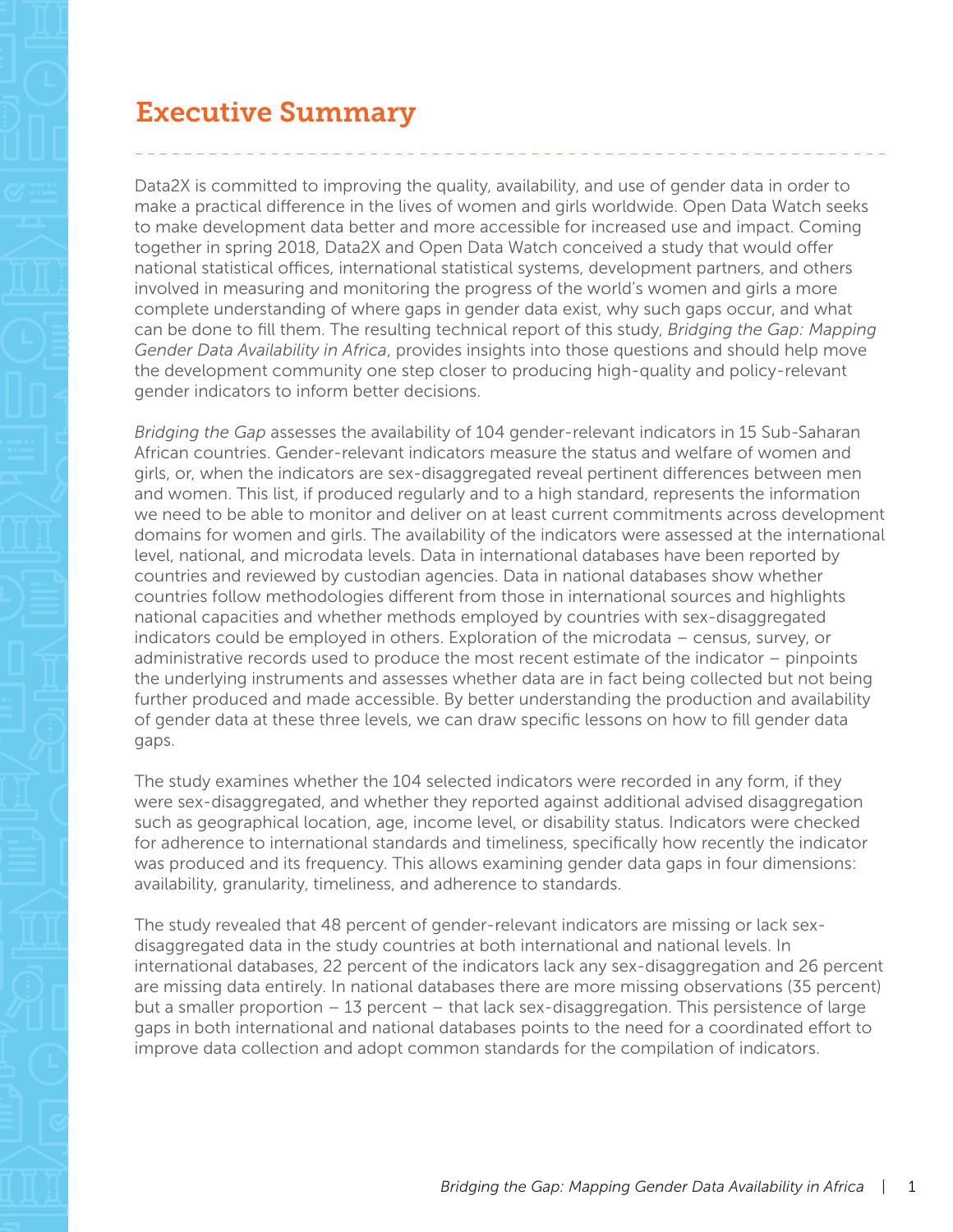# Executive Summary

Data2X is committed to improving the quality, availability, and use of gender data in order to make a practical difference in the lives of women and girls worldwide. Open Data Watch seeks to make development data better and more accessible for increased use and impact. Coming together in spring 2018, Data2X and Open Data Watch conceived a study that would offer national statistical offices, international statistical systems, development partners, and others involved in measuring and monitoring the progress of the world's women and girls a more complete understanding of where gaps in gender data exist, why such gaps occur, and what can be done to fill them. The resulting technical report of this study, *Bridging the Gap: Mapping Gender Data Availability in Africa*, provides insights into those questions and should help move the development community one step closer to producing high-quality and policy-relevant gender indicators to inform better decisions.

*Bridging the Gap* assesses the availability of 104 gender-relevant indicators in 15 Sub-Saharan African countries. Gender-relevant indicators measure the status and welfare of women and girls, or, when the indicators are sex-disaggregated reveal pertinent differences between men and women. This list, if produced regularly and to a high standard, represents the information we need to be able to monitor and deliver on at least current commitments across development domains for women and girls. The availability of the indicators were assessed at the international level, national, and microdata levels. Data in international databases have been reported by countries and reviewed by custodian agencies. Data in national databases show whether countries follow methodologies different from those in international sources and highlights national capacities and whether methods employed by countries with sex-disaggregated indicators could be employed in others. Exploration of the microdata – census, survey, or administrative records used to produce the most recent estimate of the indicator – pinpoints the underlying instruments and assesses whether data are in fact being collected but not being further produced and made accessible. By better understanding the production and availability of gender data at these three levels, we can draw specific lessons on how to fill gender data gaps.

The study examines whether the 104 selected indicators were recorded in any form, if they were sex-disaggregated, and whether they reported against additional advised disaggregation such as geographical location, age, income level, or disability status. Indicators were checked for adherence to international standards and timeliness, specifically how recently the indicator was produced and its frequency. This allows examining gender data gaps in four dimensions: availability, granularity, timeliness, and adherence to standards.

The study revealed that 48 percent of gender-relevant indicators are missing or lack sex-disaggregated data in the study countries at both international and national levels. In international databases, 22 percent of the indicators lack any sex-disaggregation and 26 percent are missing data entirely. In national databases there are more missing observations (35 percent) but a smaller proportion – 13 percent – that lack sex-disaggregation. This persistence of large gaps in both international and national databases points to the need for a coordinated effort to improve data collection and adopt common standards for the compilation of indicators.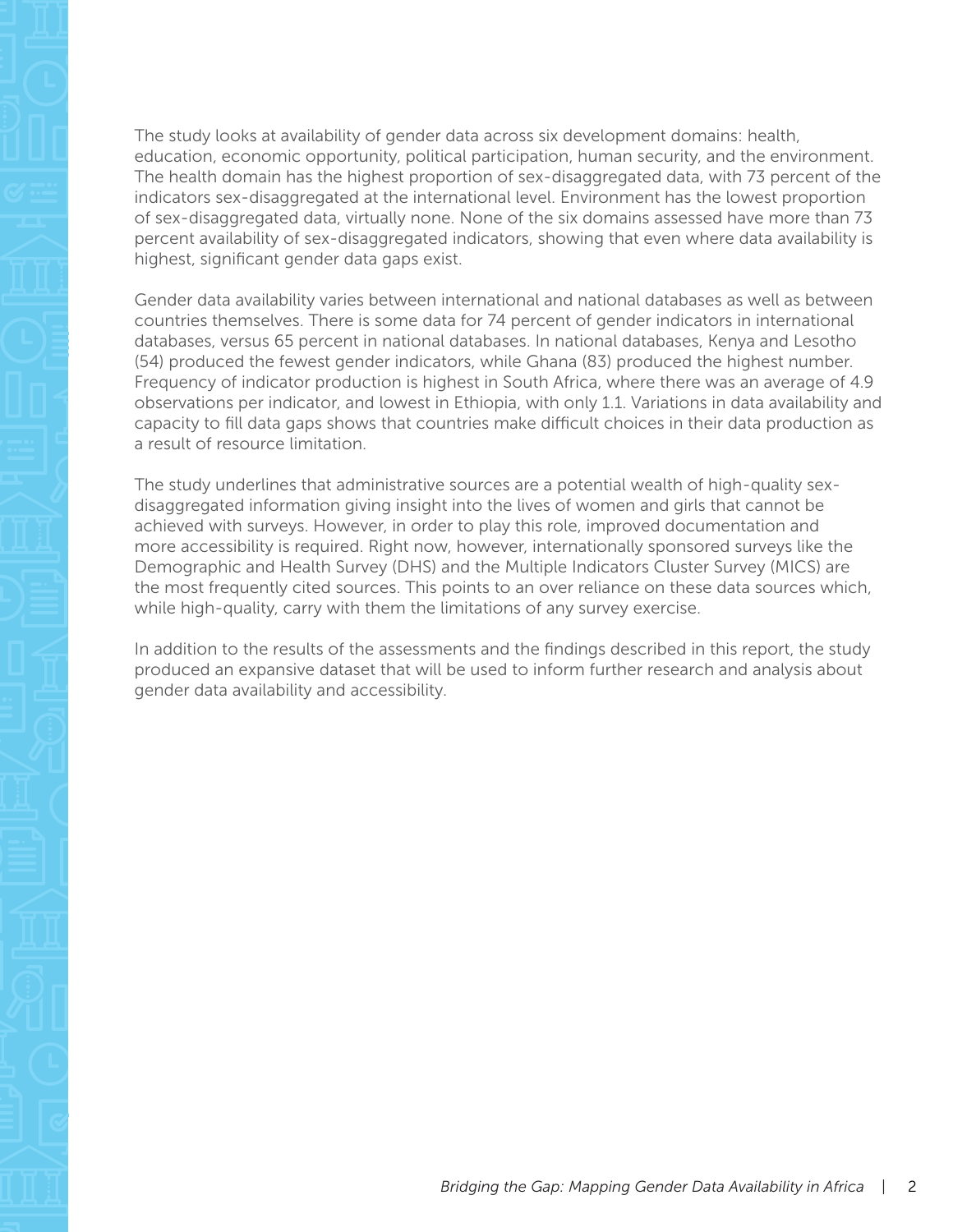The study looks at availability of gender data across six development domains: health, education, economic opportunity, political participation, human security, and the environment. The health domain has the highest proportion of sex-disaggregated data, with 73 percent of the indicators sex-disaggregated at the international level. Environment has the lowest proportion of sex-disaggregated data, virtually none. None of the six domains assessed have more than 73 percent availability of sex-disaggregated indicators, showing that even where data availability is highest, significant gender data gaps exist.

Gender data availability varies between international and national databases as well as between countries themselves. There is some data for 74 percent of gender indicators in international databases, versus 65 percent in national databases. In national databases, Kenya and Lesotho (54) produced the fewest gender indicators, while Ghana (83) produced the highest number. Frequency of indicator production is highest in South Africa, where there was an average of 4.9 observations per indicator, and lowest in Ethiopia, with only 1.1. Variations in data availability and capacity to fill data gaps shows that countries make difficult choices in their data production as a result of resource limitation.

The study underlines that administrative sources are a potential wealth of high-quality sex-disaggregated information giving insight into the lives of women and girls that cannot be achieved with surveys. However, in order to play this role, improved documentation and more accessibility is required. Right now, however, internationally sponsored surveys like the Demographic and Health Survey (DHS) and the Multiple Indicators Cluster Survey (MICS) are the most frequently cited sources. This points to an over reliance on these data sources which, while high-quality, carry with them the limitations of any survey exercise.

In addition to the results of the assessments and the findings described in this report, the study produced an expansive dataset that will be used to inform further research and analysis about gender data availability and accessibility.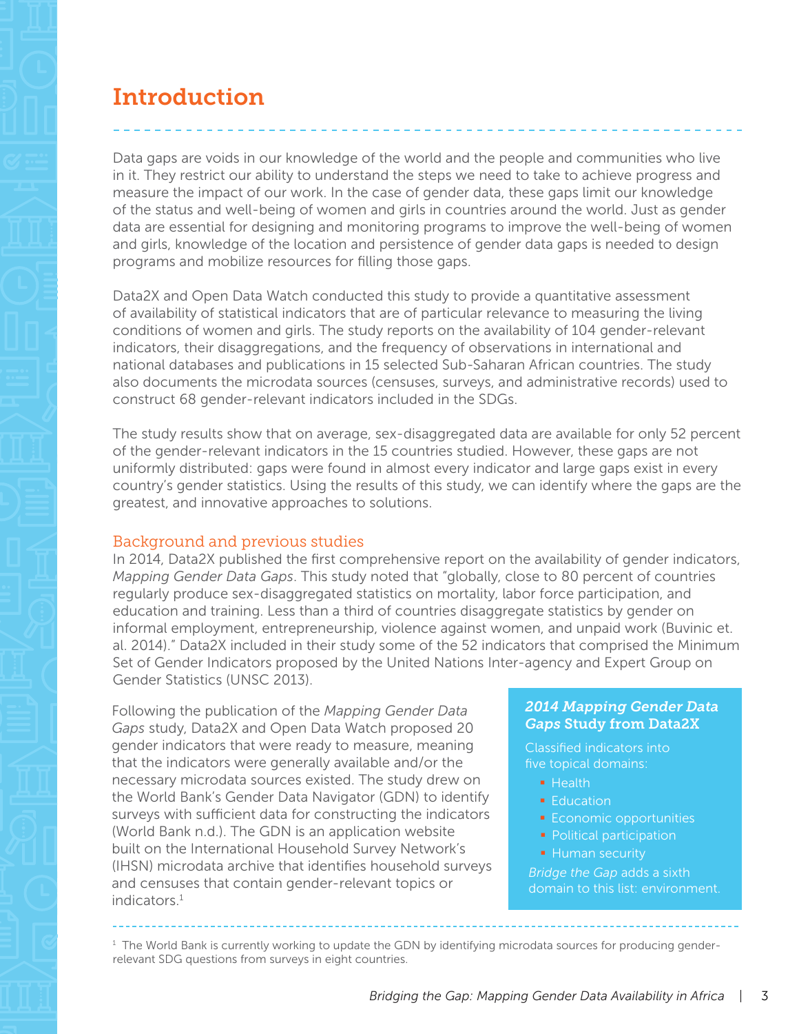# Introduction

Data gaps are voids in our knowledge of the world and the people and communities who live in it. They restrict our ability to understand the steps we need to take to achieve progress and measure the impact of our work. In the case of gender data, these gaps limit our knowledge of the status and well-being of women and girls in countries around the world. Just as gender data are essential for designing and monitoring programs to improve the well-being of women and girls, knowledge of the location and persistence of gender data gaps is needed to design programs and mobilize resources for filling those gaps.

Data2X and Open Data Watch conducted this study to provide a quantitative assessment of availability of statistical indicators that are of particular relevance to measuring the living conditions of women and girls. The study reports on the availability of 104 gender-relevant indicators, their disaggregations, and the frequency of observations in international and national databases and publications in 15 selected Sub-Saharan African countries. The study also documents the microdata sources (censuses, surveys, and administrative records) used to construct 68 gender-relevant indicators included in the SDGs.

The study results show that on average, sex-disaggregated data are available for only 52 percent of the gender-relevant indicators in the 15 countries studied. However, these gaps are not uniformly distributed: gaps were found in almost every indicator and large gaps exist in every country's gender statistics. Using the results of this study, we can identify where the gaps are the greatest, and innovative approaches to solutions.

## Background and previous studies

In 2014, Data2X published the first comprehensive report on the availability of gender indicators, *Mapping Gender Data Gaps*. This study noted that "globally, close to 80 percent of countries regularly produce sex-disaggregated statistics on mortality, labor force participation, and education and training. Less than a third of countries disaggregate statistics by gender on informal employment, entrepreneurship, violence against women, and unpaid work (Buvinic et. al. 2014)." Data2X included in their study some of the 52 indicators that comprised the Minimum Set of Gender Indicators proposed by the United Nations Inter-agency and Expert Group on Gender Statistics (UNSC 2013).

Following the publication of the *Mapping Gender Data Gaps* study, Data2X and Open Data Watch proposed 20 gender indicators that were ready to measure, meaning that the indicators were generally available and/or the necessary microdata sources existed. The study drew on the World Bank's Gender Data Navigator (GDN) to identify surveys with sufficient data for constructing the indicators (World Bank n.d.). The GDN is an application website built on the International Household Survey Network's (IHSN) microdata archive that identifies household surveys and censuses that contain gender-relevant topics or indicators.[1]

> ***2014 Mapping Gender Data Gaps* Study from Data2X**
>
> Classified indicators into five topical domains:
>
> - Health
> - Education
> - Economic opportunities
> - Political participation
> - Human security
>
> *Bridge the Gap* adds a sixth domain to this list: environment.

[1] The World Bank is currently working to update the GDN by identifying microdata sources for producing gender-relevant SDG questions from surveys in eight countries.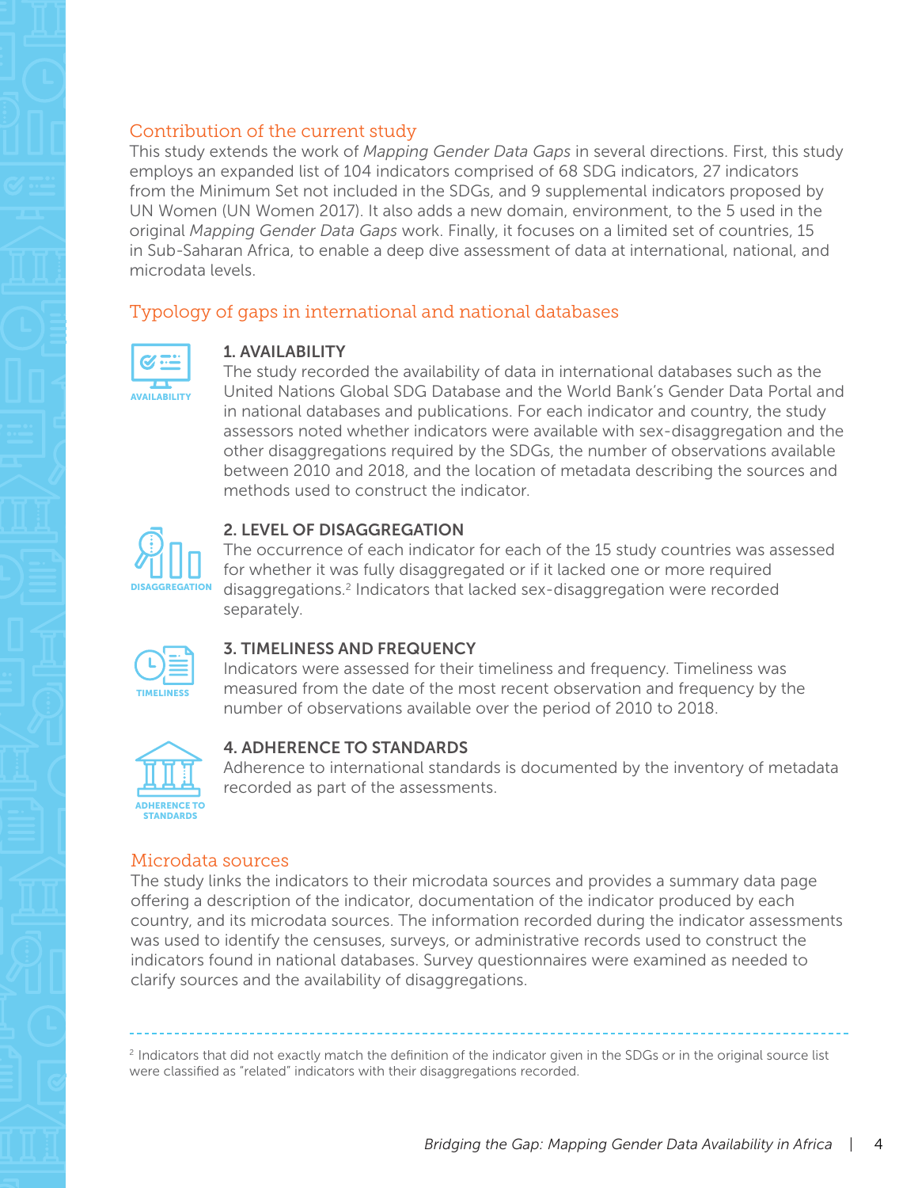## Contribution of the current study

This study extends the work of *Mapping Gender Data Gaps* in several directions. First, this study employs an expanded list of 104 indicators comprised of 68 SDG indicators, 27 indicators from the Minimum Set not included in the SDGs, and 9 supplemental indicators proposed by UN Women (UN Women 2017). It also adds a new domain, environment, to the 5 used in the original *Mapping Gender Data Gaps* work. Finally, it focuses on a limited set of countries, 15 in Sub-Saharan Africa, to enable a deep dive assessment of data at international, national, and microdata levels.

## Typology of gaps in international and national databases

### 1. AVAILABILITY

The study recorded the availability of data in international databases such as the United Nations Global SDG Database and the World Bank's Gender Data Portal and in national databases and publications. For each indicator and country, the study assessors noted whether indicators were available with sex-disaggregation and the other disaggregations required by the SDGs, the number of observations available between 2010 and 2018, and the location of metadata describing the sources and methods used to construct the indicator.

### 2. LEVEL OF DISAGGREGATION

The occurrence of each indicator for each of the 15 study countries was assessed for whether it was fully disaggregated or if it lacked one or more required disaggregations.[2] Indicators that lacked sex-disaggregation were recorded separately.

### 3. TIMELINESS AND FREQUENCY

Indicators were assessed for their timeliness and frequency. Timeliness was measured from the date of the most recent observation and frequency by the number of observations available over the period of 2010 to 2018.

### 4. ADHERENCE TO STANDARDS

Adherence to international standards is documented by the inventory of metadata recorded as part of the assessments.

## Microdata sources

The study links the indicators to their microdata sources and provides a summary data page offering a description of the indicator, documentation of the indicator produced by each country, and its microdata sources. The information recorded during the indicator assessments was used to identify the censuses, surveys, or administrative records used to construct the indicators found in national databases. Survey questionnaires were examined as needed to clarify sources and the availability of disaggregations.

---

[2] Indicators that did not exactly match the definition of the indicator given in the SDGs or in the original source list were classified as "related" indicators with their disaggregations recorded.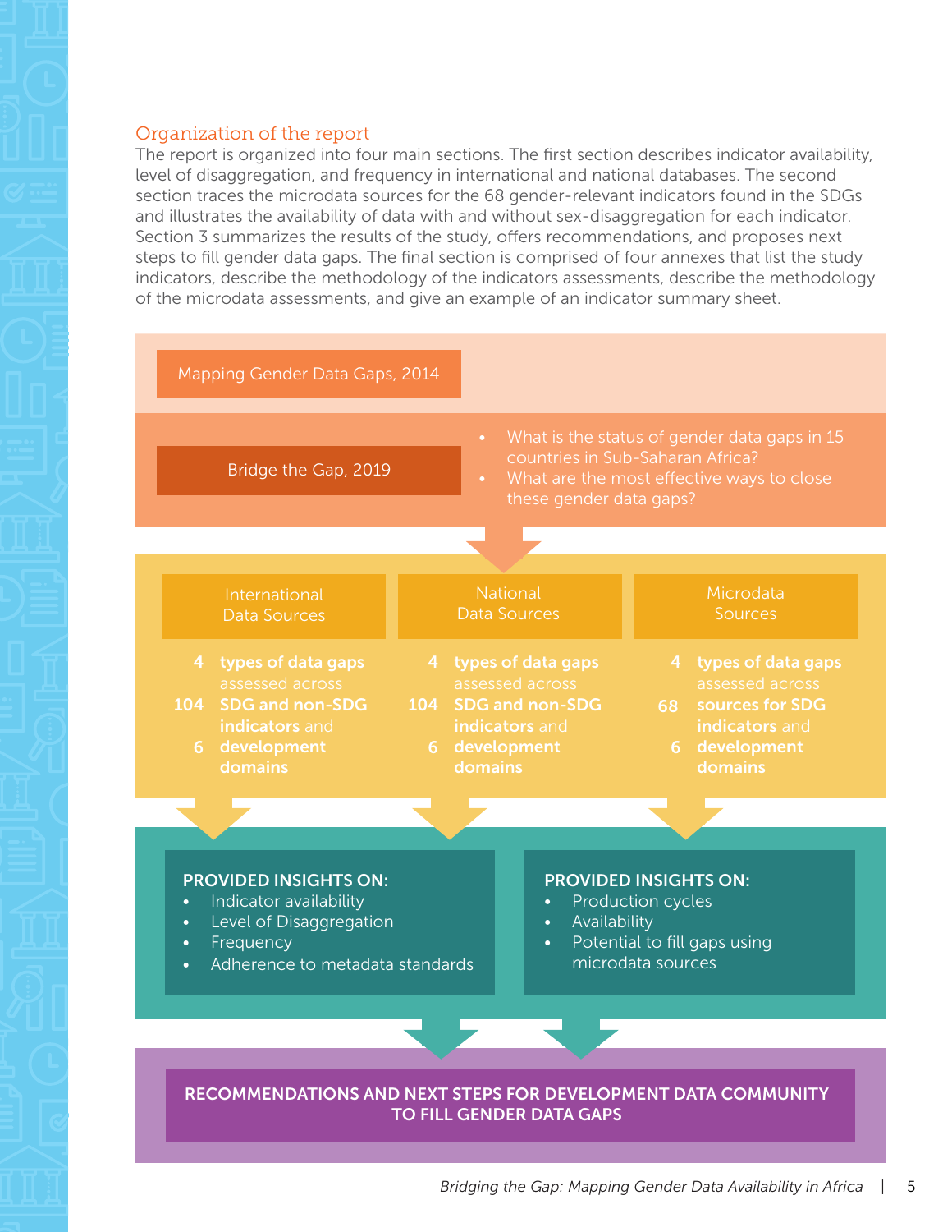## Organization of the report

The report is organized into four main sections. The first section describes indicator availability, level of disaggregation, and frequency in international and national databases. The second section traces the microdata sources for the 68 gender-relevant indicators found in the SDGs and illustrates the availability of data with and without sex-disaggregation for each indicator. Section 3 summarizes the results of the study, offers recommendations, and proposes next steps to fill gender data gaps. The final section is comprised of four annexes that list the study indicators, describe the methodology of the indicators assessments, describe the methodology of the microdata assessments, and give an example of an indicator summary sheet.

Mapping Gender Data Gaps, 2014

Bridge the Gap, 2019

- What is the status of gender data gaps in 15 countries in Sub-Saharan Africa?
- What are the most effective ways to close these gender data gaps?

International Data Sources

4 **types of data gaps** assessed across
104 **SDG and non-SDG indicators** and
6 **development domains**

National Data Sources

4 **types of data gaps** assessed across
104 **SDG and non-SDG indicators** and
6 **development domains**

Microdata Sources

4 **types of data gaps** assessed across
68 **sources for SDG indicators** and
6 **development domains**

**PROVIDED INSIGHTS ON:**

- Indicator availability
- Level of Disaggregation
- Frequency
- Adherence to metadata standards

**PROVIDED INSIGHTS ON:**

- Production cycles
- Availability
- Potential to fill gaps using microdata sources

**RECOMMENDATIONS AND NEXT STEPS FOR DEVELOPMENT DATA COMMUNITY TO FILL GENDER DATA GAPS**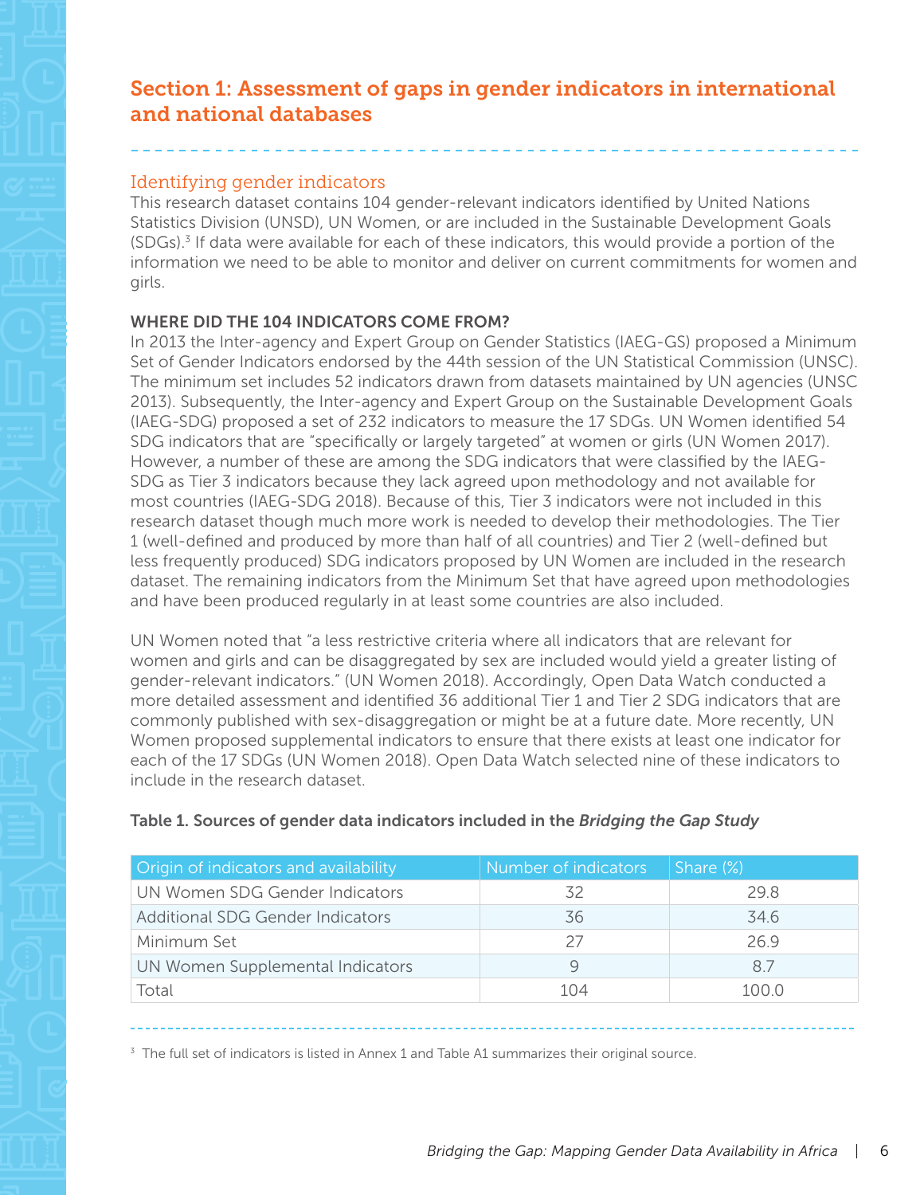## Section 1: Assessment of gaps in gender indicators in international and national databases

### Identifying gender indicators

This research dataset contains 104 gender-relevant indicators identified by United Nations Statistics Division (UNSD), UN Women, or are included in the Sustainable Development Goals (SDGs).[3] If data were available for each of these indicators, this would provide a portion of the information we need to be able to monitor and deliver on current commitments for women and girls.

**WHERE DID THE 104 INDICATORS COME FROM?**

In 2013 the Inter-agency and Expert Group on Gender Statistics (IAEG-GS) proposed a Minimum Set of Gender Indicators endorsed by the 44th session of the UN Statistical Commission (UNSC). The minimum set includes 52 indicators drawn from datasets maintained by UN agencies (UNSC 2013). Subsequently, the Inter-agency and Expert Group on the Sustainable Development Goals (IAEG-SDG) proposed a set of 232 indicators to measure the 17 SDGs. UN Women identified 54 SDG indicators that are "specifically or largely targeted" at women or girls (UN Women 2017). However, a number of these are among the SDG indicators that were classified by the IAEG-SDG as Tier 3 indicators because they lack agreed upon methodology and not available for most countries (IAEG-SDG 2018). Because of this, Tier 3 indicators were not included in this research dataset though much more work is needed to develop their methodologies. The Tier 1 (well-defined and produced by more than half of all countries) and Tier 2 (well-defined but less frequently produced) SDG indicators proposed by UN Women are included in the research dataset. The remaining indicators from the Minimum Set that have agreed upon methodologies and have been produced regularly in at least some countries are also included.

UN Women noted that "a less restrictive criteria where all indicators that are relevant for women and girls and can be disaggregated by sex are included would yield a greater listing of gender-relevant indicators." (UN Women 2018). Accordingly, Open Data Watch conducted a more detailed assessment and identified 36 additional Tier 1 and Tier 2 SDG indicators that are commonly published with sex-disaggregation or might be at a future date. More recently, UN Women proposed supplemental indicators to ensure that there exists at least one indicator for each of the 17 SDGs (UN Women 2018). Open Data Watch selected nine of these indicators to include in the research dataset.

**Table 1. Sources of gender data indicators included in the *Bridging the Gap Study***

| Origin of indicators and availability | Number of indicators | Share (%) |
|---|---|---|
| UN Women SDG Gender Indicators | 32 | 29.8 |
| Additional SDG Gender Indicators | 36 | 34.6 |
| Minimum Set | 27 | 26.9 |
| UN Women Supplemental Indicators | 9 | 8.7 |
| Total | 104 | 100.0 |

[3] The full set of indicators is listed in Annex 1 and Table A1 summarizes their original source.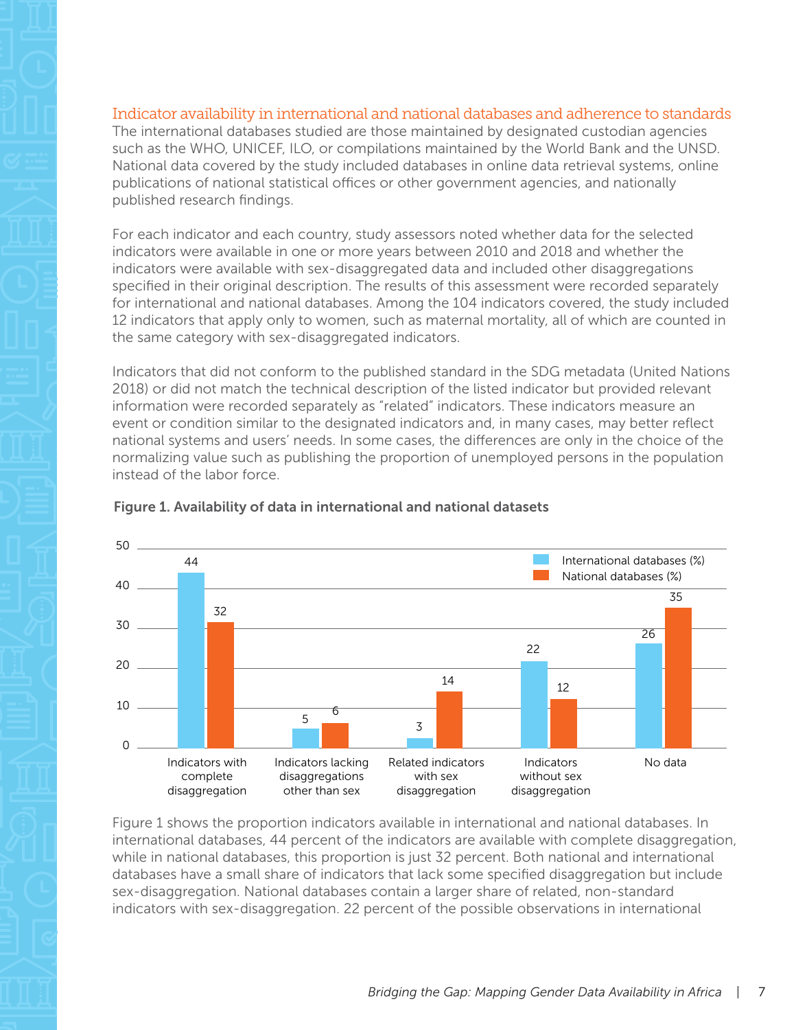## Indicator availability in international and national databases and adherence to standards

The international databases studied are those maintained by designated custodian agencies such as the WHO, UNICEF, ILO, or compilations maintained by the World Bank and the UNSD. National data covered by the study included databases in online data retrieval systems, online publications of national statistical offices or other government agencies, and nationally published research findings.

For each indicator and each country, study assessors noted whether data for the selected indicators were available in one or more years between 2010 and 2018 and whether the indicators were available with sex-disaggregated data and included other disaggregations specified in their original description. The results of this assessment were recorded separately for international and national databases. Among the 104 indicators covered, the study included 12 indicators that apply only to women, such as maternal mortality, all of which are counted in the same category with sex-disaggregated indicators.

Indicators that did not conform to the published standard in the SDG metadata (United Nations 2018) or did not match the technical description of the listed indicator but provided relevant information were recorded separately as "related" indicators. These indicators measure an event or condition similar to the designated indicators and, in many cases, may better reflect national systems and users' needs. In some cases, the differences are only in the choice of the normalizing value such as publishing the proportion of unemployed persons in the population instead of the labor force.

**Figure 1. Availability of data in international and national datasets**

| | International databases (%) | National databases (%) |
|---|---|---|
| Indicators with complete disaggregation | 44 | 32 |
| Indicators lacking disaggregations other than sex | 5 | 6 |
| Related indicators with sex disaggregation | 3 | 14 |
| Indicators without sex disaggregation | 22 | 12 |
| No data | 26 | 35 |

Figure 1 shows the proportion indicators available in international and national databases. In international databases, 44 percent of the indicators are available with complete disaggregation, while in national databases, this proportion is just 32 percent. Both national and international databases have a small share of indicators that lack some specified disaggregation but include sex-disaggregation. National databases contain a larger share of related, non-standard indicators with sex-disaggregation. 22 percent of the possible observations in international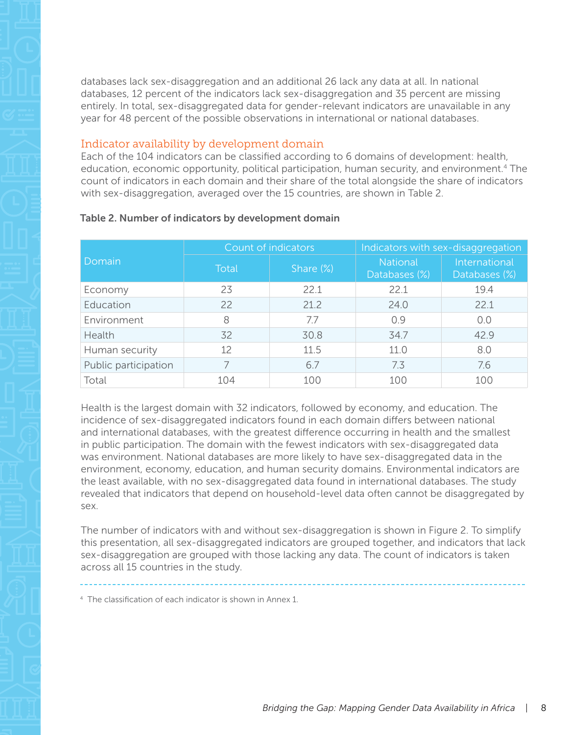databases lack sex-disaggregation and an additional 26 lack any data at all. In national databases, 12 percent of the indicators lack sex-disaggregation and 35 percent are missing entirely. In total, sex-disaggregated data for gender-relevant indicators are unavailable in any year for 48 percent of the possible observations in international or national databases.

## Indicator availability by development domain

Each of the 104 indicators can be classified according to 6 domains of development: health, education, economic opportunity, political participation, human security, and environment.[4] The count of indicators in each domain and their share of the total alongside the share of indicators with sex-disaggregation, averaged over the 15 countries, are shown in Table 2.

**Table 2. Number of indicators by development domain**

| Domain | Count of indicators | | Indicators with sex-disaggregation | |
|---|---|---|---|---|
| | Total | Share (%) | National Databases (%) | International Databases (%) |
| Economy | 23 | 22.1 | 22.1 | 19.4 |
| Education | 22 | 21.2 | 24.0 | 22.1 |
| Environment | 8 | 7.7 | 0.9 | 0.0 |
| Health | 32 | 30.8 | 34.7 | 42.9 |
| Human security | 12 | 11.5 | 11.0 | 8.0 |
| Public participation | 7 | 6.7 | 7.3 | 7.6 |
| Total | 104 | 100 | 100 | 100 |

Health is the largest domain with 32 indicators, followed by economy, and education. The incidence of sex-disaggregated indicators found in each domain differs between national and international databases, with the greatest difference occurring in health and the smallest in public participation. The domain with the fewest indicators with sex-disaggregated data was environment. National databases are more likely to have sex-disaggregated data in the environment, economy, education, and human security domains. Environmental indicators are the least available, with no sex-disaggregated data found in international databases. The study revealed that indicators that depend on household-level data often cannot be disaggregated by sex.

The number of indicators with and without sex-disaggregation is shown in Figure 2. To simplify this presentation, all sex-disaggregated indicators are grouped together, and indicators that lack sex-disaggregation are grouped with those lacking any data. The count of indicators is taken across all 15 countries in the study.

---

[4] The classification of each indicator is shown in Annex 1.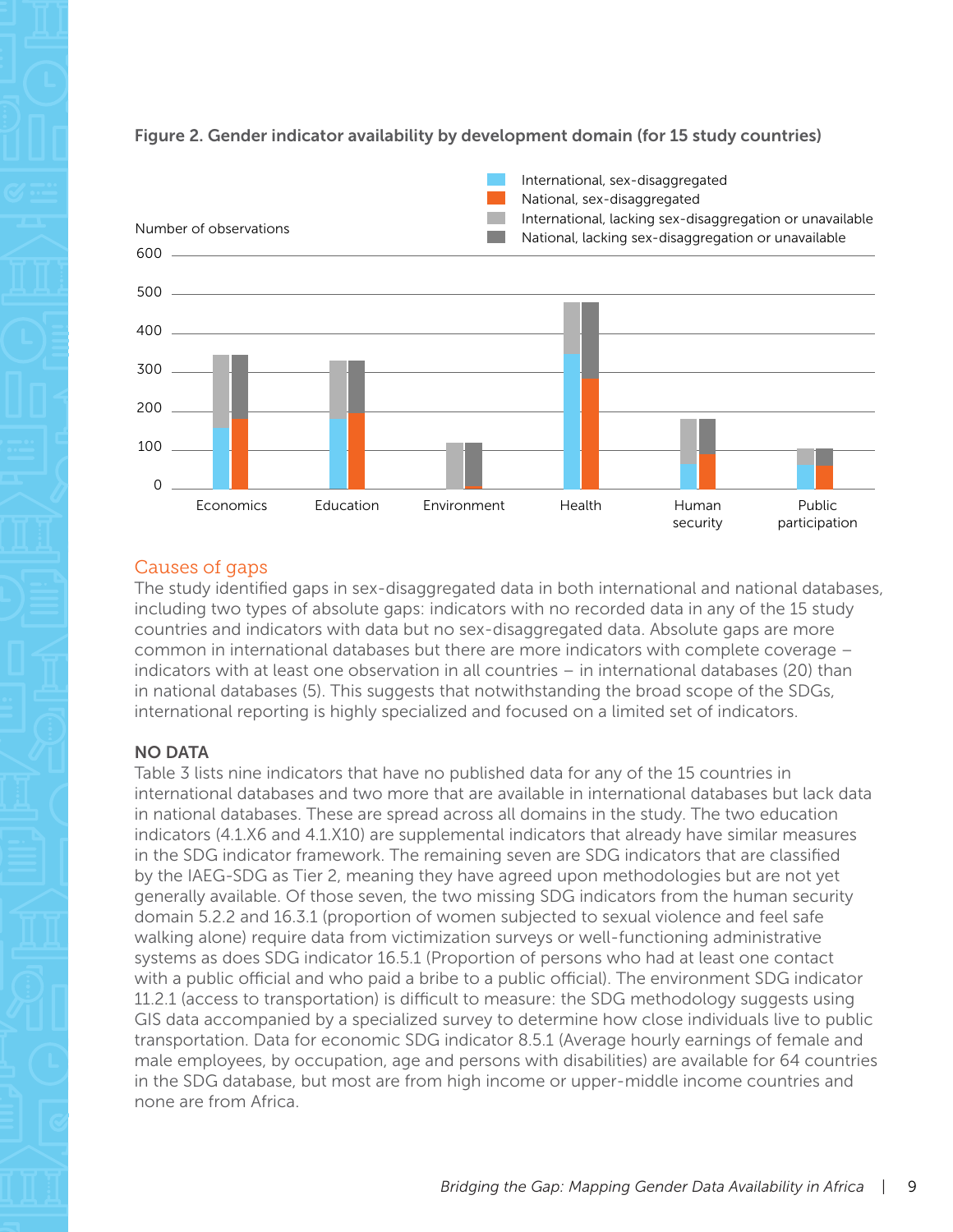**Figure 2. Gender indicator availability by development domain (for 15 study countries)**

Causes of gaps

The study identified gaps in sex-disaggregated data in both international and national databases, including two types of absolute gaps: indicators with no recorded data in any of the 15 study countries and indicators with data but no sex-disaggregated data. Absolute gaps are more common in international databases but there are more indicators with complete coverage – indicators with at least one observation in all countries – in international databases (20) than in national databases (5). This suggests that notwithstanding the broad scope of the SDGs, international reporting is highly specialized and focused on a limited set of indicators.

**NO DATA**

Table 3 lists nine indicators that have no published data for any of the 15 countries in international databases and two more that are available in international databases but lack data in national databases. These are spread across all domains in the study. The two education indicators (4.1.X6 and 4.1.X10) are supplemental indicators that already have similar measures in the SDG indicator framework. The remaining seven are SDG indicators that are classified by the IAEG-SDG as Tier 2, meaning they have agreed upon methodologies but are not yet generally available. Of those seven, the two missing SDG indicators from the human security domain 5.2.2 and 16.3.1 (proportion of women subjected to sexual violence and feel safe walking alone) require data from victimization surveys or well-functioning administrative systems as does SDG indicator 16.5.1 (Proportion of persons who had at least one contact with a public official and who paid a bribe to a public official). The environment SDG indicator 11.2.1 (access to transportation) is difficult to measure: the SDG methodology suggests using GIS data accompanied by a specialized survey to determine how close individuals live to public transportation. Data for economic SDG indicator 8.5.1 (Average hourly earnings of female and male employees, by occupation, age and persons with disabilities) are available for 64 countries in the SDG database, but most are from high income or upper-middle income countries and none are from Africa.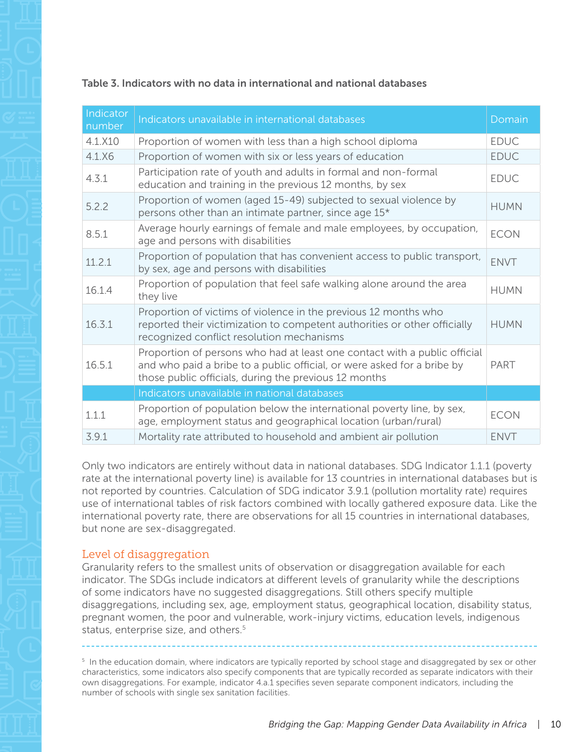**Table 3. Indicators with no data in international and national databases**

| Indicator number | Indicators unavailable in international databases | Domain |
|---|---|---|
| 4.1.X10 | Proportion of women with less than a high school diploma | EDUC |
| 4.1.X6 | Proportion of women with six or less years of education | EDUC |
| 4.3.1 | Participation rate of youth and adults in formal and non-formal education and training in the previous 12 months, by sex | EDUC |
| 5.2.2 | Proportion of women (aged 15-49) subjected to sexual violence by persons other than an intimate partner, since age 15* | HUMN |
| 8.5.1 | Average hourly earnings of female and male employees, by occupation, age and persons with disabilities | ECON |
| 11.2.1 | Proportion of population that has convenient access to public transport, by sex, age and persons with disabilities | ENVT |
| 16.1.4 | Proportion of population that feel safe walking alone around the area they live | HUMN |
| 16.3.1 | Proportion of victims of violence in the previous 12 months who reported their victimization to competent authorities or other officially recognized conflict resolution mechanisms | HUMN |
| 16.5.1 | Proportion of persons who had at least one contact with a public official and who paid a bribe to a public official, or were asked for a bribe by those public officials, during the previous 12 months | PART |
| | **Indicators unavailable in national databases** | |
| 1.1.1 | Proportion of population below the international poverty line, by sex, age, employment status and geographical location (urban/rural) | ECON |
| 3.9.1 | Mortality rate attributed to household and ambient air pollution | ENVT |

Only two indicators are entirely without data in national databases. SDG Indicator 1.1.1 (poverty rate at the international poverty line) is available for 13 countries in international databases but is not reported by countries. Calculation of SDG indicator 3.9.1 (pollution mortality rate) requires use of international tables of risk factors combined with locally gathered exposure data. Like the international poverty rate, there are observations for all 15 countries in international databases, but none are sex-disaggregated.

## Level of disaggregation

Granularity refers to the smallest units of observation or disaggregation available for each indicator. The SDGs include indicators at different levels of granularity while the descriptions of some indicators have no suggested disaggregations. Still others specify multiple disaggregations, including sex, age, employment status, geographical location, disability status, pregnant women, the poor and vulnerable, work-injury victims, education levels, indigenous status, enterprise size, and others.[5]

---

[5] In the education domain, where indicators are typically reported by school stage and disaggregated by sex or other characteristics, some indicators also specify components that are typically recorded as separate indicators with their own disaggregations. For example, indicator 4.a.1 specifies seven separate component indicators, including the number of schools with single sex sanitation facilities.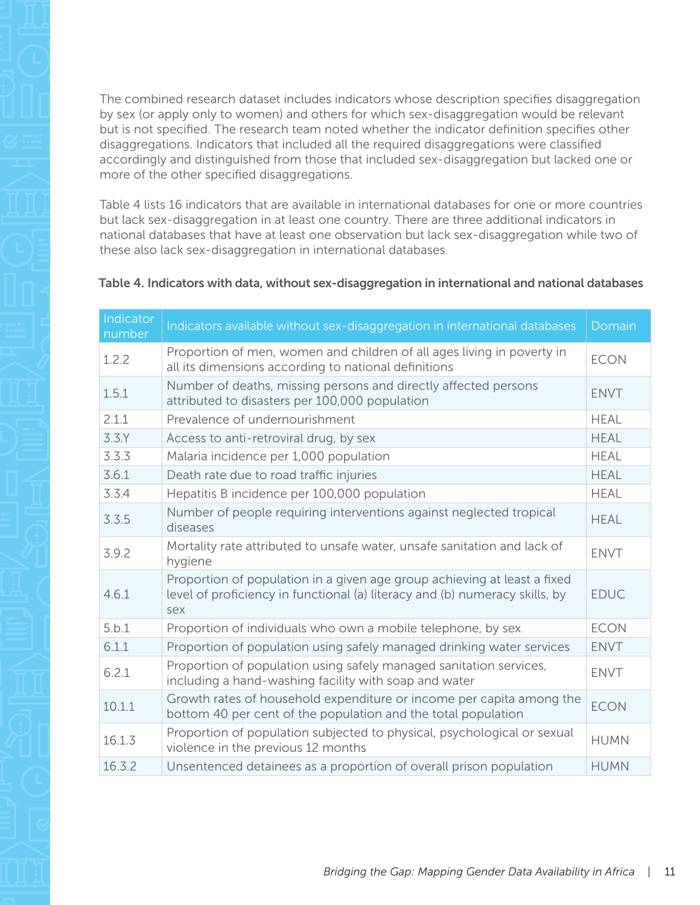The combined research dataset includes indicators whose description specifies disaggregation by sex (or apply only to women) and others for which sex-disaggregation would be relevant but is not specified. The research team noted whether the indicator definition specifies other disaggregations. Indicators that included all the required disaggregations were classified accordingly and distinguished from those that included sex-disaggregation but lacked one or more of the other specified disaggregations.

Table 4 lists 16 indicators that are available in international databases for one or more countries but lack sex-disaggregation in at least one country. There are three additional indicators in national databases that have at least one observation but lack sex-disaggregation while two of these also lack sex-disaggregation in international databases.

**Table 4. Indicators with data, without sex-disaggregation in international and national databases**

| Indicator number | Indicators available without sex-disaggregation in international databases | Domain |
| --- | --- | --- |
| 1.2.2 | Proportion of men, women and children of all ages living in poverty in all its dimensions according to national definitions | ECON |
| 1.5.1 | Number of deaths, missing persons and directly affected persons attributed to disasters per 100,000 population | ENVT |
| 2.1.1 | Prevalence of undernourishment | HEAL |
| 3.3.Y | Access to anti-retroviral drug, by sex | HEAL |
| 3.3.3 | Malaria incidence per 1,000 population | HEAL |
| 3.6.1 | Death rate due to road traffic injuries | HEAL |
| 3.3.4 | Hepatitis B incidence per 100,000 population | HEAL |
| 3.3.5 | Number of people requiring interventions against neglected tropical diseases | HEAL |
| 3.9.2 | Mortality rate attributed to unsafe water, unsafe sanitation and lack of hygiene | ENVT |
| 4.6.1 | Proportion of population in a given age group achieving at least a fixed level of proficiency in functional (a) literacy and (b) numeracy skills, by sex | EDUC |
| 5.b.1 | Proportion of individuals who own a mobile telephone, by sex | ECON |
| 6.1.1 | Proportion of population using safely managed drinking water services | ENVT |
| 6.2.1 | Proportion of population using safely managed sanitation services, including a hand-washing facility with soap and water | ENVT |
| 10.1.1 | Growth rates of household expenditure or income per capita among the bottom 40 per cent of the population and the total population | ECON |
| 16.1.3 | Proportion of population subjected to physical, psychological or sexual violence in the previous 12 months | HUMN |
| 16.3.2 | Unsentenced detainees as a proportion of overall prison population | HUMN |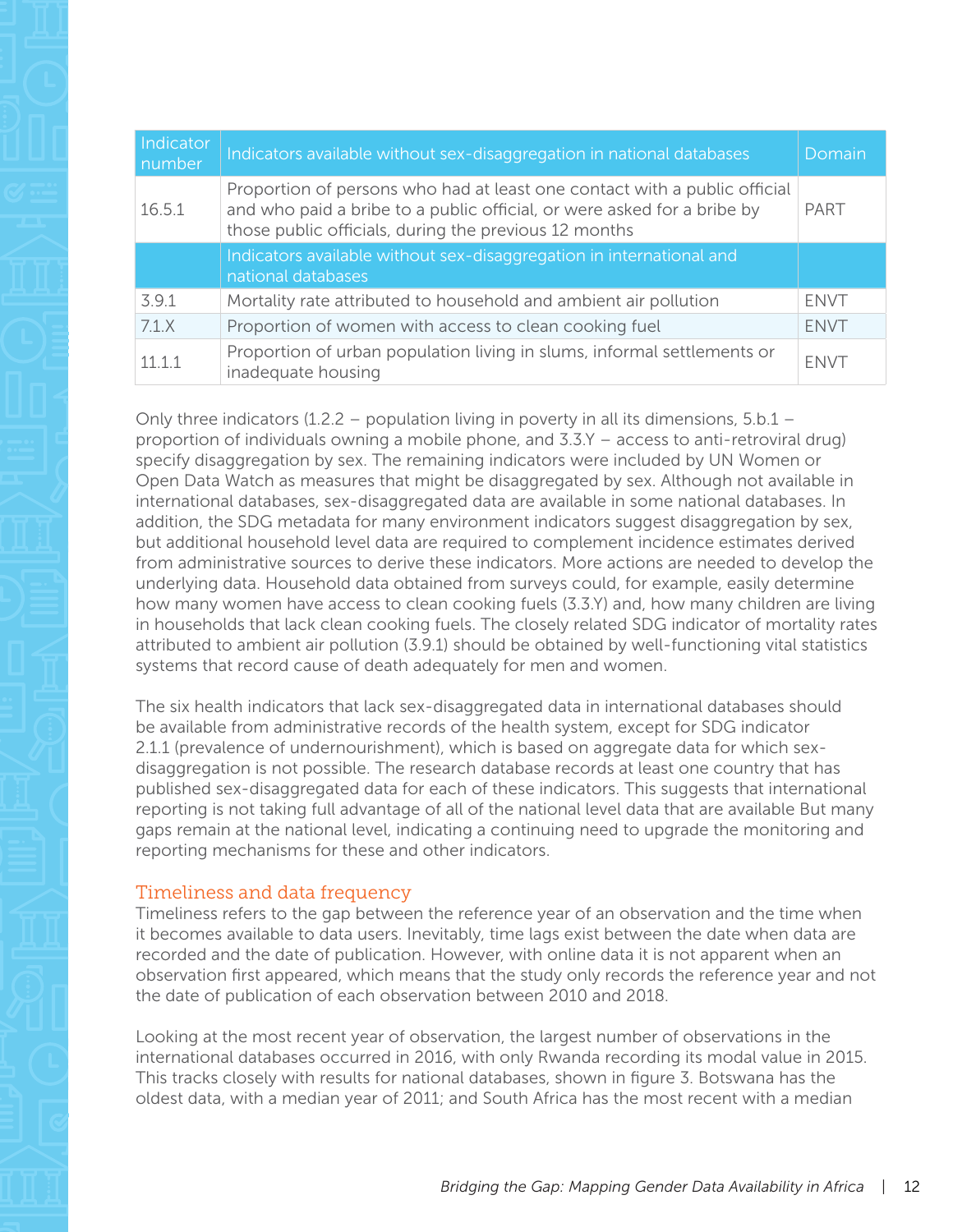| Indicator number | Indicators available without sex-disaggregation in national databases | Domain |
|---|---|---|
| 16.5.1 | Proportion of persons who had at least one contact with a public official and who paid a bribe to a public official, or were asked for a bribe by those public officials, during the previous 12 months | PART |
| | Indicators available without sex-disaggregation in international and national databases | |
| 3.9.1 | Mortality rate attributed to household and ambient air pollution | ENVT |
| 7.1.X | Proportion of women with access to clean cooking fuel | ENVT |
| 11.1.1 | Proportion of urban population living in slums, informal settlements or inadequate housing | ENVT |

Only three indicators (1.2.2 – population living in poverty in all its dimensions, 5.b.1 – proportion of individuals owning a mobile phone, and 3.3.Y – access to anti-retroviral drug) specify disaggregation by sex. The remaining indicators were included by UN Women or Open Data Watch as measures that might be disaggregated by sex. Although not available in international databases, sex-disaggregated data are available in some national databases. In addition, the SDG metadata for many environment indicators suggest disaggregation by sex, but additional household level data are required to complement incidence estimates derived from administrative sources to derive these indicators. More actions are needed to develop the underlying data. Household data obtained from surveys could, for example, easily determine how many women have access to clean cooking fuels (3.3.Y) and, how many children are living in households that lack clean cooking fuels. The closely related SDG indicator of mortality rates attributed to ambient air pollution (3.9.1) should be obtained by well-functioning vital statistics systems that record cause of death adequately for men and women.

The six health indicators that lack sex-disaggregated data in international databases should be available from administrative records of the health system, except for SDG indicator 2.1.1 (prevalence of undernourishment), which is based on aggregate data for which sex-disaggregation is not possible. The research database records at least one country that has published sex-disaggregated data for each of these indicators. This suggests that international reporting is not taking full advantage of all of the national level data that are available But many gaps remain at the national level, indicating a continuing need to upgrade the monitoring and reporting mechanisms for these and other indicators.

## Timeliness and data frequency

Timeliness refers to the gap between the reference year of an observation and the time when it becomes available to data users. Inevitably, time lags exist between the date when data are recorded and the date of publication. However, with online data it is not apparent when an observation first appeared, which means that the study only records the reference year and not the date of publication of each observation between 2010 and 2018.

Looking at the most recent year of observation, the largest number of observations in the international databases occurred in 2016, with only Rwanda recording its modal value in 2015. This tracks closely with results for national databases, shown in figure 3. Botswana has the oldest data, with a median year of 2011; and South Africa has the most recent with a median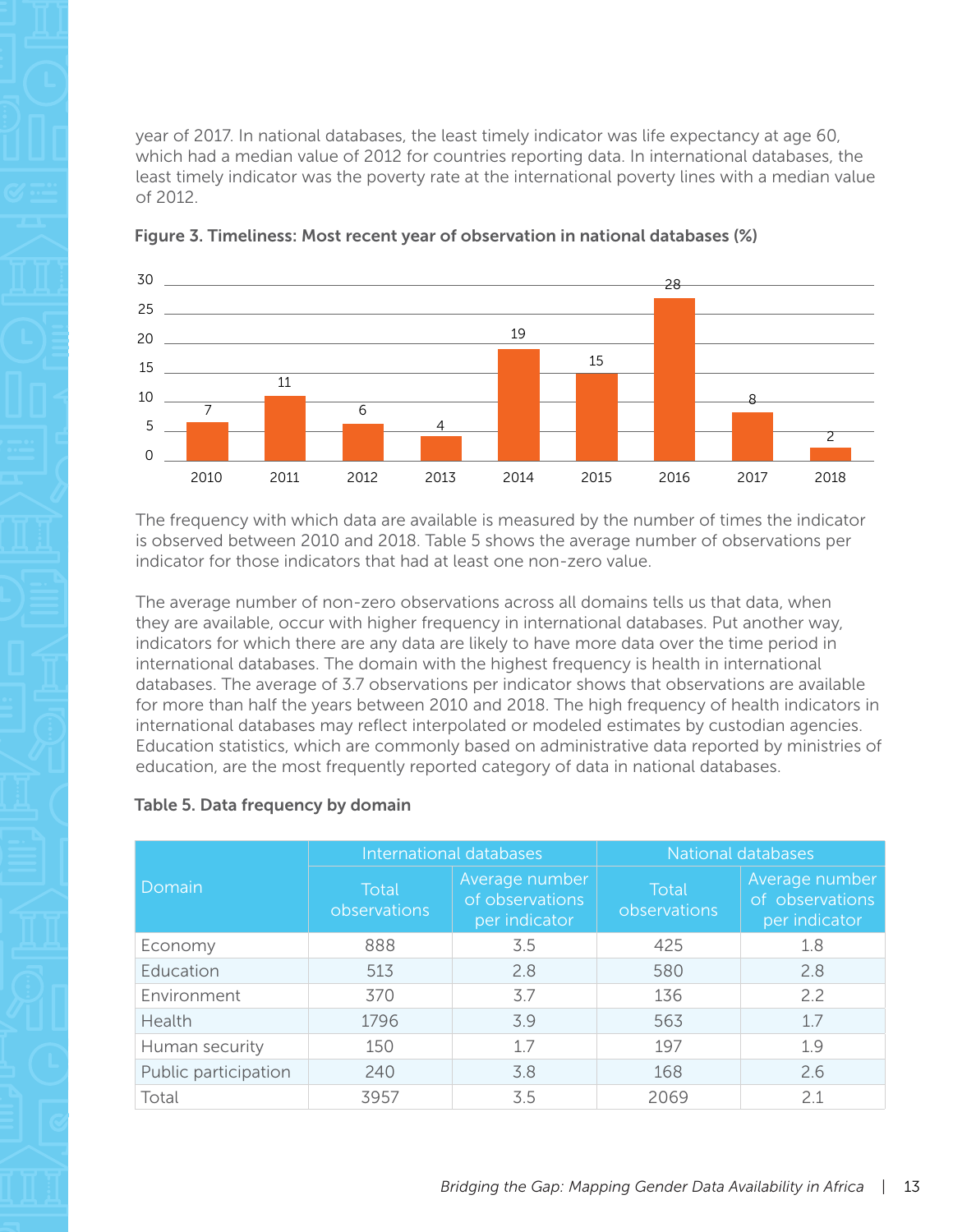year of 2017. In national databases, the least timely indicator was life expectancy at age 60, which had a median value of 2012 for countries reporting data. In international databases, the least timely indicator was the poverty rate at the international poverty lines with a median value of 2012.

**Figure 3. Timeliness: Most recent year of observation in national databases (%)**

| Year | % |
|---|---|
| 2010 | 7 |
| 2011 | 11 |
| 2012 | 6 |
| 2013 | 4 |
| 2014 | 19 |
| 2015 | 15 |
| 2016 | 28 |
| 2017 | 8 |
| 2018 | 2 |

The frequency with which data are available is measured by the number of times the indicator is observed between 2010 and 2018. Table 5 shows the average number of observations per indicator for those indicators that had at least one non-zero value.

The average number of non-zero observations across all domains tells us that data, when they are available, occur with higher frequency in international databases. Put another way, indicators for which there are any data are likely to have more data over the time period in international databases. The domain with the highest frequency is health in international databases. The average of 3.7 observations per indicator shows that observations are available for more than half the years between 2010 and 2018. The high frequency of health indicators in international databases may reflect interpolated or modeled estimates by custodian agencies. Education statistics, which are commonly based on administrative data reported by ministries of education, are the most frequently reported category of data in national databases.

**Table 5. Data frequency by domain**

| Domain | International databases | | National databases | |
|---|---|---|---|---|
| | Total observations | Average number of observations per indicator | Total observations | Average number of observations per indicator |
| Economy | 888 | 3.5 | 425 | 1.8 |
| Education | 513 | 2.8 | 580 | 2.8 |
| Environment | 370 | 3.7 | 136 | 2.2 |
| Health | 1796 | 3.9 | 563 | 1.7 |
| Human security | 150 | 1.7 | 197 | 1.9 |
| Public participation | 240 | 3.8 | 168 | 2.6 |
| Total | 3957 | 3.5 | 2069 | 2.1 |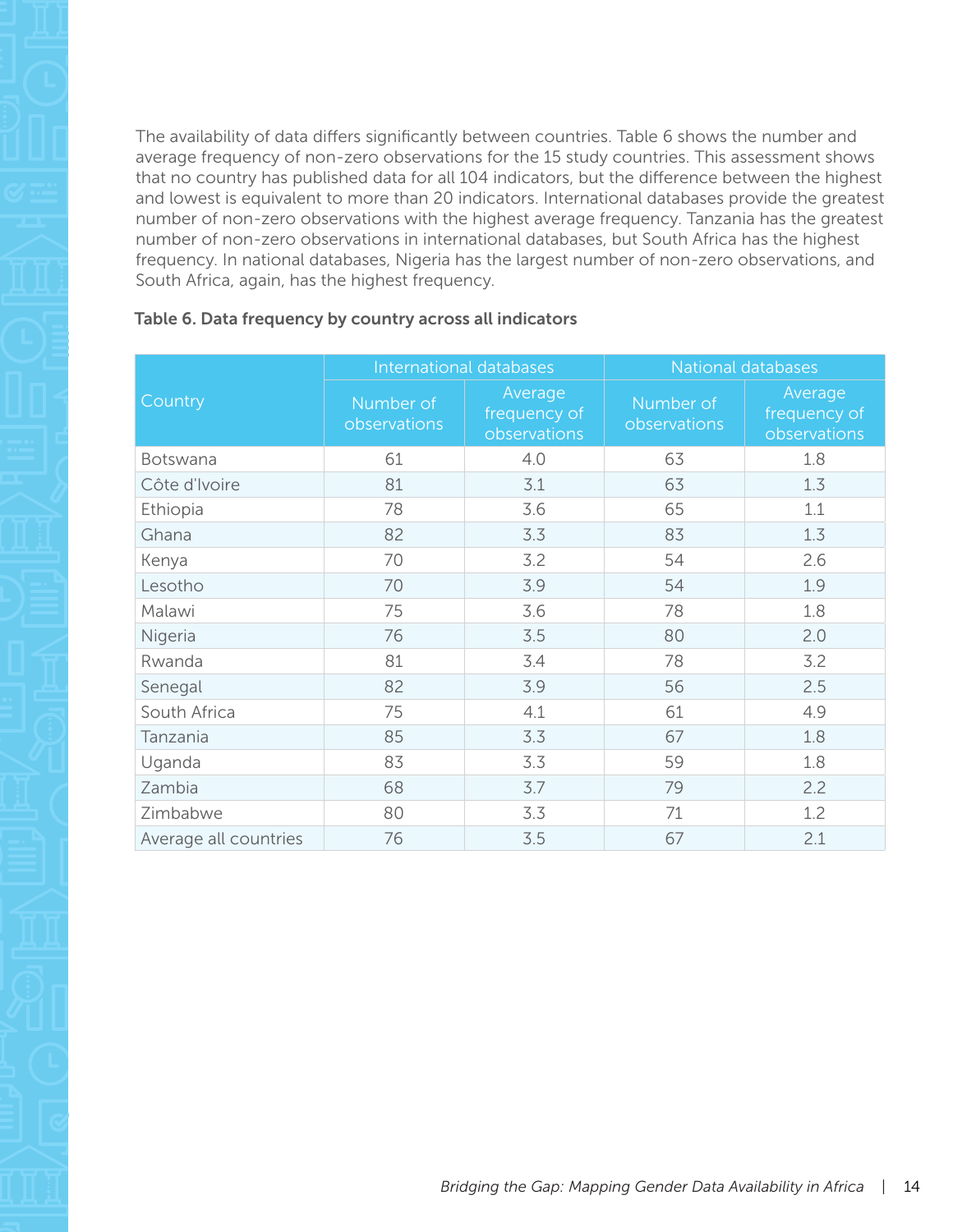The availability of data differs significantly between countries. Table 6 shows the number and average frequency of non-zero observations for the 15 study countries. This assessment shows that no country has published data for all 104 indicators, but the difference between the highest and lowest is equivalent to more than 20 indicators. International databases provide the greatest number of non-zero observations with the highest average frequency. Tanzania has the greatest number of non-zero observations in international databases, but South Africa has the highest frequency. In national databases, Nigeria has the largest number of non-zero observations, and South Africa, again, has the highest frequency.

**Table 6. Data frequency by country across all indicators**

| Country | International databases | | National databases | |
|---|---|---|---|---|
| | Number of observations | Average frequency of observations | Number of observations | Average frequency of observations |
| Botswana | 61 | 4.0 | 63 | 1.8 |
| Côte d'Ivoire | 81 | 3.1 | 63 | 1.3 |
| Ethiopia | 78 | 3.6 | 65 | 1.1 |
| Ghana | 82 | 3.3 | 83 | 1.3 |
| Kenya | 70 | 3.2 | 54 | 2.6 |
| Lesotho | 70 | 3.9 | 54 | 1.9 |
| Malawi | 75 | 3.6 | 78 | 1.8 |
| Nigeria | 76 | 3.5 | 80 | 2.0 |
| Rwanda | 81 | 3.4 | 78 | 3.2 |
| Senegal | 82 | 3.9 | 56 | 2.5 |
| South Africa | 75 | 4.1 | 61 | 4.9 |
| Tanzania | 85 | 3.3 | 67 | 1.8 |
| Uganda | 83 | 3.3 | 59 | 1.8 |
| Zambia | 68 | 3.7 | 79 | 2.2 |
| Zimbabwe | 80 | 3.3 | 71 | 1.2 |
| Average all countries | 76 | 3.5 | 67 | 2.1 |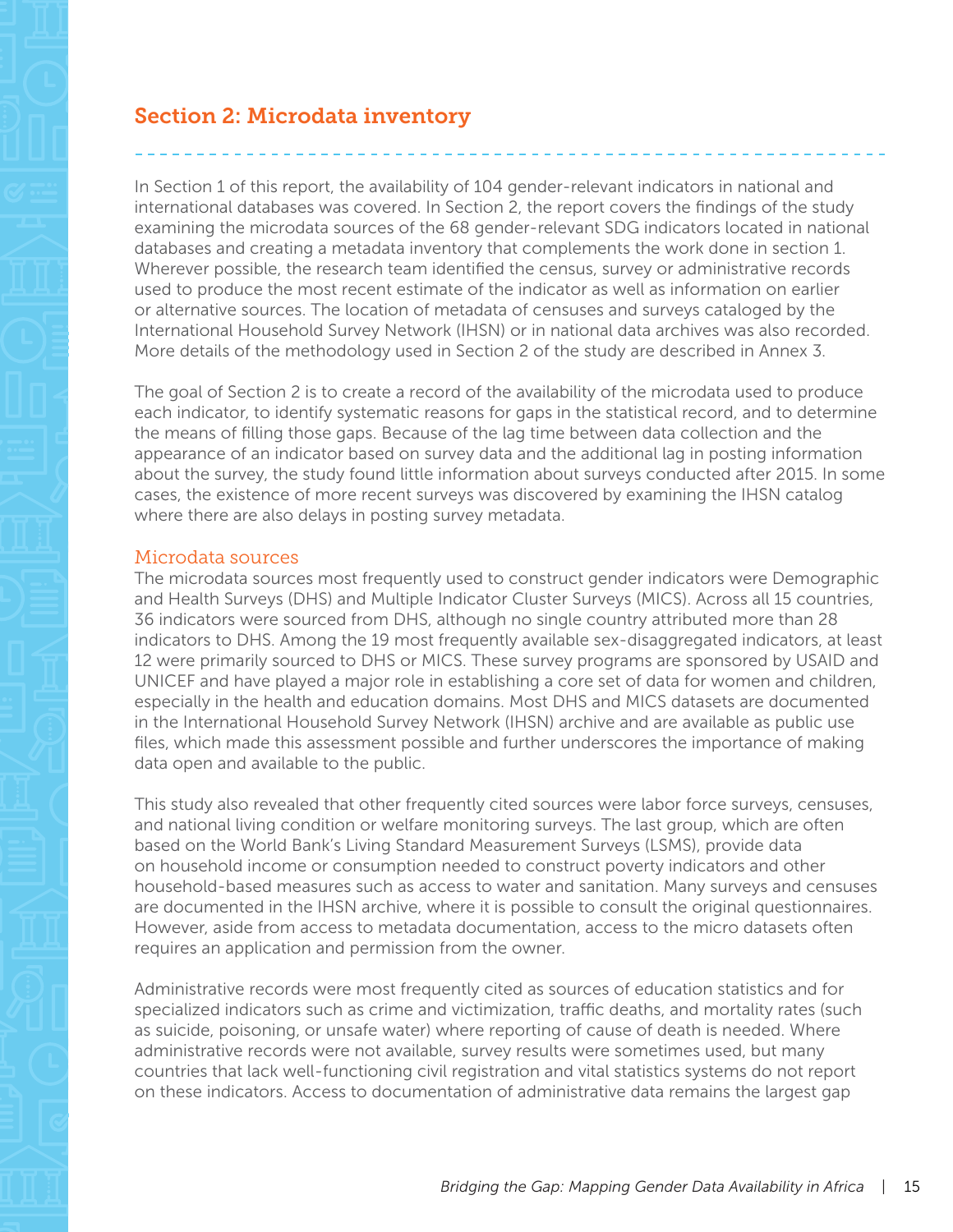## Section 2: Microdata inventory

In Section 1 of this report, the availability of 104 gender-relevant indicators in national and international databases was covered. In Section 2, the report covers the findings of the study examining the microdata sources of the 68 gender-relevant SDG indicators located in national databases and creating a metadata inventory that complements the work done in section 1. Wherever possible, the research team identified the census, survey or administrative records used to produce the most recent estimate of the indicator as well as information on earlier or alternative sources. The location of metadata of censuses and surveys cataloged by the International Household Survey Network (IHSN) or in national data archives was also recorded. More details of the methodology used in Section 2 of the study are described in Annex 3.

The goal of Section 2 is to create a record of the availability of the microdata used to produce each indicator, to identify systematic reasons for gaps in the statistical record, and to determine the means of filling those gaps. Because of the lag time between data collection and the appearance of an indicator based on survey data and the additional lag in posting information about the survey, the study found little information about surveys conducted after 2015. In some cases, the existence of more recent surveys was discovered by examining the IHSN catalog where there are also delays in posting survey metadata.

### Microdata sources

The microdata sources most frequently used to construct gender indicators were Demographic and Health Surveys (DHS) and Multiple Indicator Cluster Surveys (MICS). Across all 15 countries, 36 indicators were sourced from DHS, although no single country attributed more than 28 indicators to DHS. Among the 19 most frequently available sex-disaggregated indicators, at least 12 were primarily sourced to DHS or MICS. These survey programs are sponsored by USAID and UNICEF and have played a major role in establishing a core set of data for women and children, especially in the health and education domains. Most DHS and MICS datasets are documented in the International Household Survey Network (IHSN) archive and are available as public use files, which made this assessment possible and further underscores the importance of making data open and available to the public.

This study also revealed that other frequently cited sources were labor force surveys, censuses, and national living condition or welfare monitoring surveys. The last group, which are often based on the World Bank's Living Standard Measurement Surveys (LSMS), provide data on household income or consumption needed to construct poverty indicators and other household-based measures such as access to water and sanitation. Many surveys and censuses are documented in the IHSN archive, where it is possible to consult the original questionnaires. However, aside from access to metadata documentation, access to the micro datasets often requires an application and permission from the owner.

Administrative records were most frequently cited as sources of education statistics and for specialized indicators such as crime and victimization, traffic deaths, and mortality rates (such as suicide, poisoning, or unsafe water) where reporting of cause of death is needed. Where administrative records were not available, survey results were sometimes used, but many countries that lack well-functioning civil registration and vital statistics systems do not report on these indicators. Access to documentation of administrative data remains the largest gap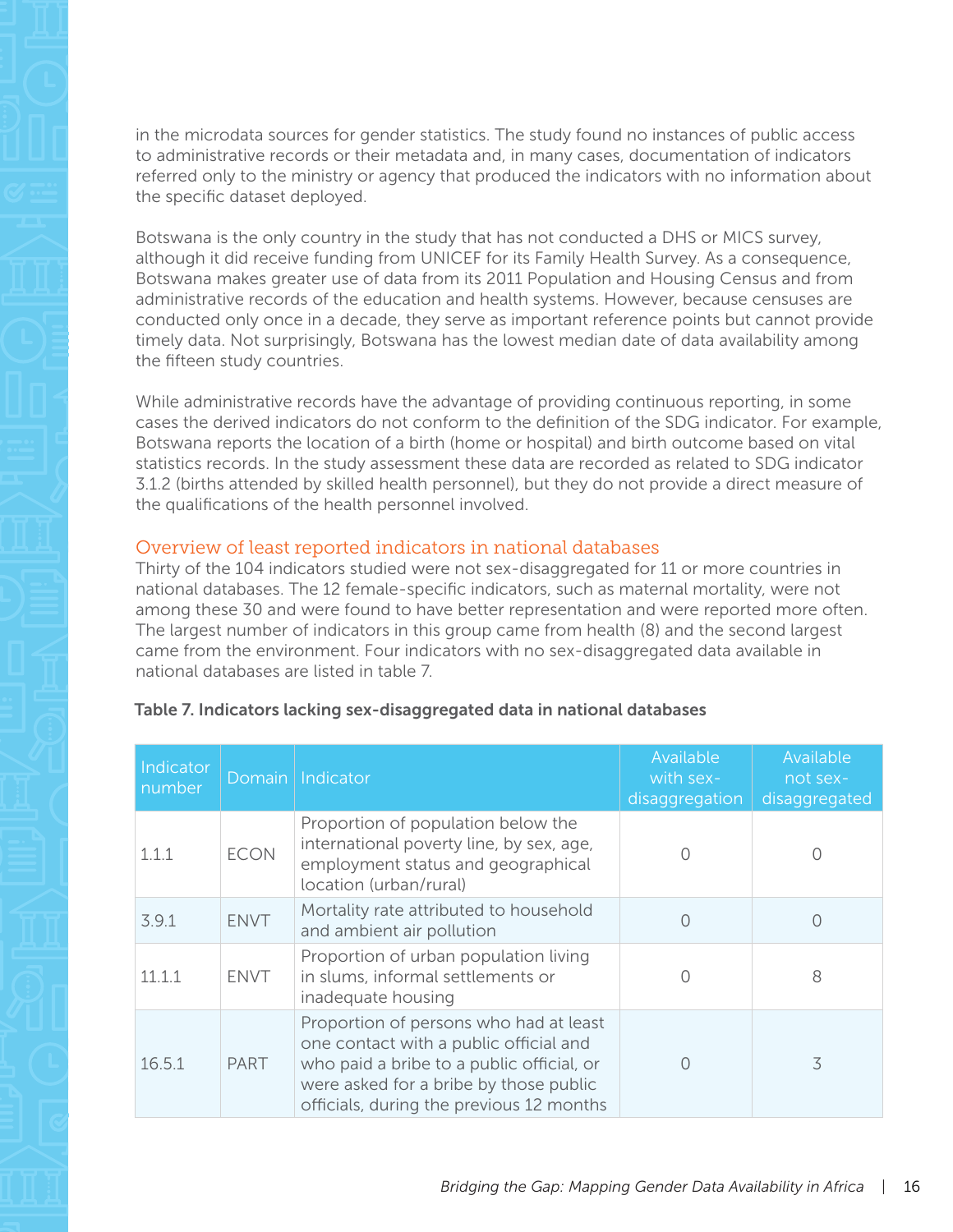in the microdata sources for gender statistics. The study found no instances of public access to administrative records or their metadata and, in many cases, documentation of indicators referred only to the ministry or agency that produced the indicators with no information about the specific dataset deployed.

Botswana is the only country in the study that has not conducted a DHS or MICS survey, although it did receive funding from UNICEF for its Family Health Survey. As a consequence, Botswana makes greater use of data from its 2011 Population and Housing Census and from administrative records of the education and health systems. However, because censuses are conducted only once in a decade, they serve as important reference points but cannot provide timely data. Not surprisingly, Botswana has the lowest median date of data availability among the fifteen study countries.

While administrative records have the advantage of providing continuous reporting, in some cases the derived indicators do not conform to the definition of the SDG indicator. For example, Botswana reports the location of a birth (home or hospital) and birth outcome based on vital statistics records. In the study assessment these data are recorded as related to SDG indicator 3.1.2 (births attended by skilled health personnel), but they do not provide a direct measure of the qualifications of the health personnel involved.

## Overview of least reported indicators in national databases

Thirty of the 104 indicators studied were not sex-disaggregated for 11 or more countries in national databases. The 12 female-specific indicators, such as maternal mortality, were not among these 30 and were found to have better representation and were reported more often. The largest number of indicators in this group came from health (8) and the second largest came from the environment. Four indicators with no sex-disaggregated data available in national databases are listed in table 7.

**Table 7. Indicators lacking sex-disaggregated data in national databases**

| Indicator number | Domain | Indicator | Available with sex-disaggregation | Available not sex-disaggregated |
|---|---|---|---|---|
| 1.1.1 | ECON | Proportion of population below the international poverty line, by sex, age, employment status and geographical location (urban/rural) | 0 | 0 |
| 3.9.1 | ENVT | Mortality rate attributed to household and ambient air pollution | 0 | 0 |
| 11.1.1 | ENVT | Proportion of urban population living in slums, informal settlements or inadequate housing | 0 | 8 |
| 16.5.1 | PART | Proportion of persons who had at least one contact with a public official and who paid a bribe to a public official, or were asked for a bribe by those public officials, during the previous 12 months | 0 | 3 |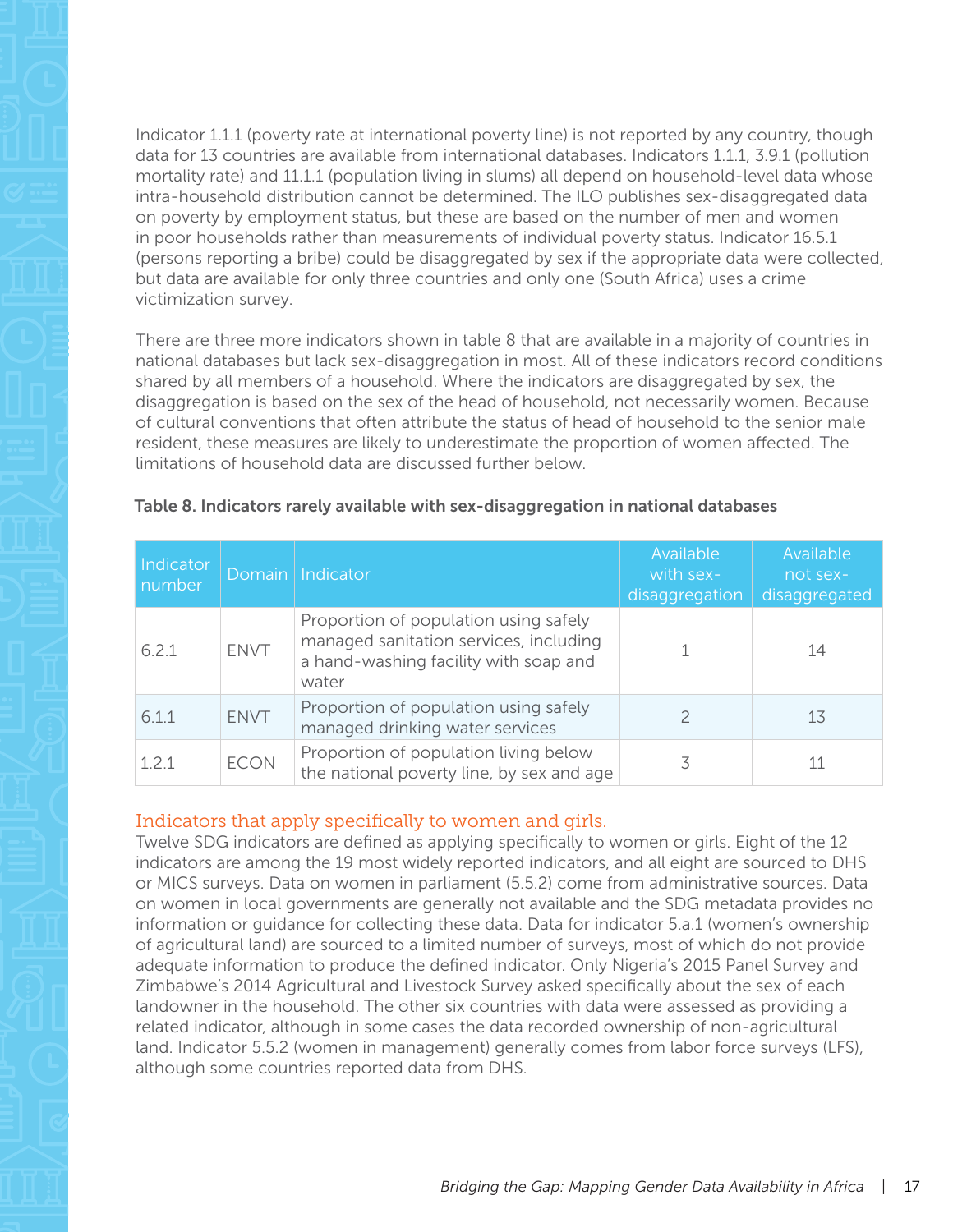Indicator 1.1.1 (poverty rate at international poverty line) is not reported by any country, though data for 13 countries are available from international databases. Indicators 1.1.1, 3.9.1 (pollution mortality rate) and 11.1.1 (population living in slums) all depend on household-level data whose intra-household distribution cannot be determined. The ILO publishes sex-disaggregated data on poverty by employment status, but these are based on the number of men and women in poor households rather than measurements of individual poverty status. Indicator 16.5.1 (persons reporting a bribe) could be disaggregated by sex if the appropriate data were collected, but data are available for only three countries and only one (South Africa) uses a crime victimization survey.

There are three more indicators shown in table 8 that are available in a majority of countries in national databases but lack sex-disaggregation in most. All of these indicators record conditions shared by all members of a household. Where the indicators are disaggregated by sex, the disaggregation is based on the sex of the head of household, not necessarily women. Because of cultural conventions that often attribute the status of head of household to the senior male resident, these measures are likely to underestimate the proportion of women affected. The limitations of household data are discussed further below.

**Table 8. Indicators rarely available with sex-disaggregation in national databases**

| Indicator number | Domain | Indicator | Available with sex-disaggregation | Available not sex-disaggregated |
|---|---|---|---|---|
| 6.2.1 | ENVT | Proportion of population using safely managed sanitation services, including a hand-washing facility with soap and water | 1 | 14 |
| 6.1.1 | ENVT | Proportion of population using safely managed drinking water services | 2 | 13 |
| 1.2.1 | ECON | Proportion of population living below the national poverty line, by sex and age | 3 | 11 |

## Indicators that apply specifically to women and girls.

Twelve SDG indicators are defined as applying specifically to women or girls. Eight of the 12 indicators are among the 19 most widely reported indicators, and all eight are sourced to DHS or MICS surveys. Data on women in parliament (5.5.2) come from administrative sources. Data on women in local governments are generally not available and the SDG metadata provides no information or guidance for collecting these data. Data for indicator 5.a.1 (women's ownership of agricultural land) are sourced to a limited number of surveys, most of which do not provide adequate information to produce the defined indicator. Only Nigeria's 2015 Panel Survey and Zimbabwe's 2014 Agricultural and Livestock Survey asked specifically about the sex of each landowner in the household. The other six countries with data were assessed as providing a related indicator, although in some cases the data recorded ownership of non-agricultural land. Indicator 5.5.2 (women in management) generally comes from labor force surveys (LFS), although some countries reported data from DHS.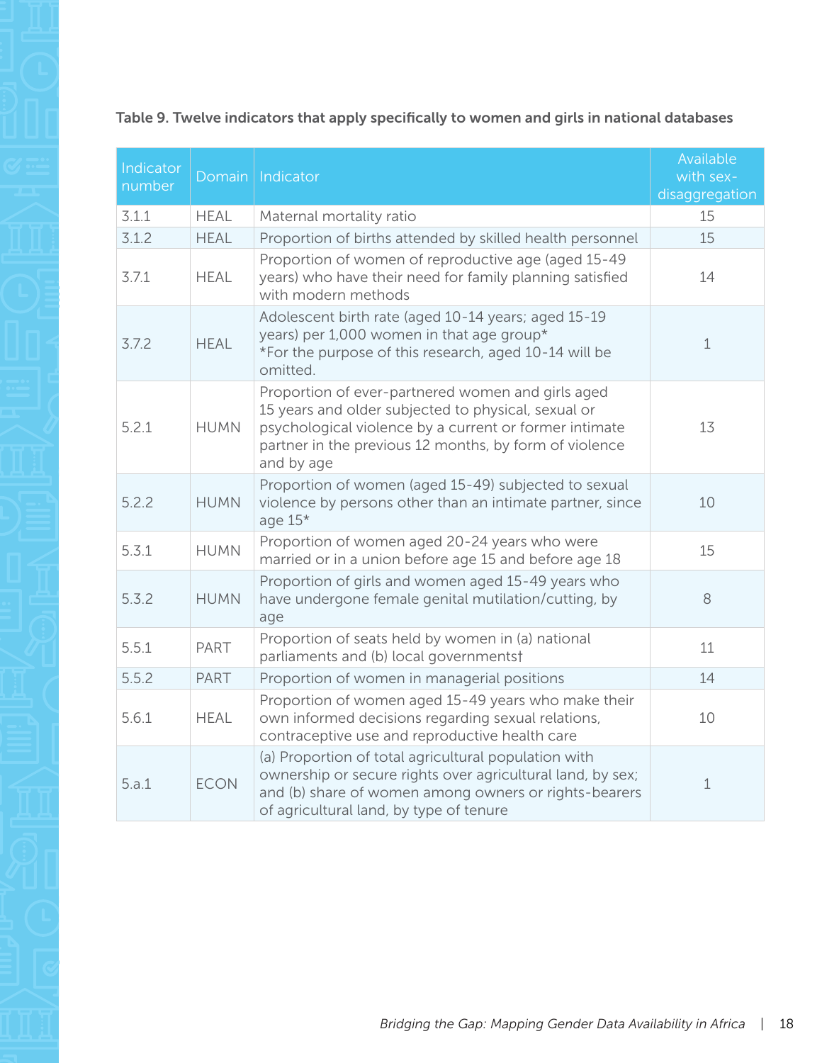**Table 9. Twelve indicators that apply specifically to women and girls in national databases**

| Indicator number | Domain | Indicator | Available with sex-disaggregation |
|---|---|---|---|
| 3.1.1 | HEAL | Maternal mortality ratio | 15 |
| 3.1.2 | HEAL | Proportion of births attended by skilled health personnel | 15 |
| 3.7.1 | HEAL | Proportion of women of reproductive age (aged 15-49 years) who have their need for family planning satisfied with modern methods | 14 |
| 3.7.2 | HEAL | Adolescent birth rate (aged 10-14 years; aged 15-19 years) per 1,000 women in that age group* *For the purpose of this research, aged 10-14 will be omitted. | 1 |
| 5.2.1 | HUMN | Proportion of ever-partnered women and girls aged 15 years and older subjected to physical, sexual or psychological violence by a current or former intimate partner in the previous 12 months, by form of violence and by age | 13 |
| 5.2.2 | HUMN | Proportion of women (aged 15-49) subjected to sexual violence by persons other than an intimate partner, since age 15* | 10 |
| 5.3.1 | HUMN | Proportion of women aged 20-24 years who were married or in a union before age 15 and before age 18 | 15 |
| 5.3.2 | HUMN | Proportion of girls and women aged 15-49 years who have undergone female genital mutilation/cutting, by age | 8 |
| 5.5.1 | PART | Proportion of seats held by women in (a) national parliaments and (b) local governments† | 11 |
| 5.5.2 | PART | Proportion of women in managerial positions | 14 |
| 5.6.1 | HEAL | Proportion of women aged 15-49 years who make their own informed decisions regarding sexual relations, contraceptive use and reproductive health care | 10 |
| 5.a.1 | ECON | (a) Proportion of total agricultural population with ownership or secure rights over agricultural land, by sex; and (b) share of women among owners or rights-bearers of agricultural land, by type of tenure | 1 |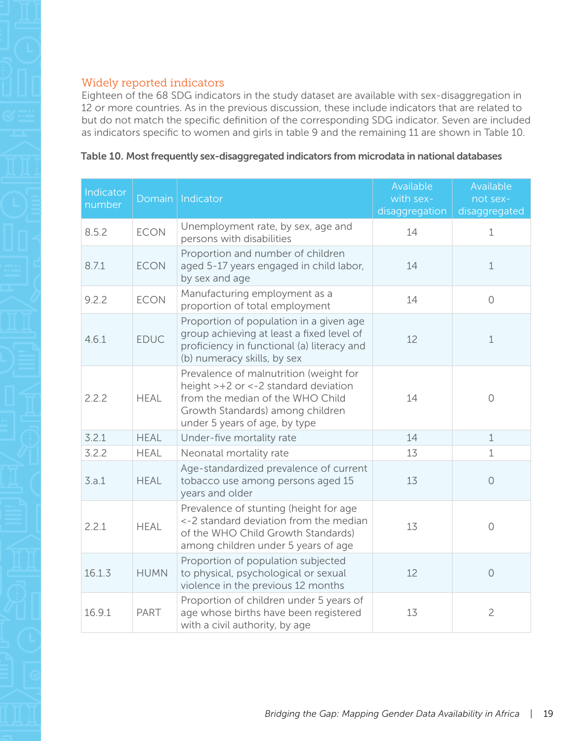### Widely reported indicators

Eighteen of the 68 SDG indicators in the study dataset are available with sex-disaggregation in 12 or more countries. As in the previous discussion, these include indicators that are related to but do not match the specific definition of the corresponding SDG indicator. Seven are included as indicators specific to women and girls in table 9 and the remaining 11 are shown in Table 10.

**Table 10. Most frequently sex-disaggregated indicators from microdata in national databases**

| Indicator number | Domain | Indicator | Available with sex-disaggregation | Available not sex-disaggregated |
|---|---|---|---|---|
| 8.5.2 | ECON | Unemployment rate, by sex, age and persons with disabilities | 14 | 1 |
| 8.7.1 | ECON | Proportion and number of children aged 5-17 years engaged in child labor, by sex and age | 14 | 1 |
| 9.2.2 | ECON | Manufacturing employment as a proportion of total employment | 14 | 0 |
| 4.6.1 | EDUC | Proportion of population in a given age group achieving at least a fixed level of proficiency in functional (a) literacy and (b) numeracy skills, by sex | 12 | 1 |
| 2.2.2 | HEAL | Prevalence of malnutrition (weight for height >+2 or <-2 standard deviation from the median of the WHO Child Growth Standards) among children under 5 years of age, by type | 14 | 0 |
| 3.2.1 | HEAL | Under-five mortality rate | 14 | 1 |
| 3.2.2 | HEAL | Neonatal mortality rate | 13 | 1 |
| 3.a.1 | HEAL | Age-standardized prevalence of current tobacco use among persons aged 15 years and older | 13 | 0 |
| 2.2.1 | HEAL | Prevalence of stunting (height for age <-2 standard deviation from the median of the WHO Child Growth Standards) among children under 5 years of age | 13 | 0 |
| 16.1.3 | HUMN | Proportion of population subjected to physical, psychological or sexual violence in the previous 12 months | 12 | 0 |
| 16.9.1 | PART | Proportion of children under 5 years of age whose births have been registered with a civil authority, by age | 13 | 2 |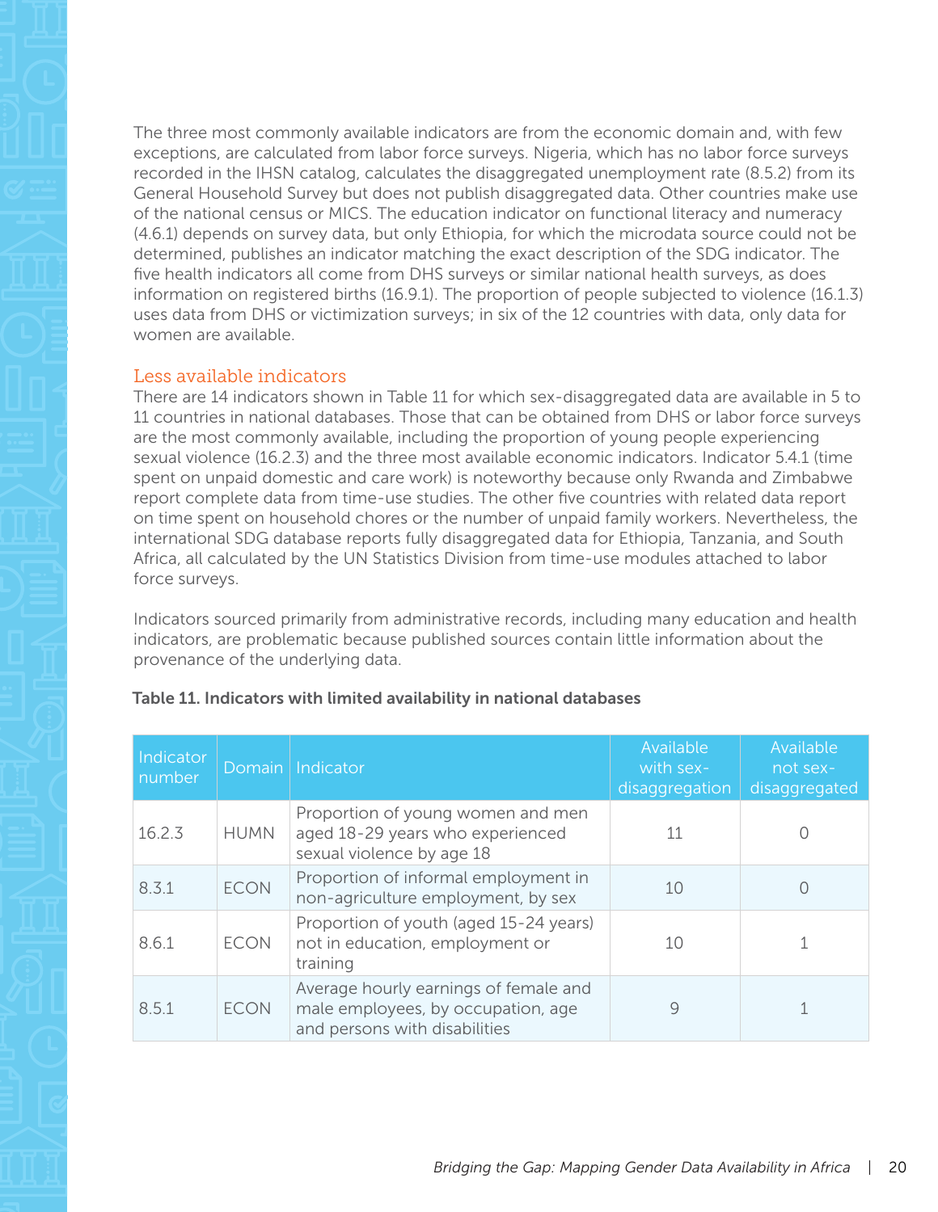The three most commonly available indicators are from the economic domain and, with few exceptions, are calculated from labor force surveys. Nigeria, which has no labor force surveys recorded in the IHSN catalog, calculates the disaggregated unemployment rate (8.5.2) from its General Household Survey but does not publish disaggregated data. Other countries make use of the national census or MICS. The education indicator on functional literacy and numeracy (4.6.1) depends on survey data, but only Ethiopia, for which the microdata source could not be determined, publishes an indicator matching the exact description of the SDG indicator. The five health indicators all come from DHS surveys or similar national health surveys, as does information on registered births (16.9.1). The proportion of people subjected to violence (16.1.3) uses data from DHS or victimization surveys; in six of the 12 countries with data, only data for women are available.

### Less available indicators

There are 14 indicators shown in Table 11 for which sex-disaggregated data are available in 5 to 11 countries in national databases. Those that can be obtained from DHS or labor force surveys are the most commonly available, including the proportion of young people experiencing sexual violence (16.2.3) and the three most available economic indicators. Indicator 5.4.1 (time spent on unpaid domestic and care work) is noteworthy because only Rwanda and Zimbabwe report complete data from time-use studies. The other five countries with related data report on time spent on household chores or the number of unpaid family workers. Nevertheless, the international SDG database reports fully disaggregated data for Ethiopia, Tanzania, and South Africa, all calculated by the UN Statistics Division from time-use modules attached to labor force surveys.

Indicators sourced primarily from administrative records, including many education and health indicators, are problematic because published sources contain little information about the provenance of the underlying data.

**Table 11. Indicators with limited availability in national databases**

| Indicator number | Domain | Indicator | Available with sex-disaggregation | Available not sex-disaggregated |
|---|---|---|---|---|
| 16.2.3 | HUMN | Proportion of young women and men aged 18-29 years who experienced sexual violence by age 18 | 11 | 0 |
| 8.3.1 | ECON | Proportion of informal employment in non-agriculture employment, by sex | 10 | 0 |
| 8.6.1 | ECON | Proportion of youth (aged 15-24 years) not in education, employment or training | 10 | 1 |
| 8.5.1 | ECON | Average hourly earnings of female and male employees, by occupation, age and persons with disabilities | 9 | 1 |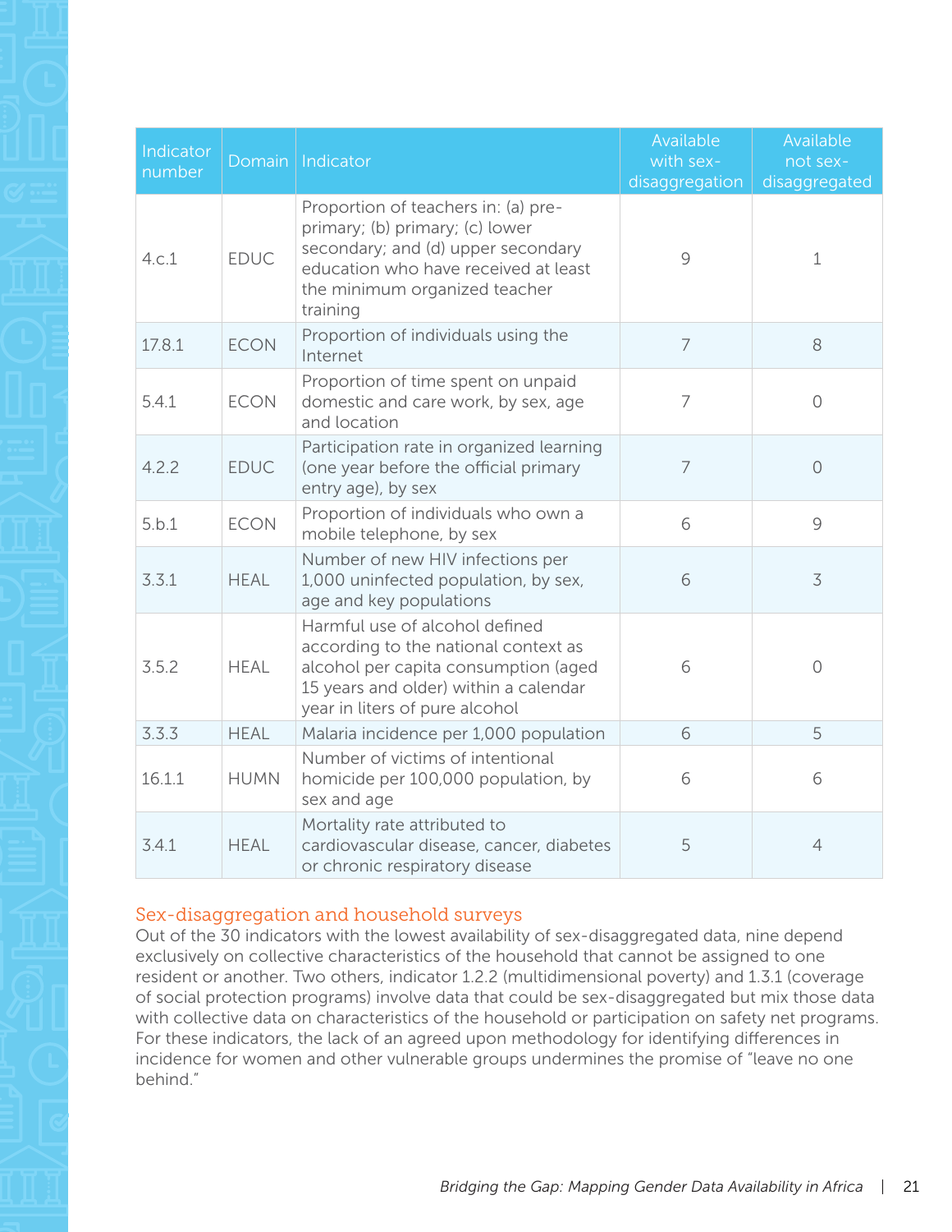| Indicator number | Domain | Indicator | Available with sex-disaggregation | Available not sex-disaggregated |
|---|---|---|---|---|
| 4.c.1 | EDUC | Proportion of teachers in: (a) pre-primary; (b) primary; (c) lower secondary; and (d) upper secondary education who have received at least the minimum organized teacher training | 9 | 1 |
| 17.8.1 | ECON | Proportion of individuals using the Internet | 7 | 8 |
| 5.4.1 | ECON | Proportion of time spent on unpaid domestic and care work, by sex, age and location | 7 | 0 |
| 4.2.2 | EDUC | Participation rate in organized learning (one year before the official primary entry age), by sex | 7 | 0 |
| 5.b.1 | ECON | Proportion of individuals who own a mobile telephone, by sex | 6 | 9 |
| 3.3.1 | HEAL | Number of new HIV infections per 1,000 uninfected population, by sex, age and key populations | 6 | 3 |
| 3.5.2 | HEAL | Harmful use of alcohol defined according to the national context as alcohol per capita consumption (aged 15 years and older) within a calendar year in liters of pure alcohol | 6 | 0 |
| 3.3.3 | HEAL | Malaria incidence per 1,000 population | 6 | 5 |
| 16.1.1 | HUMN | Number of victims of intentional homicide per 100,000 population, by sex and age | 6 | 6 |
| 3.4.1 | HEAL | Mortality rate attributed to cardiovascular disease, cancer, diabetes or chronic respiratory disease | 5 | 4 |

## Sex-disaggregation and household surveys

Out of the 30 indicators with the lowest availability of sex-disaggregated data, nine depend exclusively on collective characteristics of the household that cannot be assigned to one resident or another. Two others, indicator 1.2.2 (multidimensional poverty) and 1.3.1 (coverage of social protection programs) involve data that could be sex-disaggregated but mix those data with collective data on characteristics of the household or participation on safety net programs. For these indicators, the lack of an agreed upon methodology for identifying differences in incidence for women and other vulnerable groups undermines the promise of "leave no one behind."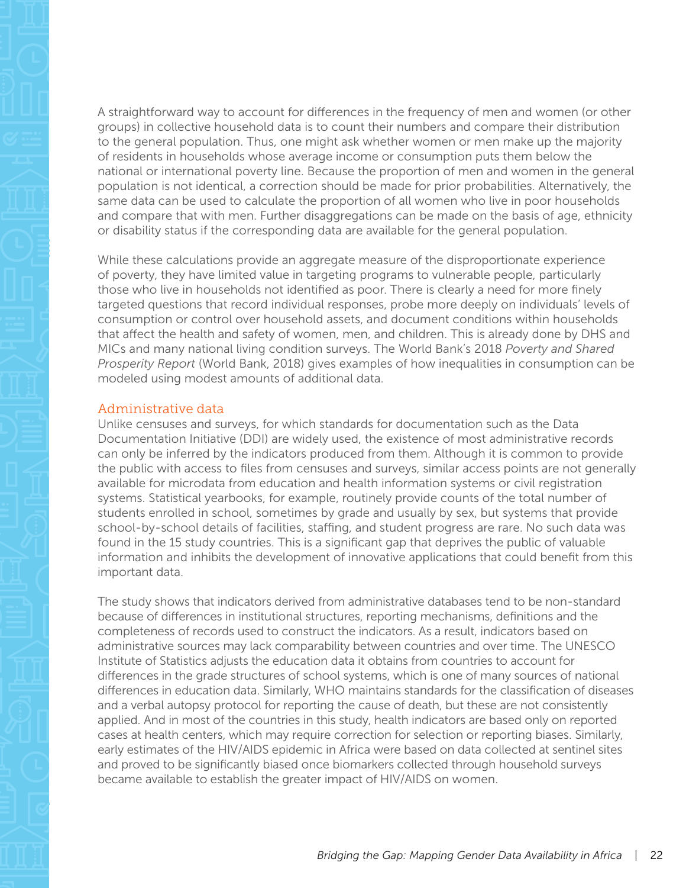A straightforward way to account for differences in the frequency of men and women (or other groups) in collective household data is to count their numbers and compare their distribution to the general population. Thus, one might ask whether women or men make up the majority of residents in households whose average income or consumption puts them below the national or international poverty line. Because the proportion of men and women in the general population is not identical, a correction should be made for prior probabilities. Alternatively, the same data can be used to calculate the proportion of all women who live in poor households and compare that with men. Further disaggregations can be made on the basis of age, ethnicity or disability status if the corresponding data are available for the general population.

While these calculations provide an aggregate measure of the disproportionate experience of poverty, they have limited value in targeting programs to vulnerable people, particularly those who live in households not identified as poor. There is clearly a need for more finely targeted questions that record individual responses, probe more deeply on individuals' levels of consumption or control over household assets, and document conditions within households that affect the health and safety of women, men, and children. This is already done by DHS and MICs and many national living condition surveys. The World Bank's 2018 *Poverty and Shared Prosperity Report* (World Bank, 2018) gives examples of how inequalities in consumption can be modeled using modest amounts of additional data.

### Administrative data

Unlike censuses and surveys, for which standards for documentation such as the Data Documentation Initiative (DDI) are widely used, the existence of most administrative records can only be inferred by the indicators produced from them. Although it is common to provide the public with access to files from censuses and surveys, similar access points are not generally available for microdata from education and health information systems or civil registration systems. Statistical yearbooks, for example, routinely provide counts of the total number of students enrolled in school, sometimes by grade and usually by sex, but systems that provide school-by-school details of facilities, staffing, and student progress are rare. No such data was found in the 15 study countries. This is a significant gap that deprives the public of valuable information and inhibits the development of innovative applications that could benefit from this important data.

The study shows that indicators derived from administrative databases tend to be non-standard because of differences in institutional structures, reporting mechanisms, definitions and the completeness of records used to construct the indicators. As a result, indicators based on administrative sources may lack comparability between countries and over time. The UNESCO Institute of Statistics adjusts the education data it obtains from countries to account for differences in the grade structures of school systems, which is one of many sources of national differences in education data. Similarly, WHO maintains standards for the classification of diseases and a verbal autopsy protocol for reporting the cause of death, but these are not consistently applied. And in most of the countries in this study, health indicators are based only on reported cases at health centers, which may require correction for selection or reporting biases. Similarly, early estimates of the HIV/AIDS epidemic in Africa were based on data collected at sentinel sites and proved to be significantly biased once biomarkers collected through household surveys became available to establish the greater impact of HIV/AIDS on women.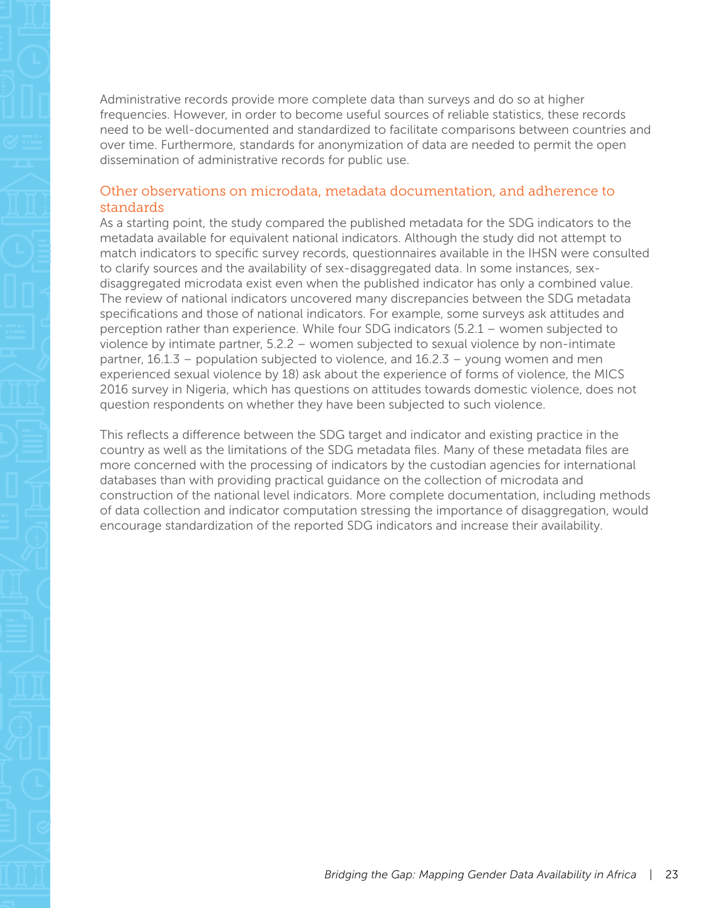Administrative records provide more complete data than surveys and do so at higher frequencies. However, in order to become useful sources of reliable statistics, these records need to be well-documented and standardized to facilitate comparisons between countries and over time. Furthermore, standards for anonymization of data are needed to permit the open dissemination of administrative records for public use.

## Other observations on microdata, metadata documentation, and adherence to standards

As a starting point, the study compared the published metadata for the SDG indicators to the metadata available for equivalent national indicators. Although the study did not attempt to match indicators to specific survey records, questionnaires available in the IHSN were consulted to clarify sources and the availability of sex-disaggregated data. In some instances, sex-disaggregated microdata exist even when the published indicator has only a combined value. The review of national indicators uncovered many discrepancies between the SDG metadata specifications and those of national indicators. For example, some surveys ask attitudes and perception rather than experience. While four SDG indicators (5.2.1 – women subjected to violence by intimate partner, 5.2.2 – women subjected to sexual violence by non-intimate partner, 16.1.3 – population subjected to violence, and 16.2.3 – young women and men experienced sexual violence by 18) ask about the experience of forms of violence, the MICS 2016 survey in Nigeria, which has questions on attitudes towards domestic violence, does not question respondents on whether they have been subjected to such violence.

This reflects a difference between the SDG target and indicator and existing practice in the country as well as the limitations of the SDG metadata files. Many of these metadata files are more concerned with the processing of indicators by the custodian agencies for international databases than with providing practical guidance on the collection of microdata and construction of the national level indicators. More complete documentation, including methods of data collection and indicator computation stressing the importance of disaggregation, would encourage standardization of the reported SDG indicators and increase their availability.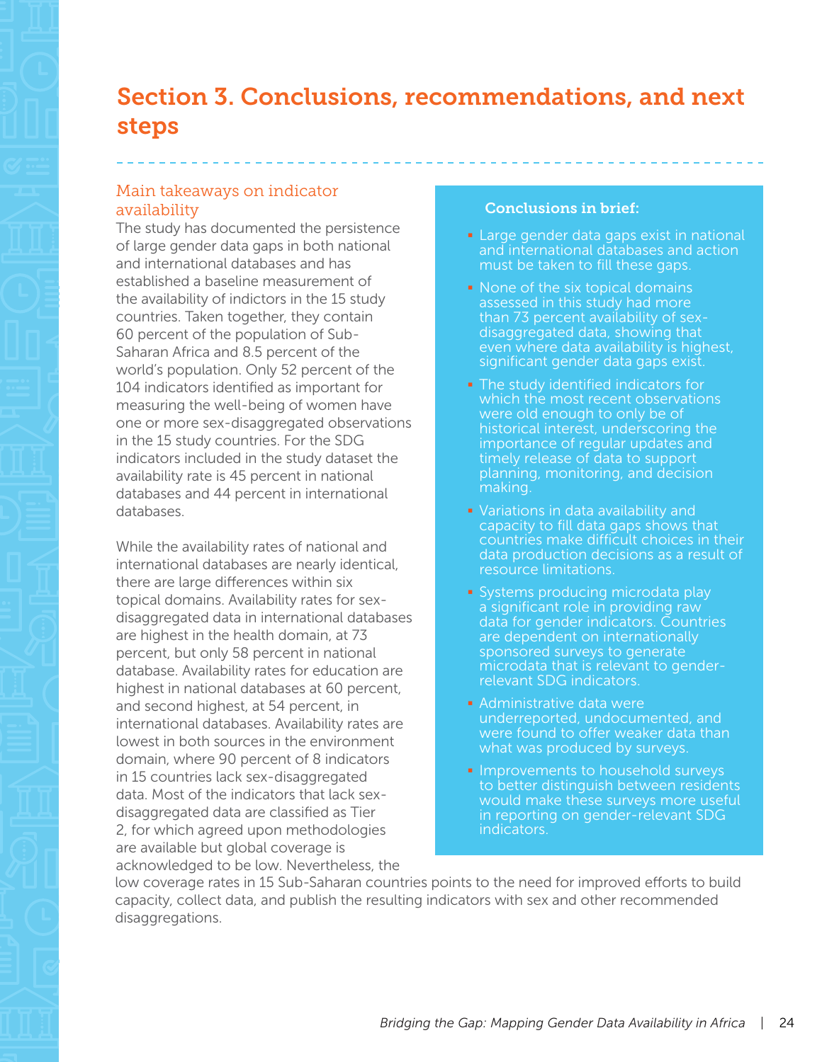# Section 3. Conclusions, recommendations, and next steps

## Main takeaways on indicator availability

The study has documented the persistence of large gender data gaps in both national and international databases and has established a baseline measurement of the availability of indictors in the 15 study countries. Taken together, they contain 60 percent of the population of Sub-Saharan Africa and 8.5 percent of the world's population. Only 52 percent of the 104 indicators identified as important for measuring the well-being of women have one or more sex-disaggregated observations in the 15 study countries. For the SDG indicators included in the study dataset the availability rate is 45 percent in national databases and 44 percent in international databases.

While the availability rates of national and international databases are nearly identical, there are large differences within six topical domains. Availability rates for sex-disaggregated data in international databases are highest in the health domain, at 73 percent, but only 58 percent in national database. Availability rates for education are highest in national databases at 60 percent, and second highest, at 54 percent, in international databases. Availability rates are lowest in both sources in the environment domain, where 90 percent of 8 indicators in 15 countries lack sex-disaggregated data. Most of the indicators that lack sex-disaggregated data are classified as Tier 2, for which agreed upon methodologies are available but global coverage is acknowledged to be low. Nevertheless, the low coverage rates in 15 Sub-Saharan countries points to the need for improved efforts to build capacity, collect data, and publish the resulting indicators with sex and other recommended disaggregations.

**Conclusions in brief:**

- Large gender data gaps exist in national and international databases and action must be taken to fill these gaps.
- None of the six topical domains assessed in this study had more than 73 percent availability of sex-disaggregated data, showing that even where data availability is highest, significant gender data gaps exist.
- The study identified indicators for which the most recent observations were old enough to only be of historical interest, underscoring the importance of regular updates and timely release of data to support planning, monitoring, and decision making.
- Variations in data availability and capacity to fill data gaps shows that countries make difficult choices in their data production decisions as a result of resource limitations.
- Systems producing microdata play a significant role in providing raw data for gender indicators. Countries are dependent on internationally sponsored surveys to generate microdata that is relevant to gender-relevant SDG indicators.
- Administrative data were underreported, undocumented, and were found to offer weaker data than what was produced by surveys.
- Improvements to household surveys to better distinguish between residents would make these surveys more useful in reporting on gender-relevant SDG indicators.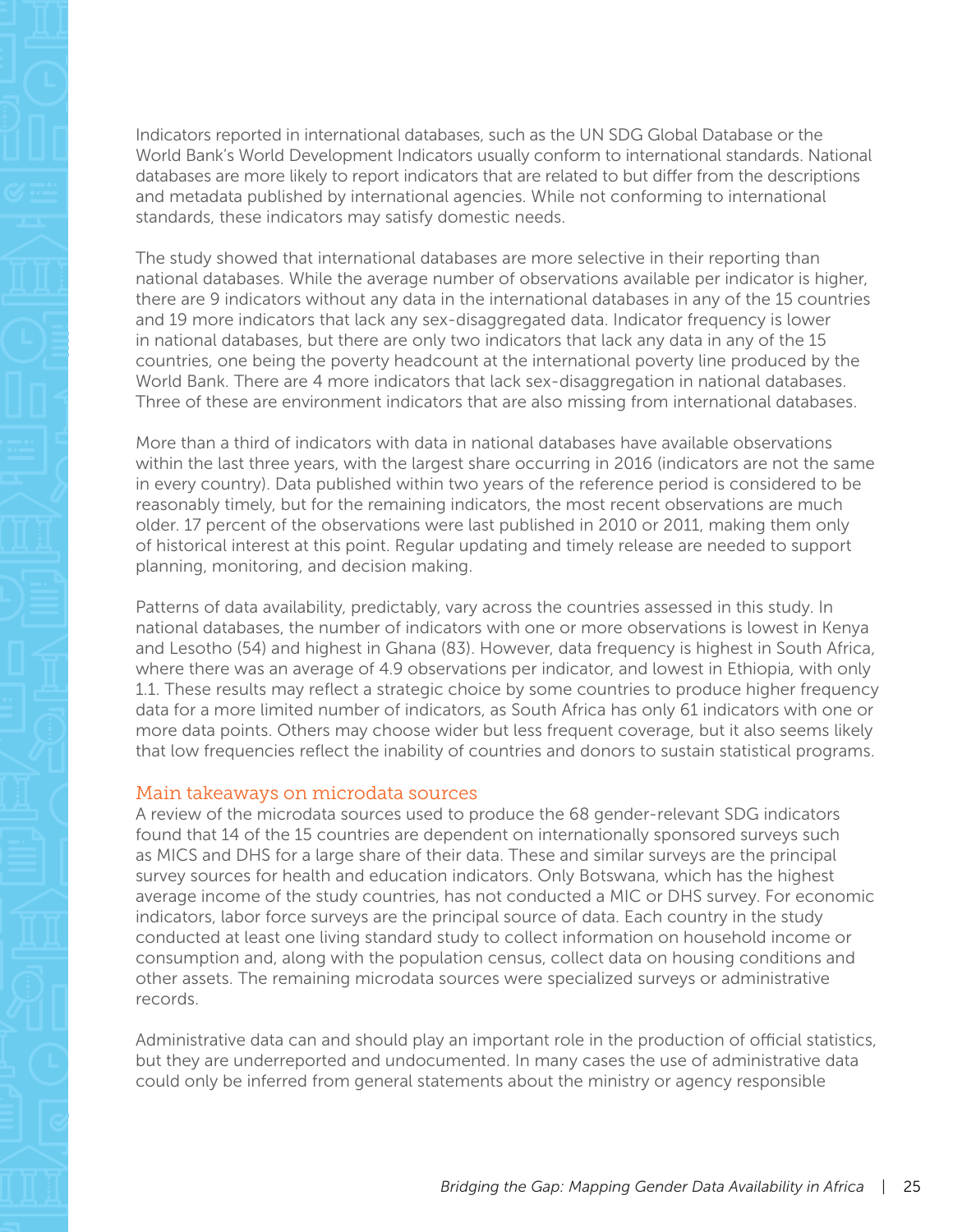Indicators reported in international databases, such as the UN SDG Global Database or the World Bank's World Development Indicators usually conform to international standards. National databases are more likely to report indicators that are related to but differ from the descriptions and metadata published by international agencies. While not conforming to international standards, these indicators may satisfy domestic needs.

The study showed that international databases are more selective in their reporting than national databases. While the average number of observations available per indicator is higher, there are 9 indicators without any data in the international databases in any of the 15 countries and 19 more indicators that lack any sex-disaggregated data. Indicator frequency is lower in national databases, but there are only two indicators that lack any data in any of the 15 countries, one being the poverty headcount at the international poverty line produced by the World Bank. There are 4 more indicators that lack sex-disaggregation in national databases. Three of these are environment indicators that are also missing from international databases.

More than a third of indicators with data in national databases have available observations within the last three years, with the largest share occurring in 2016 (indicators are not the same in every country). Data published within two years of the reference period is considered to be reasonably timely, but for the remaining indicators, the most recent observations are much older. 17 percent of the observations were last published in 2010 or 2011, making them only of historical interest at this point. Regular updating and timely release are needed to support planning, monitoring, and decision making.

Patterns of data availability, predictably, vary across the countries assessed in this study. In national databases, the number of indicators with one or more observations is lowest in Kenya and Lesotho (54) and highest in Ghana (83). However, data frequency is highest in South Africa, where there was an average of 4.9 observations per indicator, and lowest in Ethiopia, with only 1.1. These results may reflect a strategic choice by some countries to produce higher frequency data for a more limited number of indicators, as South Africa has only 61 indicators with one or more data points. Others may choose wider but less frequent coverage, but it also seems likely that low frequencies reflect the inability of countries and donors to sustain statistical programs.

## Main takeaways on microdata sources

A review of the microdata sources used to produce the 68 gender-relevant SDG indicators found that 14 of the 15 countries are dependent on internationally sponsored surveys such as MICS and DHS for a large share of their data. These and similar surveys are the principal survey sources for health and education indicators. Only Botswana, which has the highest average income of the study countries, has not conducted a MIC or DHS survey. For economic indicators, labor force surveys are the principal source of data. Each country in the study conducted at least one living standard study to collect information on household income or consumption and, along with the population census, collect data on housing conditions and other assets. The remaining microdata sources were specialized surveys or administrative records.

Administrative data can and should play an important role in the production of official statistics, but they are underreported and undocumented. In many cases the use of administrative data could only be inferred from general statements about the ministry or agency responsible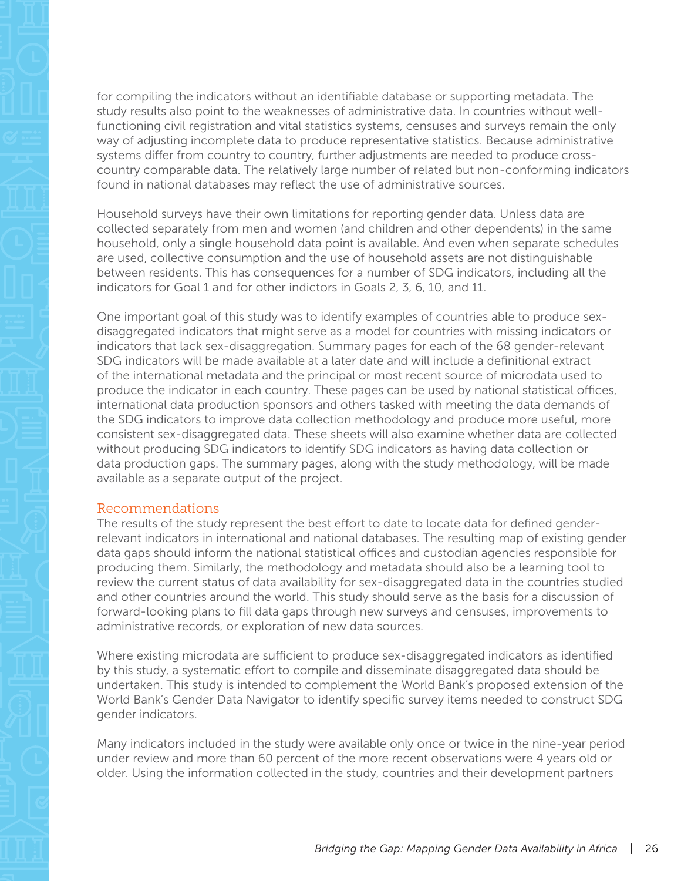for compiling the indicators without an identifiable database or supporting metadata. The study results also point to the weaknesses of administrative data. In countries without well-functioning civil registration and vital statistics systems, censuses and surveys remain the only way of adjusting incomplete data to produce representative statistics. Because administrative systems differ from country to country, further adjustments are needed to produce cross-country comparable data. The relatively large number of related but non-conforming indicators found in national databases may reflect the use of administrative sources.

Household surveys have their own limitations for reporting gender data. Unless data are collected separately from men and women (and children and other dependents) in the same household, only a single household data point is available. And even when separate schedules are used, collective consumption and the use of household assets are not distinguishable between residents. This has consequences for a number of SDG indicators, including all the indicators for Goal 1 and for other indictors in Goals 2, 3, 6, 10, and 11.

One important goal of this study was to identify examples of countries able to produce sex-disaggregated indicators that might serve as a model for countries with missing indicators or indicators that lack sex-disaggregation. Summary pages for each of the 68 gender-relevant SDG indicators will be made available at a later date and will include a definitional extract of the international metadata and the principal or most recent source of microdata used to produce the indicator in each country. These pages can be used by national statistical offices, international data production sponsors and others tasked with meeting the data demands of the SDG indicators to improve data collection methodology and produce more useful, more consistent sex-disaggregated data. These sheets will also examine whether data are collected without producing SDG indicators to identify SDG indicators as having data collection or data production gaps. The summary pages, along with the study methodology, will be made available as a separate output of the project.

## Recommendations

The results of the study represent the best effort to date to locate data for defined gender-relevant indicators in international and national databases. The resulting map of existing gender data gaps should inform the national statistical offices and custodian agencies responsible for producing them. Similarly, the methodology and metadata should also be a learning tool to review the current status of data availability for sex-disaggregated data in the countries studied and other countries around the world. This study should serve as the basis for a discussion of forward-looking plans to fill data gaps through new surveys and censuses, improvements to administrative records, or exploration of new data sources.

Where existing microdata are sufficient to produce sex-disaggregated indicators as identified by this study, a systematic effort to compile and disseminate disaggregated data should be undertaken. This study is intended to complement the World Bank's proposed extension of the World Bank's Gender Data Navigator to identify specific survey items needed to construct SDG gender indicators.

Many indicators included in the study were available only once or twice in the nine-year period under review and more than 60 percent of the more recent observations were 4 years old or older. Using the information collected in the study, countries and their development partners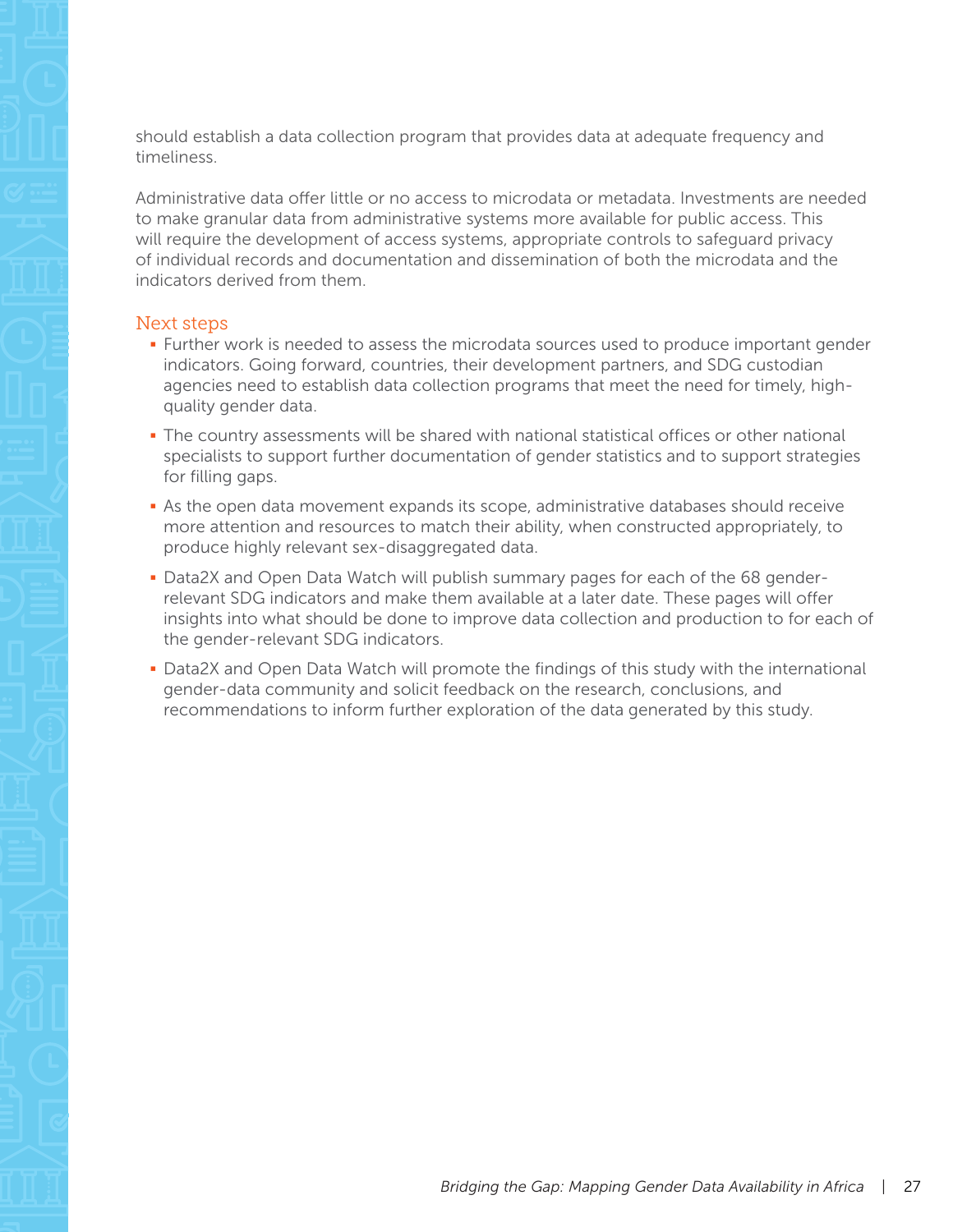should establish a data collection program that provides data at adequate frequency and timeliness.

Administrative data offer little or no access to microdata or metadata. Investments are needed to make granular data from administrative systems more available for public access. This will require the development of access systems, appropriate controls to safeguard privacy of individual records and documentation and dissemination of both the microdata and the indicators derived from them.

## Next steps

- Further work is needed to assess the microdata sources used to produce important gender indicators. Going forward, countries, their development partners, and SDG custodian agencies need to establish data collection programs that meet the need for timely, high-quality gender data.
- The country assessments will be shared with national statistical offices or other national specialists to support further documentation of gender statistics and to support strategies for filling gaps.
- As the open data movement expands its scope, administrative databases should receive more attention and resources to match their ability, when constructed appropriately, to produce highly relevant sex-disaggregated data.
- Data2X and Open Data Watch will publish summary pages for each of the 68 gender-relevant SDG indicators and make them available at a later date. These pages will offer insights into what should be done to improve data collection and production to for each of the gender-relevant SDG indicators.
- Data2X and Open Data Watch will promote the findings of this study with the international gender-data community and solicit feedback on the research, conclusions, and recommendations to inform further exploration of the data generated by this study.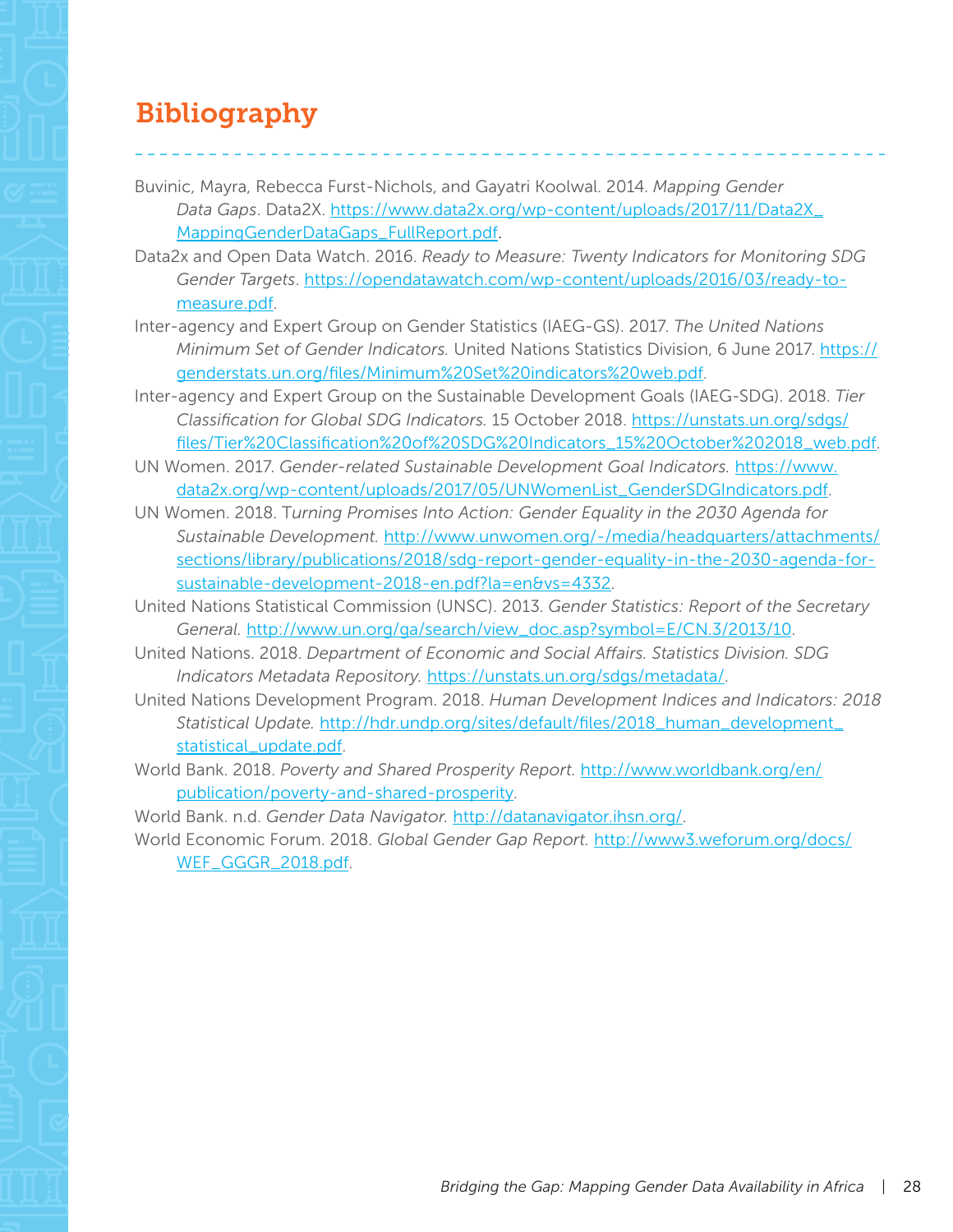## Bibliography

Buvinic, Mayra, Rebecca Furst-Nichols, and Gayatri Koolwal. 2014. *Mapping Gender Data Gaps*. Data2X. https://www.data2x.org/wp-content/uploads/2017/11/Data2X_MappingGenderDataGaps_FullReport.pdf.

Data2x and Open Data Watch. 2016. *Ready to Measure: Twenty Indicators for Monitoring SDG Gender Targets*. https://opendatawatch.com/wp-content/uploads/2016/03/ready-to-measure.pdf.

Inter-agency and Expert Group on Gender Statistics (IAEG-GS). 2017. *The United Nations Minimum Set of Gender Indicators.* United Nations Statistics Division, 6 June 2017. https://genderstats.un.org/files/Minimum%20Set%20indicators%20web.pdf.

Inter-agency and Expert Group on the Sustainable Development Goals (IAEG-SDG). 2018. *Tier Classification for Global SDG Indicators.* 15 October 2018. https://unstats.un.org/sdgs/files/Tier%20Classification%20of%20SDG%20Indicators_15%20October%202018_web.pdf.

UN Women. 2017. *Gender-related Sustainable Development Goal Indicators.* https://www.data2x.org/wp-content/uploads/2017/05/UNWomenList_GenderSDGIndicators.pdf.

UN Women. 2018. T*urning Promises Into Action: Gender Equality in the 2030 Agenda for Sustainable Development.* http://www.unwomen.org/-/media/headquarters/attachments/sections/library/publications/2018/sdg-report-gender-equality-in-the-2030-agenda-for-sustainable-development-2018-en.pdf?la=en&vs=4332.

United Nations Statistical Commission (UNSC). 2013. *Gender Statistics: Report of the Secretary General.* http://www.un.org/ga/search/view_doc.asp?symbol=E/CN.3/2013/10.

United Nations. 2018. *Department of Economic and Social Affairs. Statistics Division. SDG Indicators Metadata Repository.* https://unstats.un.org/sdgs/metadata/.

United Nations Development Program. 2018. *Human Development Indices and Indicators: 2018 Statistical Update.* http://hdr.undp.org/sites/default/files/2018_human_development_statistical_update.pdf.

World Bank. 2018. *Poverty and Shared Prosperity Report.* http://www.worldbank.org/en/publication/poverty-and-shared-prosperity.

World Bank. n.d. *Gender Data Navigator.* http://datanavigator.ihsn.org/.

World Economic Forum. 2018. *Global Gender Gap Report.* http://www3.weforum.org/docs/WEF_GGGR_2018.pdf.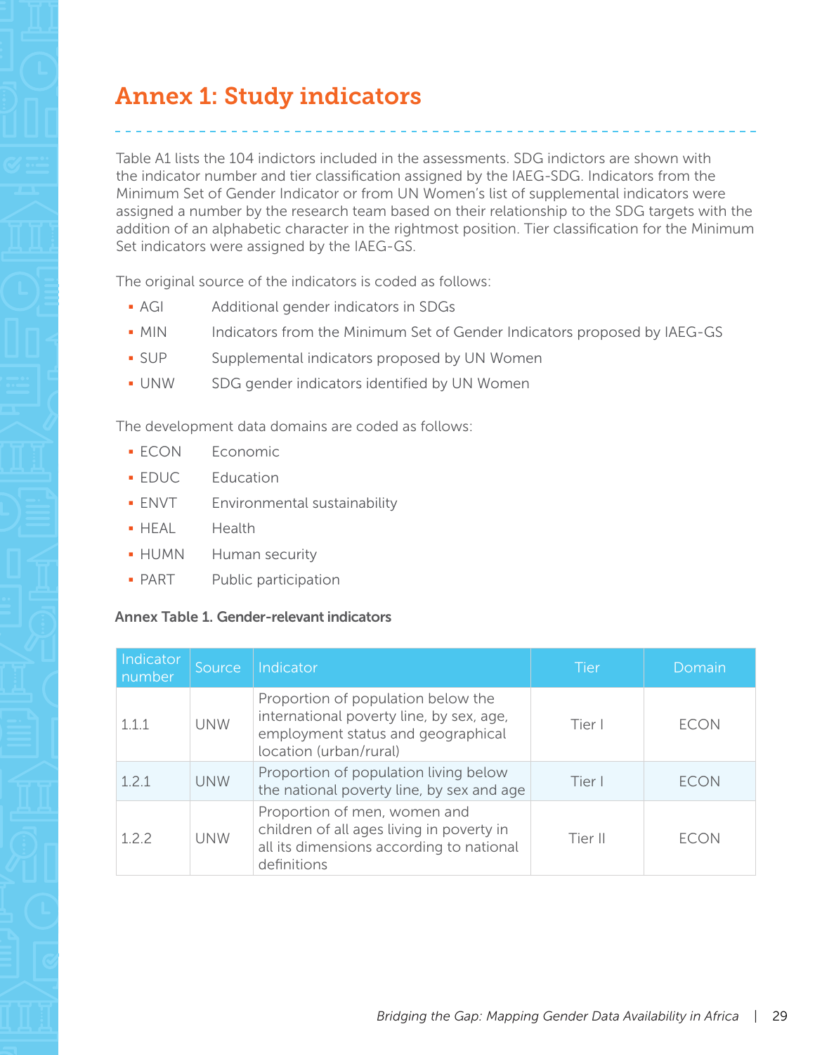# Annex 1: Study indicators

Table A1 lists the 104 indictors included in the assessments. SDG indictors are shown with the indicator number and tier classification assigned by the IAEG-SDG. Indicators from the Minimum Set of Gender Indicator or from UN Women's list of supplemental indicators were assigned a number by the research team based on their relationship to the SDG targets with the addition of an alphabetic character in the rightmost position. Tier classification for the Minimum Set indicators were assigned by the IAEG-GS.

The original source of the indicators is coded as follows:

- AGI Additional gender indicators in SDGs
- MIN Indicators from the Minimum Set of Gender Indicators proposed by IAEG-GS
- SUP Supplemental indicators proposed by UN Women
- UNW SDG gender indicators identified by UN Women

The development data domains are coded as follows:

- ECON Economic
- EDUC Education
- ENVT Environmental sustainability
- HEAL Health
- HUMN Human security
- PART Public participation

**Annex Table 1. Gender-relevant indicators**

| Indicator number | Source | Indicator | Tier | Domain |
|---|---|---|---|---|
| 1.1.1 | UNW | Proportion of population below the international poverty line, by sex, age, employment status and geographical location (urban/rural) | Tier I | ECON |
| 1.2.1 | UNW | Proportion of population living below the national poverty line, by sex and age | Tier I | ECON |
| 1.2.2 | UNW | Proportion of men, women and children of all ages living in poverty in all its dimensions according to national definitions | Tier II | ECON |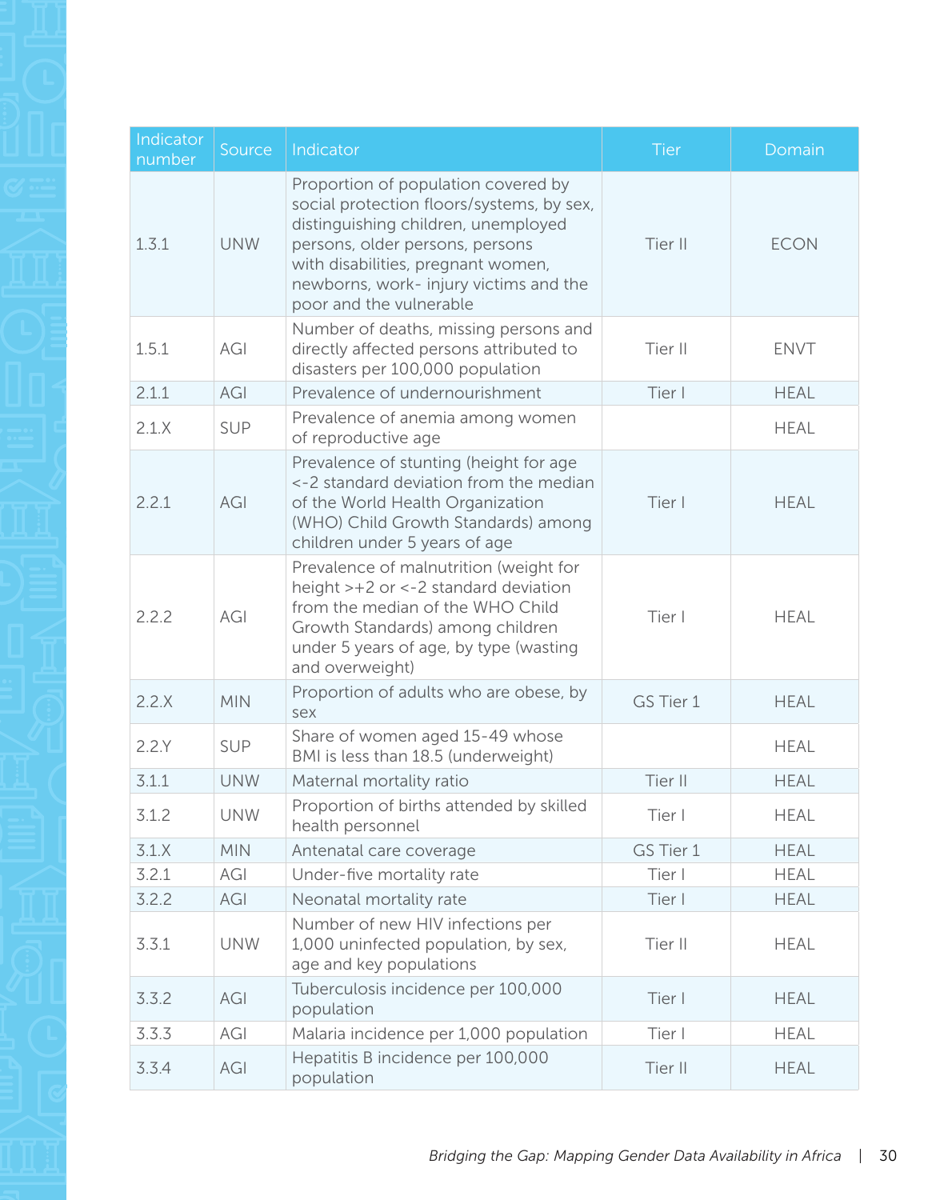| Indicator number | Source | Indicator | Tier | Domain |
|---|---|---|---|---|
| 1.3.1 | UNW | Proportion of population covered by social protection floors/systems, by sex, distinguishing children, unemployed persons, older persons, persons with disabilities, pregnant women, newborns, work- injury victims and the poor and the vulnerable | Tier II | ECON |
| 1.5.1 | AGI | Number of deaths, missing persons and directly affected persons attributed to disasters per 100,000 population | Tier II | ENVT |
| 2.1.1 | AGI | Prevalence of undernourishment | Tier I | HEAL |
| 2.1.X | SUP | Prevalence of anemia among women of reproductive age | | HEAL |
| 2.2.1 | AGI | Prevalence of stunting (height for age <-2 standard deviation from the median of the World Health Organization (WHO) Child Growth Standards) among children under 5 years of age | Tier I | HEAL |
| 2.2.2 | AGI | Prevalence of malnutrition (weight for height >+2 or <-2 standard deviation from the median of the WHO Child Growth Standards) among children under 5 years of age, by type (wasting and overweight) | Tier I | HEAL |
| 2.2.X | MIN | Proportion of adults who are obese, by sex | GS Tier 1 | HEAL |
| 2.2.Y | SUP | Share of women aged 15-49 whose BMI is less than 18.5 (underweight) | | HEAL |
| 3.1.1 | UNW | Maternal mortality ratio | Tier II | HEAL |
| 3.1.2 | UNW | Proportion of births attended by skilled health personnel | Tier I | HEAL |
| 3.1.X | MIN | Antenatal care coverage | GS Tier 1 | HEAL |
| 3.2.1 | AGI | Under-five mortality rate | Tier I | HEAL |
| 3.2.2 | AGI | Neonatal mortality rate | Tier I | HEAL |
| 3.3.1 | UNW | Number of new HIV infections per 1,000 uninfected population, by sex, age and key populations | Tier II | HEAL |
| 3.3.2 | AGI | Tuberculosis incidence per 100,000 population | Tier I | HEAL |
| 3.3.3 | AGI | Malaria incidence per 1,000 population | Tier I | HEAL |
| 3.3.4 | AGI | Hepatitis B incidence per 100,000 population | Tier II | HEAL |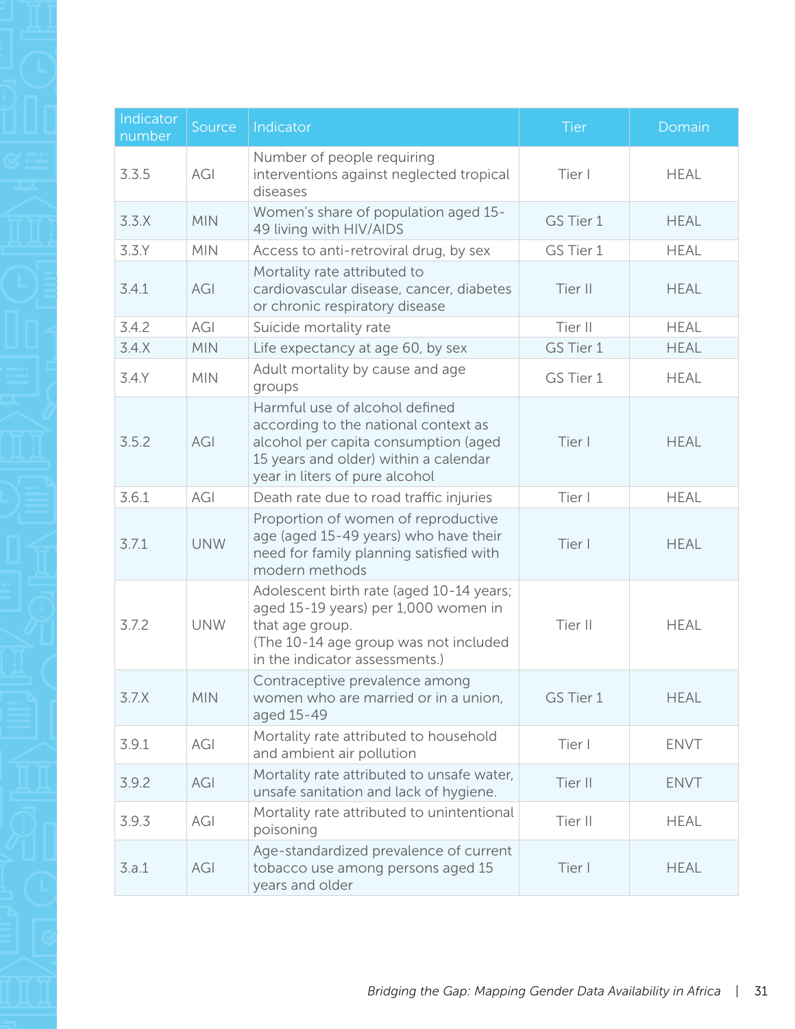| Indicator number | Source | Indicator | Tier | Domain |
| --- | --- | --- | --- | --- |
| 3.3.5 | AGI | Number of people requiring interventions against neglected tropical diseases | Tier I | HEAL |
| 3.3.X | MIN | Women's share of population aged 15-49 living with HIV/AIDS | GS Tier 1 | HEAL |
| 3.3.Y | MIN | Access to anti-retroviral drug, by sex | GS Tier 1 | HEAL |
| 3.4.1 | AGI | Mortality rate attributed to cardiovascular disease, cancer, diabetes or chronic respiratory disease | Tier II | HEAL |
| 3.4.2 | AGI | Suicide mortality rate | Tier II | HEAL |
| 3.4.X | MIN | Life expectancy at age 60, by sex | GS Tier 1 | HEAL |
| 3.4.Y | MIN | Adult mortality by cause and age groups | GS Tier 1 | HEAL |
| 3.5.2 | AGI | Harmful use of alcohol defined according to the national context as alcohol per capita consumption (aged 15 years and older) within a calendar year in liters of pure alcohol | Tier I | HEAL |
| 3.6.1 | AGI | Death rate due to road traffic injuries | Tier I | HEAL |
| 3.7.1 | UNW | Proportion of women of reproductive age (aged 15-49 years) who have their need for family planning satisfied with modern methods | Tier I | HEAL |
| 3.7.2 | UNW | Adolescent birth rate (aged 10-14 years; aged 15-19 years) per 1,000 women in that age group. (The 10-14 age group was not included in the indicator assessments.) | Tier II | HEAL |
| 3.7.X | MIN | Contraceptive prevalence among women who are married or in a union, aged 15-49 | GS Tier 1 | HEAL |
| 3.9.1 | AGI | Mortality rate attributed to household and ambient air pollution | Tier I | ENVT |
| 3.9.2 | AGI | Mortality rate attributed to unsafe water, unsafe sanitation and lack of hygiene. | Tier II | ENVT |
| 3.9.3 | AGI | Mortality rate attributed to unintentional poisoning | Tier II | HEAL |
| 3.a.1 | AGI | Age-standardized prevalence of current tobacco use among persons aged 15 years and older | Tier I | HEAL |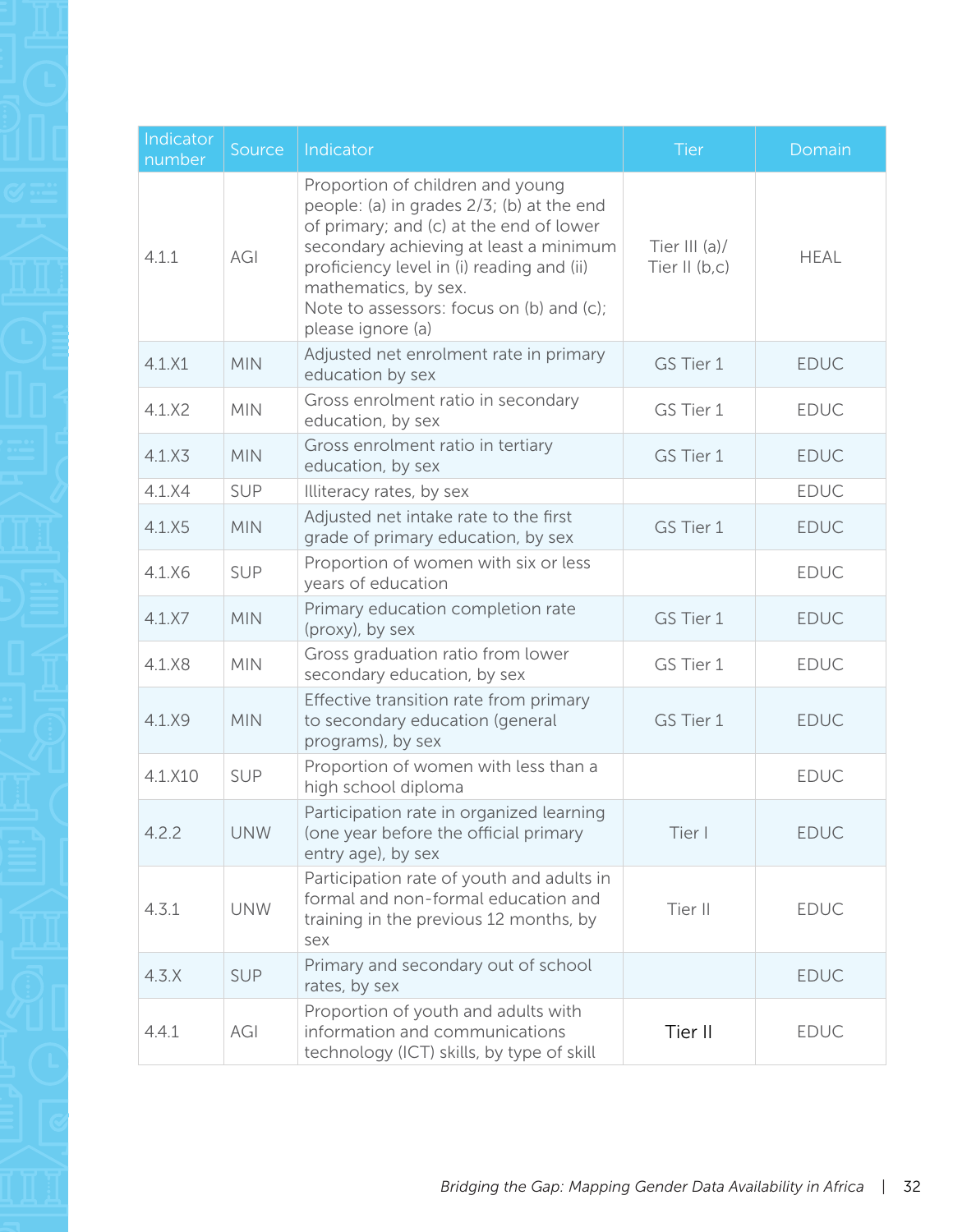| Indicator number | Source | Indicator | Tier | Domain |
|---|---|---|---|---|
| 4.1.1 | AGI | Proportion of children and young people: (a) in grades 2/3; (b) at the end of primary; and (c) at the end of lower secondary achieving at least a minimum proficiency level in (i) reading and (ii) mathematics, by sex.<br>Note to assessors: focus on (b) and (c); please ignore (a) | Tier III (a)/ Tier II (b,c) | HEAL |
| 4.1.X1 | MIN | Adjusted net enrolment rate in primary education by sex | GS Tier 1 | EDUC |
| 4.1.X2 | MIN | Gross enrolment ratio in secondary education, by sex | GS Tier 1 | EDUC |
| 4.1.X3 | MIN | Gross enrolment ratio in tertiary education, by sex | GS Tier 1 | EDUC |
| 4.1.X4 | SUP | Illiteracy rates, by sex | | EDUC |
| 4.1.X5 | MIN | Adjusted net intake rate to the first grade of primary education, by sex | GS Tier 1 | EDUC |
| 4.1.X6 | SUP | Proportion of women with six or less years of education | | EDUC |
| 4.1.X7 | MIN | Primary education completion rate (proxy), by sex | GS Tier 1 | EDUC |
| 4.1.X8 | MIN | Gross graduation ratio from lower secondary education, by sex | GS Tier 1 | EDUC |
| 4.1.X9 | MIN | Effective transition rate from primary to secondary education (general programs), by sex | GS Tier 1 | EDUC |
| 4.1.X10 | SUP | Proportion of women with less than a high school diploma | | EDUC |
| 4.2.2 | UNW | Participation rate in organized learning (one year before the official primary entry age), by sex | Tier I | EDUC |
| 4.3.1 | UNW | Participation rate of youth and adults in formal and non-formal education and training in the previous 12 months, by sex | Tier II | EDUC |
| 4.3.X | SUP | Primary and secondary out of school rates, by sex | | EDUC |
| 4.4.1 | AGI | Proportion of youth and adults with information and communications technology (ICT) skills, by type of skill | Tier II | EDUC |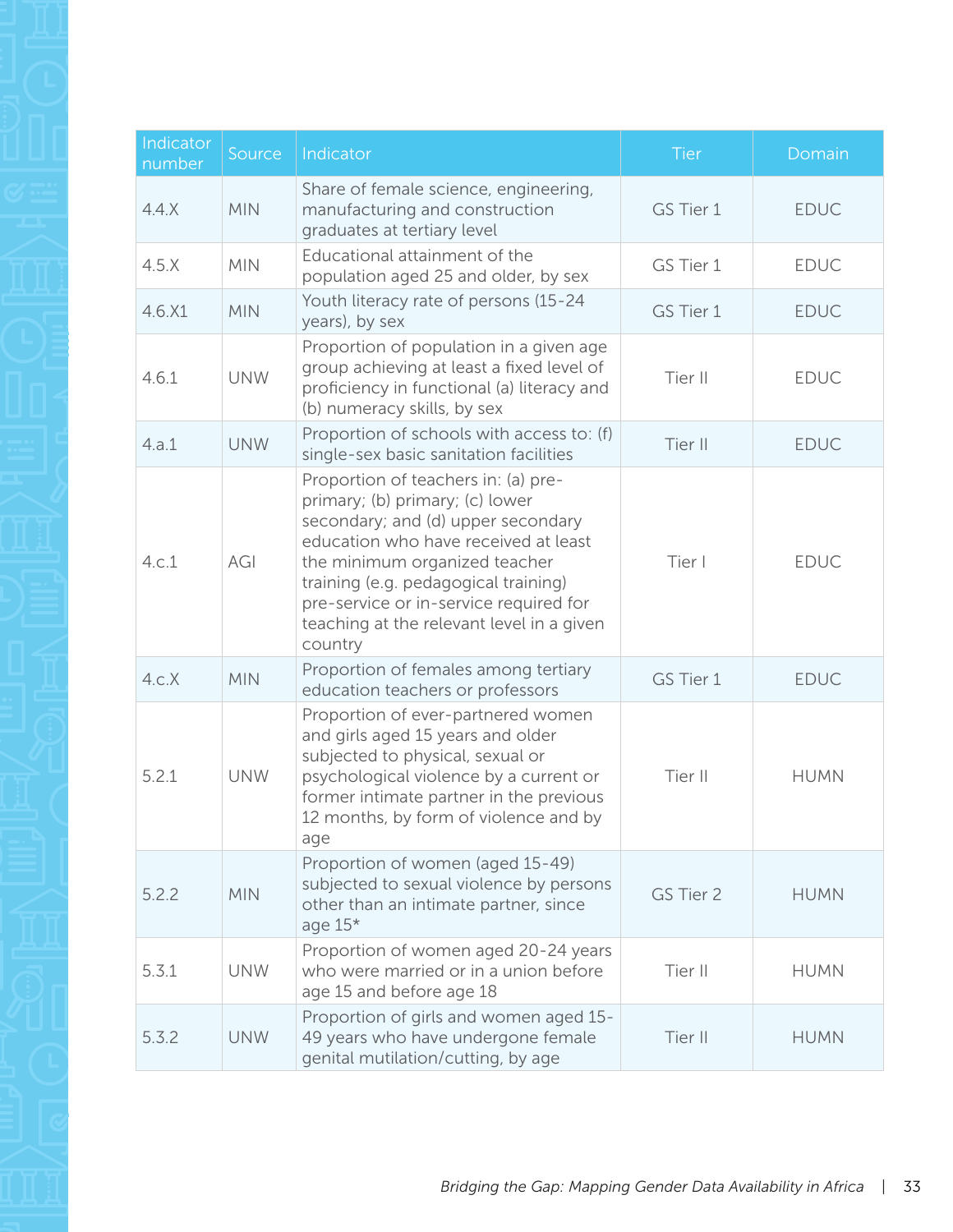| Indicator number | Source | Indicator | Tier | Domain |
|---|---|---|---|---|
| 4.4.X | MIN | Share of female science, engineering, manufacturing and construction graduates at tertiary level | GS Tier 1 | EDUC |
| 4.5.X | MIN | Educational attainment of the population aged 25 and older, by sex | GS Tier 1 | EDUC |
| 4.6.X1 | MIN | Youth literacy rate of persons (15-24 years), by sex | GS Tier 1 | EDUC |
| 4.6.1 | UNW | Proportion of population in a given age group achieving at least a fixed level of proficiency in functional (a) literacy and (b) numeracy skills, by sex | Tier II | EDUC |
| 4.a.1 | UNW | Proportion of schools with access to: (f) single-sex basic sanitation facilities | Tier II | EDUC |
| 4.c.1 | AGI | Proportion of teachers in: (a) pre-primary; (b) primary; (c) lower secondary; and (d) upper secondary education who have received at least the minimum organized teacher training (e.g. pedagogical training) pre-service or in-service required for teaching at the relevant level in a given country | Tier I | EDUC |
| 4.c.X | MIN | Proportion of females among tertiary education teachers or professors | GS Tier 1 | EDUC |
| 5.2.1 | UNW | Proportion of ever-partnered women and girls aged 15 years and older subjected to physical, sexual or psychological violence by a current or former intimate partner in the previous 12 months, by form of violence and by age | Tier II | HUMN |
| 5.2.2 | MIN | Proportion of women (aged 15-49) subjected to sexual violence by persons other than an intimate partner, since age 15* | GS Tier 2 | HUMN |
| 5.3.1 | UNW | Proportion of women aged 20-24 years who were married or in a union before age 15 and before age 18 | Tier II | HUMN |
| 5.3.2 | UNW | Proportion of girls and women aged 15-49 years who have undergone female genital mutilation/cutting, by age | Tier II | HUMN |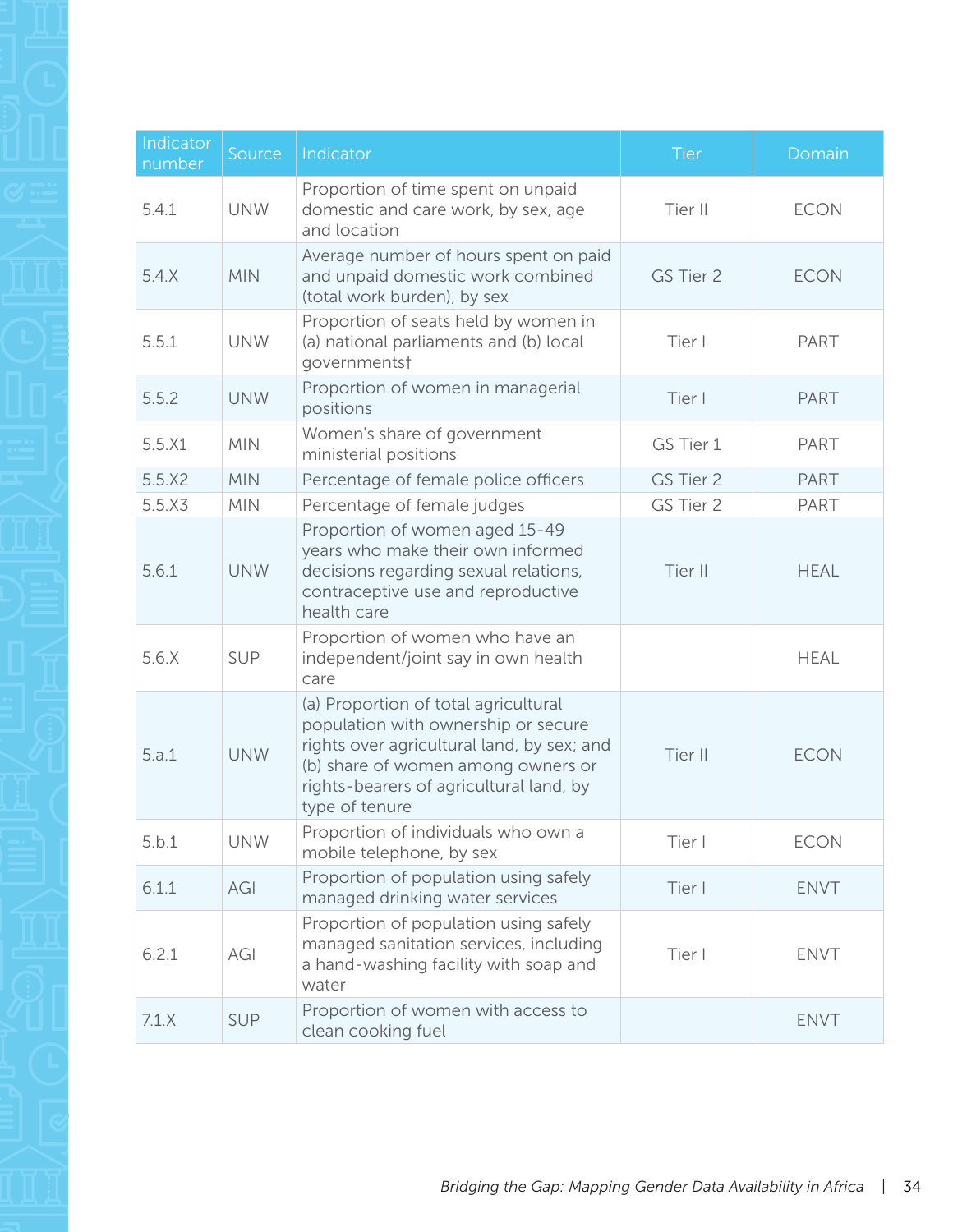| Indicator number | Source | Indicator | Tier | Domain |
|---|---|---|---|---|
| 5.4.1 | UNW | Proportion of time spent on unpaid domestic and care work, by sex, age and location | Tier II | ECON |
| 5.4.X | MIN | Average number of hours spent on paid and unpaid domestic work combined (total work burden), by sex | GS Tier 2 | ECON |
| 5.5.1 | UNW | Proportion of seats held by women in (a) national parliaments and (b) local governments† | Tier I | PART |
| 5.5.2 | UNW | Proportion of women in managerial positions | Tier I | PART |
| 5.5.X1 | MIN | Women's share of government ministerial positions | GS Tier 1 | PART |
| 5.5.X2 | MIN | Percentage of female police officers | GS Tier 2 | PART |
| 5.5.X3 | MIN | Percentage of female judges | GS Tier 2 | PART |
| 5.6.1 | UNW | Proportion of women aged 15-49 years who make their own informed decisions regarding sexual relations, contraceptive use and reproductive health care | Tier II | HEAL |
| 5.6.X | SUP | Proportion of women who have an independent/joint say in own health care | | HEAL |
| 5.a.1 | UNW | (a) Proportion of total agricultural population with ownership or secure rights over agricultural land, by sex; and (b) share of women among owners or rights-bearers of agricultural land, by type of tenure | Tier II | ECON |
| 5.b.1 | UNW | Proportion of individuals who own a mobile telephone, by sex | Tier I | ECON |
| 6.1.1 | AGI | Proportion of population using safely managed drinking water services | Tier I | ENVT |
| 6.2.1 | AGI | Proportion of population using safely managed sanitation services, including a hand-washing facility with soap and water | Tier I | ENVT |
| 7.1.X | SUP | Proportion of women with access to clean cooking fuel | | ENVT |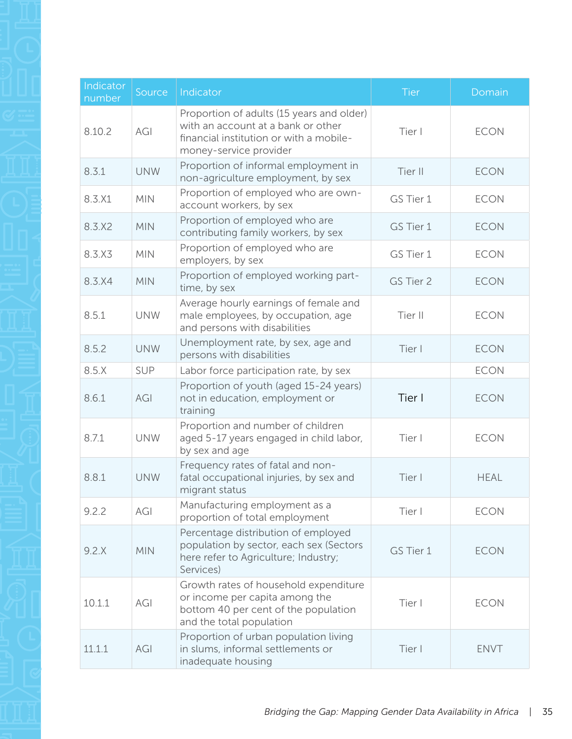| Indicator number | Source | Indicator | Tier | Domain |
| --- | --- | --- | --- | --- |
| 8.10.2 | AGI | Proportion of adults (15 years and older) with an account at a bank or other financial institution or with a mobile-money-service provider | Tier I | ECON |
| 8.3.1 | UNW | Proportion of informal employment in non-agriculture employment, by sex | Tier II | ECON |
| 8.3.X1 | MIN | Proportion of employed who are own-account workers, by sex | GS Tier 1 | ECON |
| 8.3.X2 | MIN | Proportion of employed who are contributing family workers, by sex | GS Tier 1 | ECON |
| 8.3.X3 | MIN | Proportion of employed who are employers, by sex | GS Tier 1 | ECON |
| 8.3.X4 | MIN | Proportion of employed working part-time, by sex | GS Tier 2 | ECON |
| 8.5.1 | UNW | Average hourly earnings of female and male employees, by occupation, age and persons with disabilities | Tier II | ECON |
| 8.5.2 | UNW | Unemployment rate, by sex, age and persons with disabilities | Tier I | ECON |
| 8.5.X | SUP | Labor force participation rate, by sex | | ECON |
| 8.6.1 | AGI | Proportion of youth (aged 15-24 years) not in education, employment or training | Tier I | ECON |
| 8.7.1 | UNW | Proportion and number of children aged 5-17 years engaged in child labor, by sex and age | Tier I | ECON |
| 8.8.1 | UNW | Frequency rates of fatal and non-fatal occupational injuries, by sex and migrant status | Tier I | HEAL |
| 9.2.2 | AGI | Manufacturing employment as a proportion of total employment | Tier I | ECON |
| 9.2.X | MIN | Percentage distribution of employed population by sector, each sex (Sectors here refer to Agriculture; Industry; Services) | GS Tier 1 | ECON |
| 10.1.1 | AGI | Growth rates of household expenditure or income per capita among the bottom 40 per cent of the population and the total population | Tier I | ECON |
| 11.1.1 | AGI | Proportion of urban population living in slums, informal settlements or inadequate housing | Tier I | ENVT |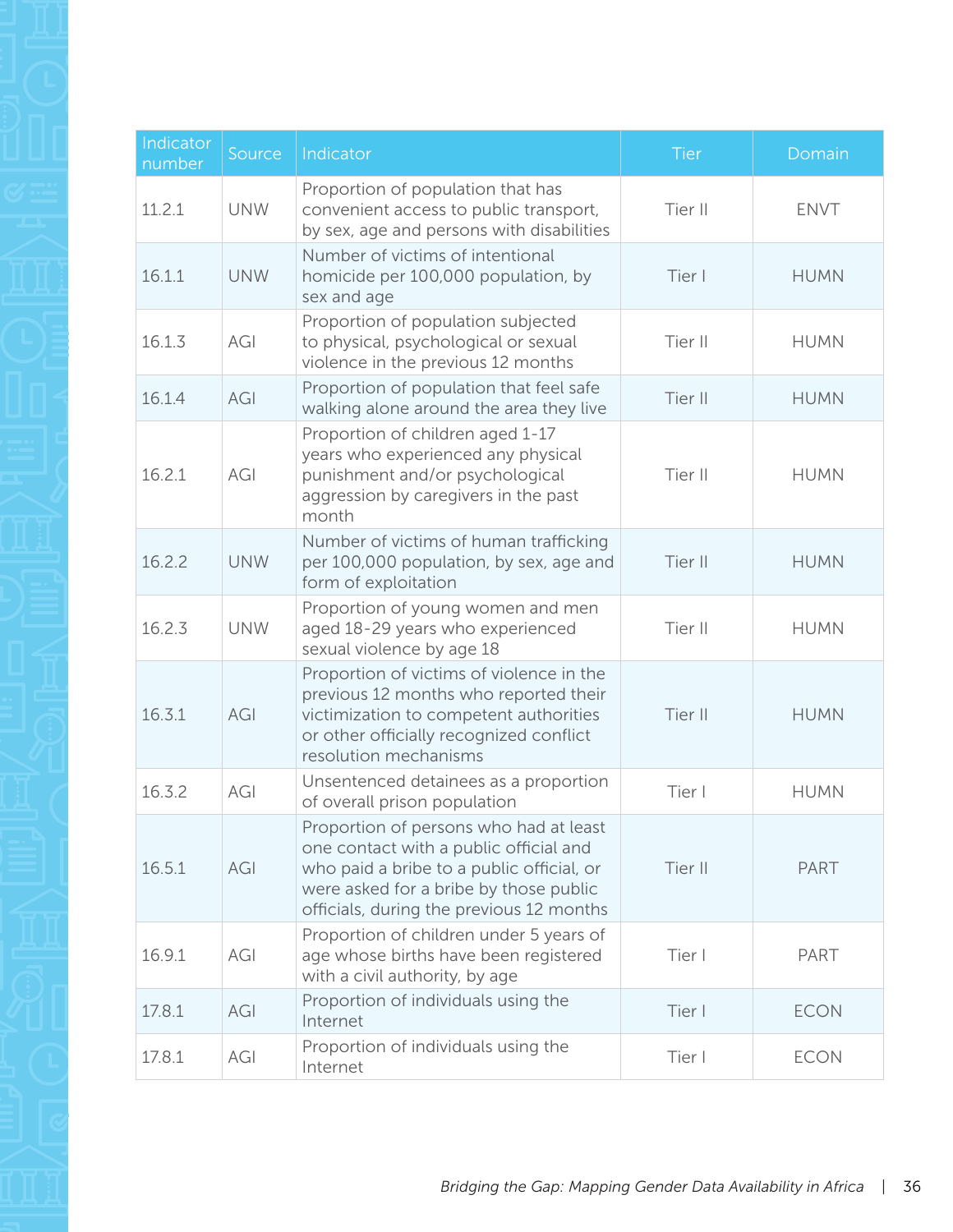| Indicator number | Source | Indicator | Tier | Domain |
|---|---|---|---|---|
| 11.2.1 | UNW | Proportion of population that has convenient access to public transport, by sex, age and persons with disabilities | Tier II | ENVT |
| 16.1.1 | UNW | Number of victims of intentional homicide per 100,000 population, by sex and age | Tier I | HUMN |
| 16.1.3 | AGI | Proportion of population subjected to physical, psychological or sexual violence in the previous 12 months | Tier II | HUMN |
| 16.1.4 | AGI | Proportion of population that feel safe walking alone around the area they live | Tier II | HUMN |
| 16.2.1 | AGI | Proportion of children aged 1-17 years who experienced any physical punishment and/or psychological aggression by caregivers in the past month | Tier II | HUMN |
| 16.2.2 | UNW | Number of victims of human trafficking per 100,000 population, by sex, age and form of exploitation | Tier II | HUMN |
| 16.2.3 | UNW | Proportion of young women and men aged 18-29 years who experienced sexual violence by age 18 | Tier II | HUMN |
| 16.3.1 | AGI | Proportion of victims of violence in the previous 12 months who reported their victimization to competent authorities or other officially recognized conflict resolution mechanisms | Tier II | HUMN |
| 16.3.2 | AGI | Unsentenced detainees as a proportion of overall prison population | Tier I | HUMN |
| 16.5.1 | AGI | Proportion of persons who had at least one contact with a public official and who paid a bribe to a public official, or were asked for a bribe by those public officials, during the previous 12 months | Tier II | PART |
| 16.9.1 | AGI | Proportion of children under 5 years of age whose births have been registered with a civil authority, by age | Tier I | PART |
| 17.8.1 | AGI | Proportion of individuals using the Internet | Tier I | ECON |
| 17.8.1 | AGI | Proportion of individuals using the Internet | Tier I | ECON |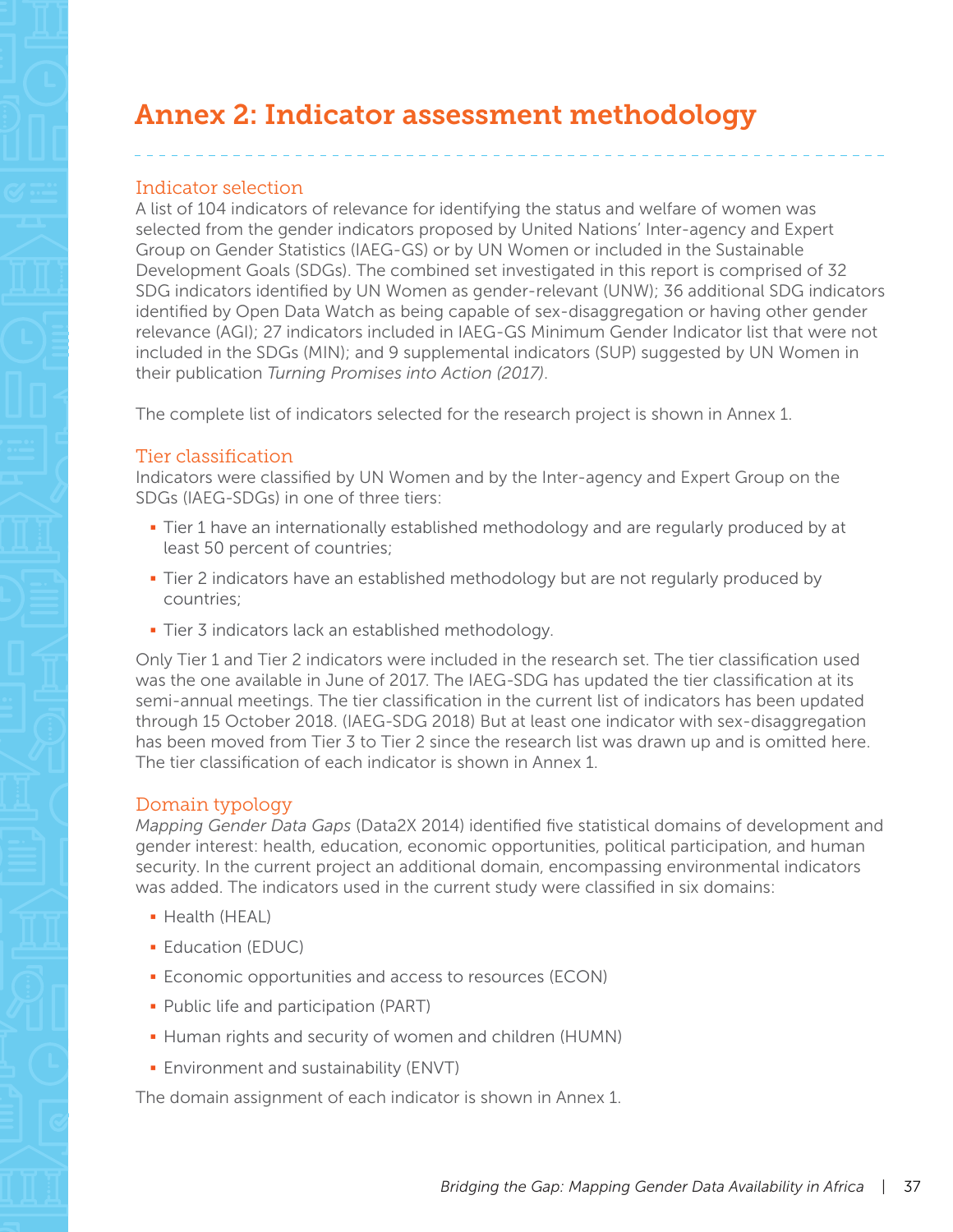# Annex 2: Indicator assessment methodology

## Indicator selection

A list of 104 indicators of relevance for identifying the status and welfare of women was selected from the gender indicators proposed by United Nations' Inter-agency and Expert Group on Gender Statistics (IAEG-GS) or by UN Women or included in the Sustainable Development Goals (SDGs). The combined set investigated in this report is comprised of 32 SDG indicators identified by UN Women as gender-relevant (UNW); 36 additional SDG indicators identified by Open Data Watch as being capable of sex-disaggregation or having other gender relevance (AGI); 27 indicators included in IAEG-GS Minimum Gender Indicator list that were not included in the SDGs (MIN); and 9 supplemental indicators (SUP) suggested by UN Women in their publication *Turning Promises into Action (2017)*.

The complete list of indicators selected for the research project is shown in Annex 1.

## Tier classification

Indicators were classified by UN Women and by the Inter-agency and Expert Group on the SDGs (IAEG-SDGs) in one of three tiers:

- Tier 1 have an internationally established methodology and are regularly produced by at least 50 percent of countries;
- Tier 2 indicators have an established methodology but are not regularly produced by countries;
- Tier 3 indicators lack an established methodology.

Only Tier 1 and Tier 2 indicators were included in the research set. The tier classification used was the one available in June of 2017. The IAEG-SDG has updated the tier classification at its semi-annual meetings. The tier classification in the current list of indicators has been updated through 15 October 2018. (IAEG-SDG 2018) But at least one indicator with sex-disaggregation has been moved from Tier 3 to Tier 2 since the research list was drawn up and is omitted here. The tier classification of each indicator is shown in Annex 1.

## Domain typology

*Mapping Gender Data Gaps* (Data2X 2014) identified five statistical domains of development and gender interest: health, education, economic opportunities, political participation, and human security. In the current project an additional domain, encompassing environmental indicators was added. The indicators used in the current study were classified in six domains:

- Health (HEAL)
- Education (EDUC)
- Economic opportunities and access to resources (ECON)
- Public life and participation (PART)
- Human rights and security of women and children (HUMN)
- Environment and sustainability (ENVT)

The domain assignment of each indicator is shown in Annex 1.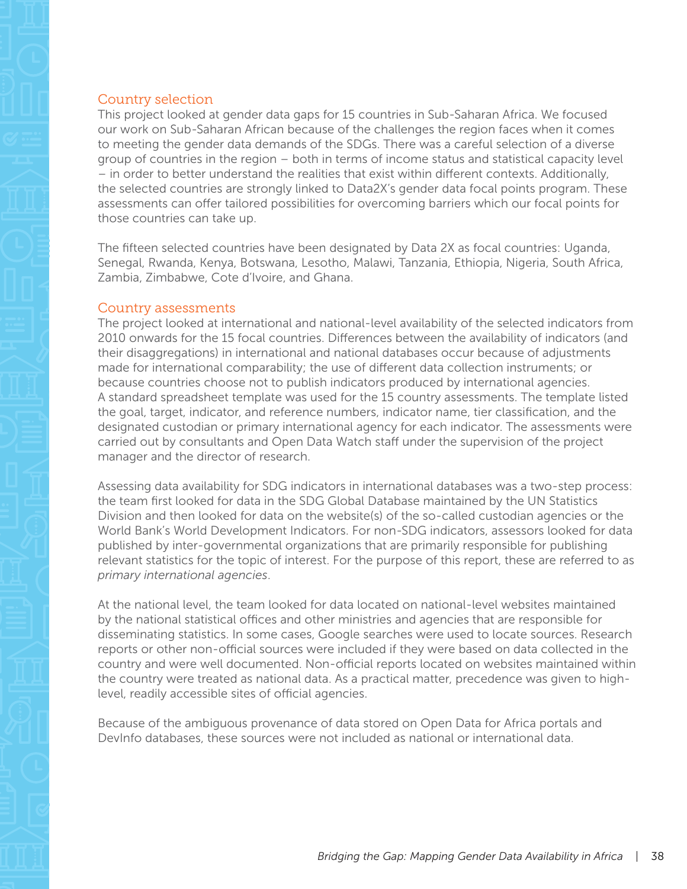## Country selection

This project looked at gender data gaps for 15 countries in Sub-Saharan Africa. We focused our work on Sub-Saharan African because of the challenges the region faces when it comes to meeting the gender data demands of the SDGs. There was a careful selection of a diverse group of countries in the region – both in terms of income status and statistical capacity level – in order to better understand the realities that exist within different contexts. Additionally, the selected countries are strongly linked to Data2X's gender data focal points program. These assessments can offer tailored possibilities for overcoming barriers which our focal points for those countries can take up.

The fifteen selected countries have been designated by Data 2X as focal countries: Uganda, Senegal, Rwanda, Kenya, Botswana, Lesotho, Malawi, Tanzania, Ethiopia, Nigeria, South Africa, Zambia, Zimbabwe, Cote d'Ivoire, and Ghana.

## Country assessments

The project looked at international and national-level availability of the selected indicators from 2010 onwards for the 15 focal countries. Differences between the availability of indicators (and their disaggregations) in international and national databases occur because of adjustments made for international comparability; the use of different data collection instruments; or because countries choose not to publish indicators produced by international agencies. A standard spreadsheet template was used for the 15 country assessments. The template listed the goal, target, indicator, and reference numbers, indicator name, tier classification, and the designated custodian or primary international agency for each indicator. The assessments were carried out by consultants and Open Data Watch staff under the supervision of the project manager and the director of research.

Assessing data availability for SDG indicators in international databases was a two-step process: the team first looked for data in the SDG Global Database maintained by the UN Statistics Division and then looked for data on the website(s) of the so-called custodian agencies or the World Bank's World Development Indicators. For non-SDG indicators, assessors looked for data published by inter-governmental organizations that are primarily responsible for publishing relevant statistics for the topic of interest. For the purpose of this report, these are referred to as *primary international agencies*.

At the national level, the team looked for data located on national-level websites maintained by the national statistical offices and other ministries and agencies that are responsible for disseminating statistics. In some cases, Google searches were used to locate sources. Research reports or other non-official sources were included if they were based on data collected in the country and were well documented. Non-official reports located on websites maintained within the country were treated as national data. As a practical matter, precedence was given to high-level, readily accessible sites of official agencies.

Because of the ambiguous provenance of data stored on Open Data for Africa portals and DevInfo databases, these sources were not included as national or international data.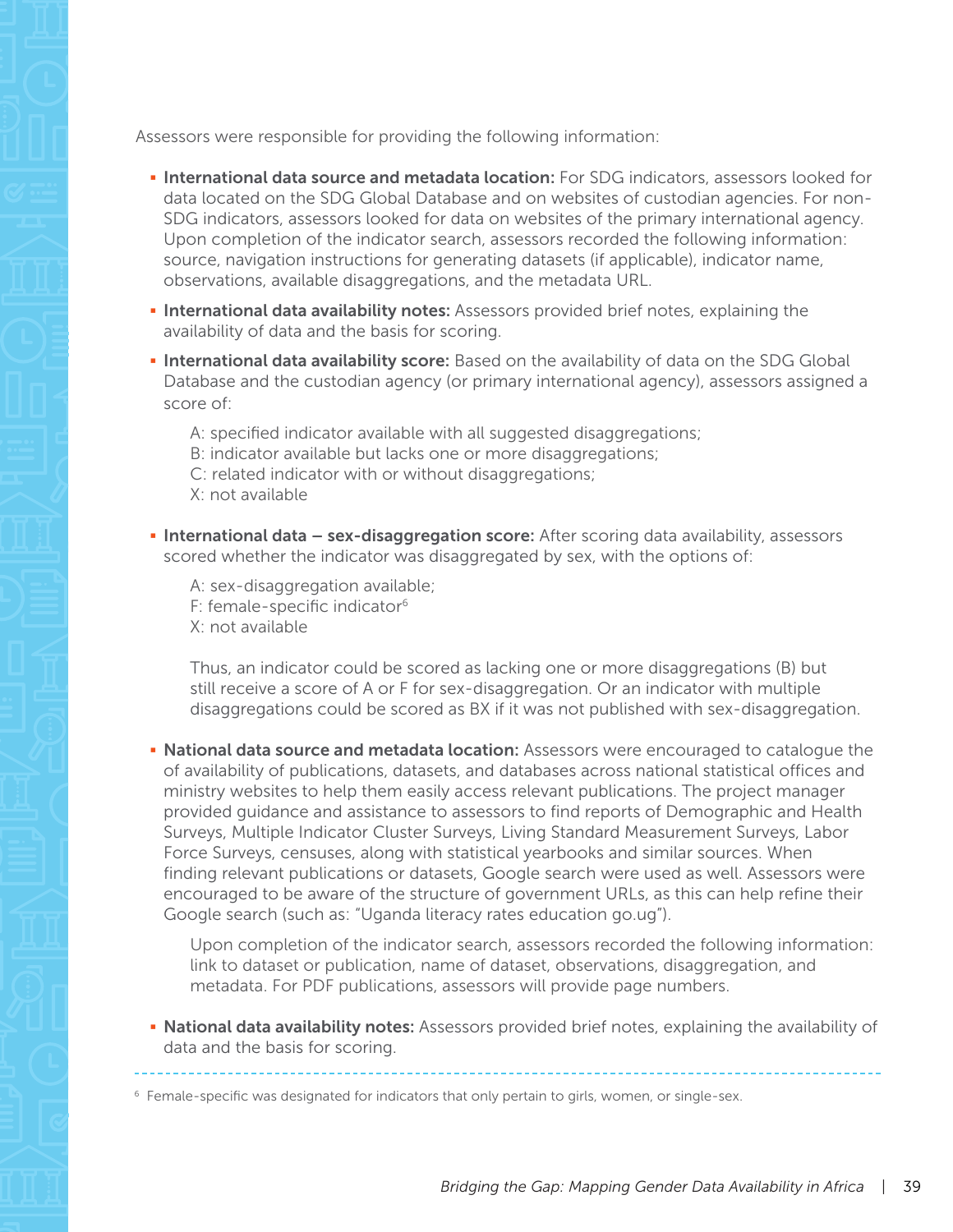Assessors were responsible for providing the following information:

- **International data source and metadata location:** For SDG indicators, assessors looked for data located on the SDG Global Database and on websites of custodian agencies. For non-SDG indicators, assessors looked for data on websites of the primary international agency. Upon completion of the indicator search, assessors recorded the following information: source, navigation instructions for generating datasets (if applicable), indicator name, observations, available disaggregations, and the metadata URL.
- **International data availability notes:** Assessors provided brief notes, explaining the availability of data and the basis for scoring.
- **International data availability score:** Based on the availability of data on the SDG Global Database and the custodian agency (or primary international agency), assessors assigned a score of:

  A: specified indicator available with all suggested disaggregations;
  B: indicator available but lacks one or more disaggregations;
  C: related indicator with or without disaggregations;
  X: not available

- **International data – sex-disaggregation score:** After scoring data availability, assessors scored whether the indicator was disaggregated by sex, with the options of:

  A: sex-disaggregation available;
  F: female-specific indicator[6]
  X: not available

  Thus, an indicator could be scored as lacking one or more disaggregations (B) but still receive a score of A or F for sex-disaggregation. Or an indicator with multiple disaggregations could be scored as BX if it was not published with sex-disaggregation.

- **National data source and metadata location:** Assessors were encouraged to catalogue the of availability of publications, datasets, and databases across national statistical offices and ministry websites to help them easily access relevant publications. The project manager provided guidance and assistance to assessors to find reports of Demographic and Health Surveys, Multiple Indicator Cluster Surveys, Living Standard Measurement Surveys, Labor Force Surveys, censuses, along with statistical yearbooks and similar sources. When finding relevant publications or datasets, Google search were used as well. Assessors were encouraged to be aware of the structure of government URLs, as this can help refine their Google search (such as: "Uganda literacy rates education go.ug").

  Upon completion of the indicator search, assessors recorded the following information: link to dataset or publication, name of dataset, observations, disaggregation, and metadata. For PDF publications, assessors will provide page numbers.

- **National data availability notes:** Assessors provided brief notes, explaining the availability of data and the basis for scoring.

---

[6] Female-specific was designated for indicators that only pertain to girls, women, or single-sex.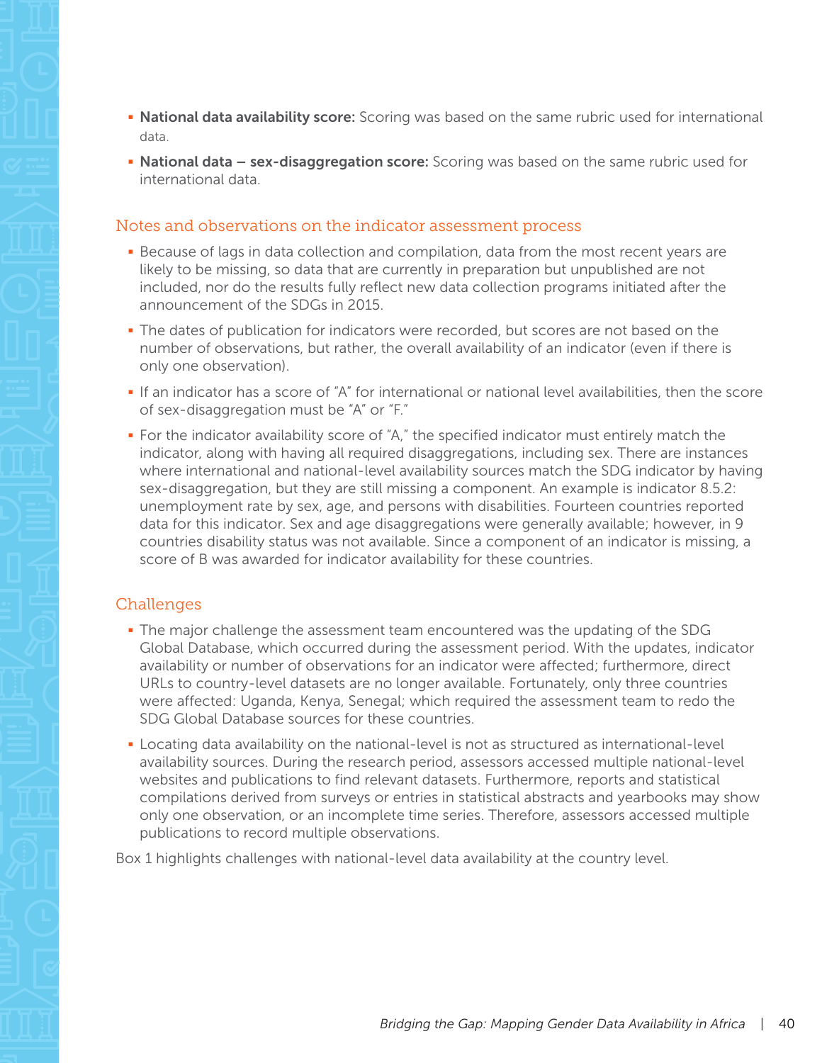- **National data availability score:** Scoring was based on the same rubric used for international data.
- **National data – sex-disaggregation score:** Scoring was based on the same rubric used for international data.

## Notes and observations on the indicator assessment process

- Because of lags in data collection and compilation, data from the most recent years are likely to be missing, so data that are currently in preparation but unpublished are not included, nor do the results fully reflect new data collection programs initiated after the announcement of the SDGs in 2015.
- The dates of publication for indicators were recorded, but scores are not based on the number of observations, but rather, the overall availability of an indicator (even if there is only one observation).
- If an indicator has a score of "A" for international or national level availabilities, then the score of sex-disaggregation must be "A" or "F."
- For the indicator availability score of "A," the specified indicator must entirely match the indicator, along with having all required disaggregations, including sex. There are instances where international and national-level availability sources match the SDG indicator by having sex-disaggregation, but they are still missing a component. An example is indicator 8.5.2: unemployment rate by sex, age, and persons with disabilities. Fourteen countries reported data for this indicator. Sex and age disaggregations were generally available; however, in 9 countries disability status was not available. Since a component of an indicator is missing, a score of B was awarded for indicator availability for these countries.

## Challenges

- The major challenge the assessment team encountered was the updating of the SDG Global Database, which occurred during the assessment period. With the updates, indicator availability or number of observations for an indicator were affected; furthermore, direct URLs to country-level datasets are no longer available. Fortunately, only three countries were affected: Uganda, Kenya, Senegal; which required the assessment team to redo the SDG Global Database sources for these countries.
- Locating data availability on the national-level is not as structured as international-level availability sources. During the research period, assessors accessed multiple national-level websites and publications to find relevant datasets. Furthermore, reports and statistical compilations derived from surveys or entries in statistical abstracts and yearbooks may show only one observation, or an incomplete time series. Therefore, assessors accessed multiple publications to record multiple observations.

Box 1 highlights challenges with national-level data availability at the country level.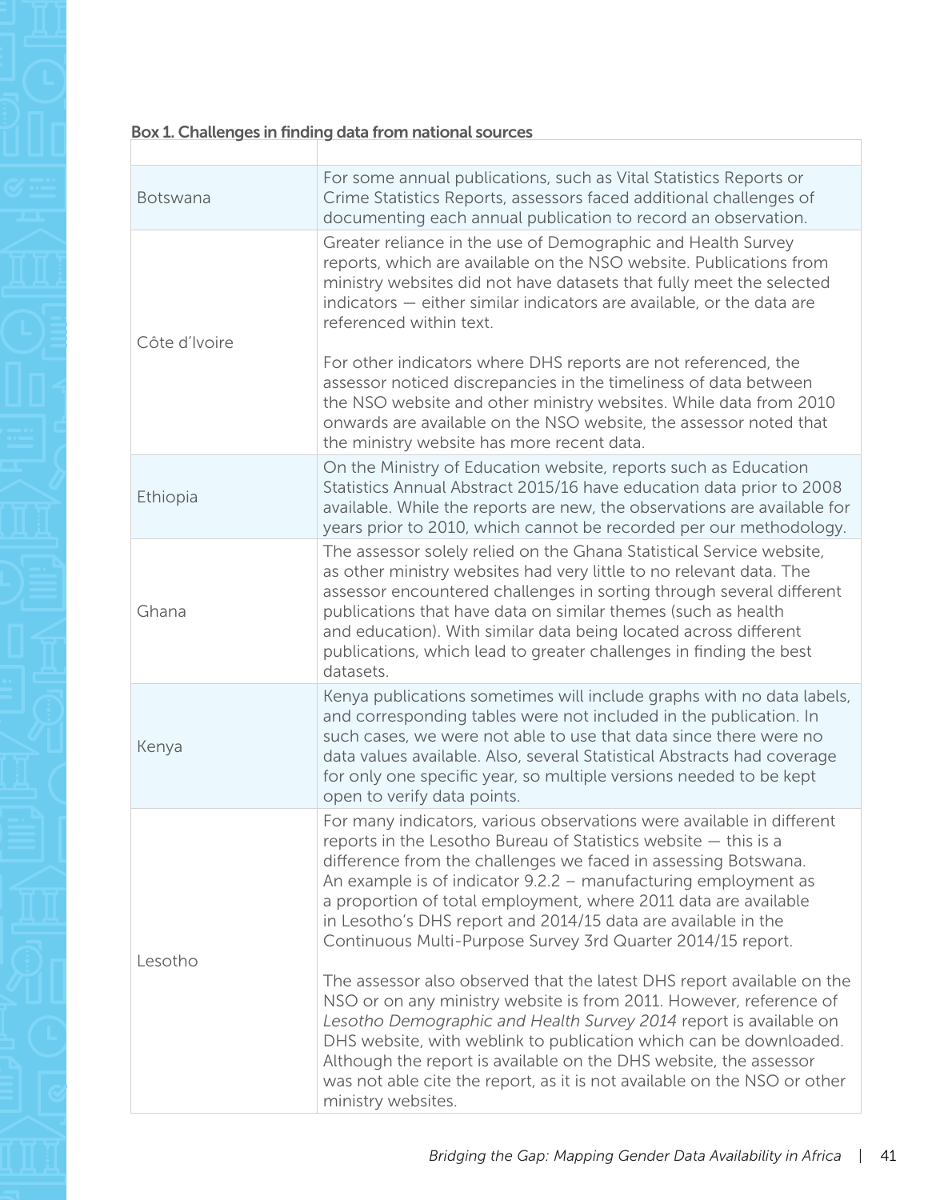**Box 1. Challenges in finding data from national sources**

| | |
|---|---|
| Botswana | For some annual publications, such as Vital Statistics Reports or Crime Statistics Reports, assessors faced additional challenges of documenting each annual publication to record an observation. |
| Côte d'Ivoire | Greater reliance in the use of Demographic and Health Survey reports, which are available on the NSO website. Publications from ministry websites did not have datasets that fully meet the selected indicators — either similar indicators are available, or the data are referenced within text.<br><br>For other indicators where DHS reports are not referenced, the assessor noticed discrepancies in the timeliness of data between the NSO website and other ministry websites. While data from 2010 onwards are available on the NSO website, the assessor noted that the ministry website has more recent data. |
| Ethiopia | On the Ministry of Education website, reports such as Education Statistics Annual Abstract 2015/16 have education data prior to 2008 available. While the reports are new, the observations are available for years prior to 2010, which cannot be recorded per our methodology. |
| Ghana | The assessor solely relied on the Ghana Statistical Service website, as other ministry websites had very little to no relevant data. The assessor encountered challenges in sorting through several different publications that have data on similar themes (such as health and education). With similar data being located across different publications, which lead to greater challenges in finding the best datasets. |
| Kenya | Kenya publications sometimes will include graphs with no data labels, and corresponding tables were not included in the publication. In such cases, we were not able to use that data since there were no data values available. Also, several Statistical Abstracts had coverage for only one specific year, so multiple versions needed to be kept open to verify data points. |
| Lesotho | For many indicators, various observations were available in different reports in the Lesotho Bureau of Statistics website — this is a difference from the challenges we faced in assessing Botswana. An example is of indicator 9.2.2 – manufacturing employment as a proportion of total employment, where 2011 data are available in Lesotho's DHS report and 2014/15 data are available in the Continuous Multi-Purpose Survey 3rd Quarter 2014/15 report.<br><br>The assessor also observed that the latest DHS report available on the NSO or on any ministry website is from 2011. However, reference of *Lesotho Demographic and Health Survey 2014* report is available on DHS website, with weblink to publication which can be downloaded. Although the report is available on the DHS website, the assessor was not able cite the report, as it is not available on the NSO or other ministry websites. |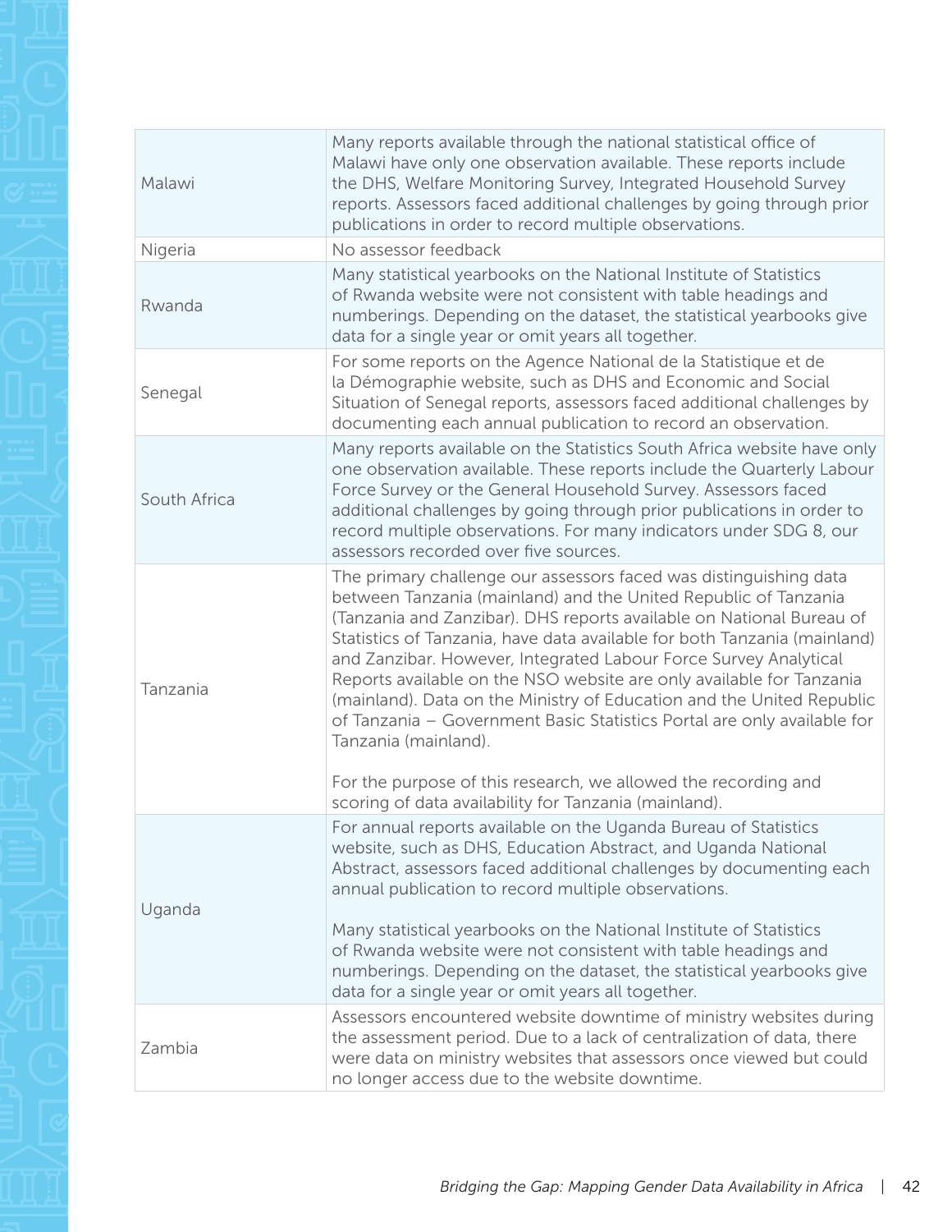| | |
|---|---|
| Malawi | Many reports available through the national statistical office of Malawi have only one observation available. These reports include the DHS, Welfare Monitoring Survey, Integrated Household Survey reports. Assessors faced additional challenges by going through prior publications in order to record multiple observations. |
| Nigeria | No assessor feedback |
| Rwanda | Many statistical yearbooks on the National Institute of Statistics of Rwanda website were not consistent with table headings and numberings. Depending on the dataset, the statistical yearbooks give data for a single year or omit years all together. |
| Senegal | For some reports on the Agence National de la Statistique et de la Démographie website, such as DHS and Economic and Social Situation of Senegal reports, assessors faced additional challenges by documenting each annual publication to record an observation. |
| South Africa | Many reports available on the Statistics South Africa website have only one observation available. These reports include the Quarterly Labour Force Survey or the General Household Survey. Assessors faced additional challenges by going through prior publications in order to record multiple observations. For many indicators under SDG 8, our assessors recorded over five sources. |
| Tanzania | The primary challenge our assessors faced was distinguishing data between Tanzania (mainland) and the United Republic of Tanzania (Tanzania and Zanzibar). DHS reports available on National Bureau of Statistics of Tanzania, have data available for both Tanzania (mainland) and Zanzibar. However, Integrated Labour Force Survey Analytical Reports available on the NSO website are only available for Tanzania (mainland). Data on the Ministry of Education and the United Republic of Tanzania – Government Basic Statistics Portal are only available for Tanzania (mainland).<br><br>For the purpose of this research, we allowed the recording and scoring of data availability for Tanzania (mainland). |
| Uganda | For annual reports available on the Uganda Bureau of Statistics website, such as DHS, Education Abstract, and Uganda National Abstract, assessors faced additional challenges by documenting each annual publication to record multiple observations.<br><br>Many statistical yearbooks on the National Institute of Statistics of Rwanda website were not consistent with table headings and numberings. Depending on the dataset, the statistical yearbooks give data for a single year or omit years all together. |
| Zambia | Assessors encountered website downtime of ministry websites during the assessment period. Due to a lack of centralization of data, there were data on ministry websites that assessors once viewed but could no longer access due to the website downtime. |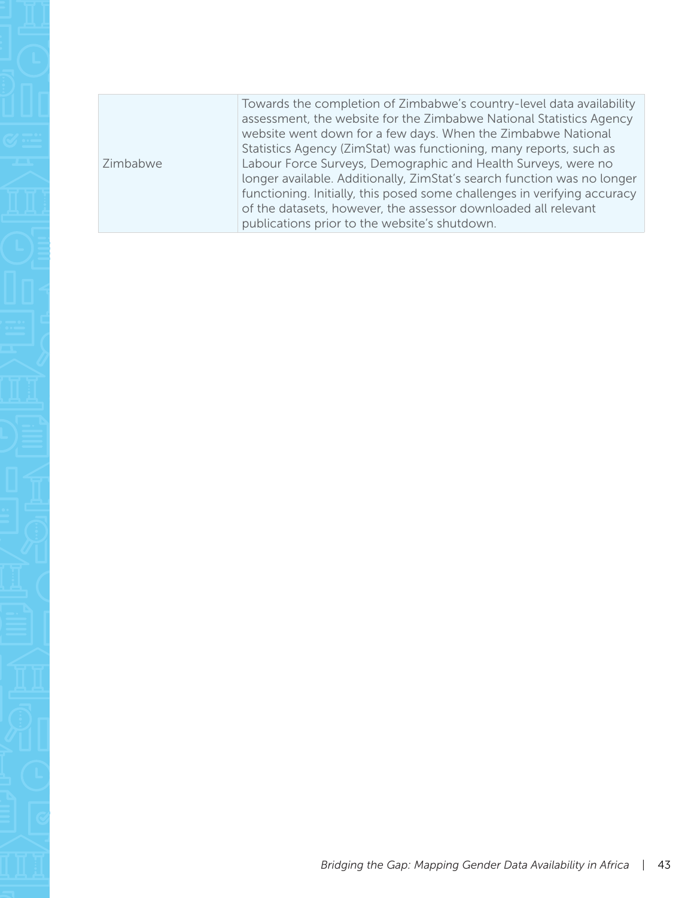| | |
|---|---|
| Zimbabwe | Towards the completion of Zimbabwe's country-level data availability assessment, the website for the Zimbabwe National Statistics Agency website went down for a few days. When the Zimbabwe National Statistics Agency (ZimStat) was functioning, many reports, such as Labour Force Surveys, Demographic and Health Surveys, were no longer available. Additionally, ZimStat's search function was no longer functioning. Initially, this posed some challenges in verifying accuracy of the datasets, however, the assessor downloaded all relevant publications prior to the website's shutdown. |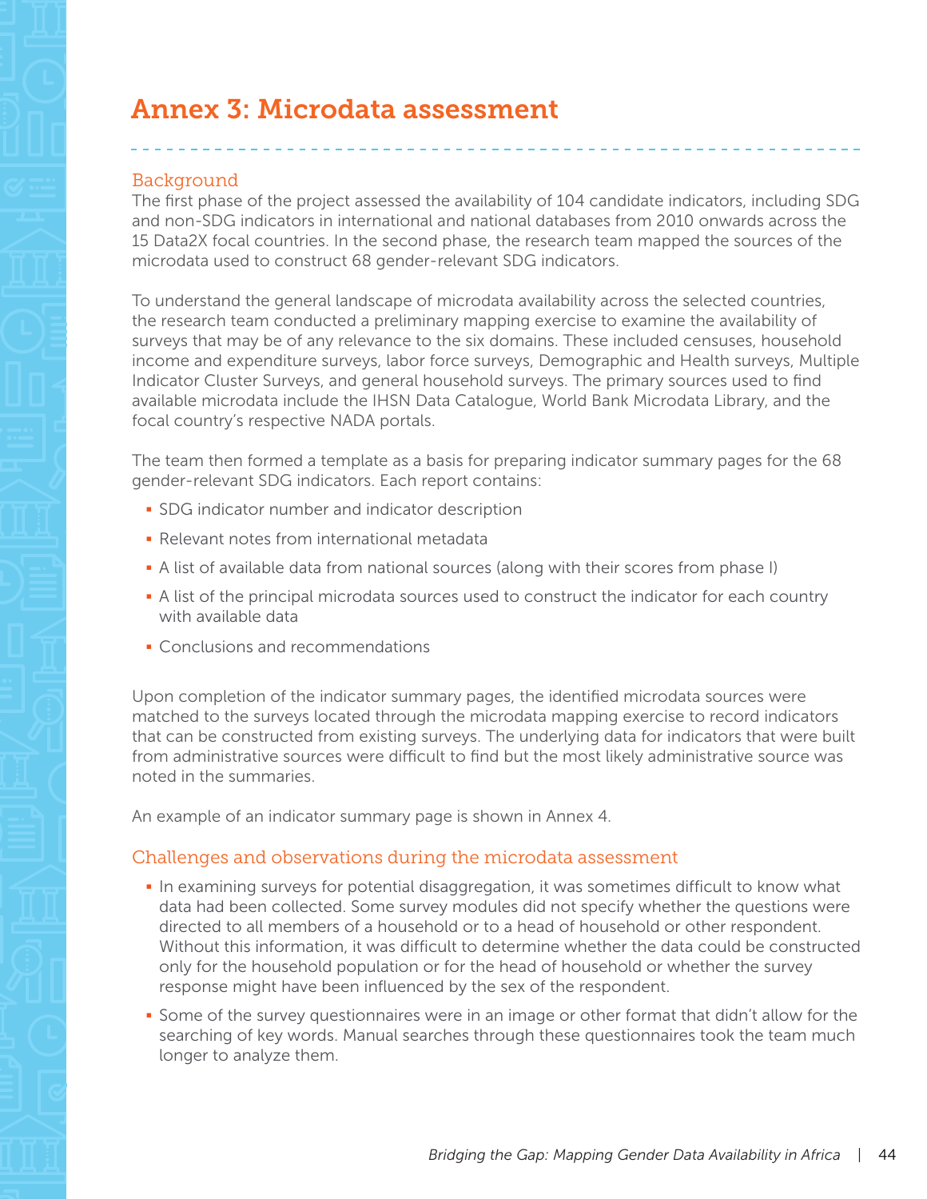# Annex 3: Microdata assessment

## Background

The first phase of the project assessed the availability of 104 candidate indicators, including SDG and non-SDG indicators in international and national databases from 2010 onwards across the 15 Data2X focal countries. In the second phase, the research team mapped the sources of the microdata used to construct 68 gender-relevant SDG indicators.

To understand the general landscape of microdata availability across the selected countries, the research team conducted a preliminary mapping exercise to examine the availability of surveys that may be of any relevance to the six domains. These included censuses, household income and expenditure surveys, labor force surveys, Demographic and Health surveys, Multiple Indicator Cluster Surveys, and general household surveys. The primary sources used to find available microdata include the IHSN Data Catalogue, World Bank Microdata Library, and the focal country's respective NADA portals.

The team then formed a template as a basis for preparing indicator summary pages for the 68 gender-relevant SDG indicators. Each report contains:

- SDG indicator number and indicator description
- Relevant notes from international metadata
- A list of available data from national sources (along with their scores from phase I)
- A list of the principal microdata sources used to construct the indicator for each country with available data
- Conclusions and recommendations

Upon completion of the indicator summary pages, the identified microdata sources were matched to the surveys located through the microdata mapping exercise to record indicators that can be constructed from existing surveys. The underlying data for indicators that were built from administrative sources were difficult to find but the most likely administrative source was noted in the summaries.

An example of an indicator summary page is shown in Annex 4.

## Challenges and observations during the microdata assessment

- In examining surveys for potential disaggregation, it was sometimes difficult to know what data had been collected. Some survey modules did not specify whether the questions were directed to all members of a household or to a head of household or other respondent. Without this information, it was difficult to determine whether the data could be constructed only for the household population or for the head of household or whether the survey response might have been influenced by the sex of the respondent.
- Some of the survey questionnaires were in an image or other format that didn't allow for the searching of key words. Manual searches through these questionnaires took the team much longer to analyze them.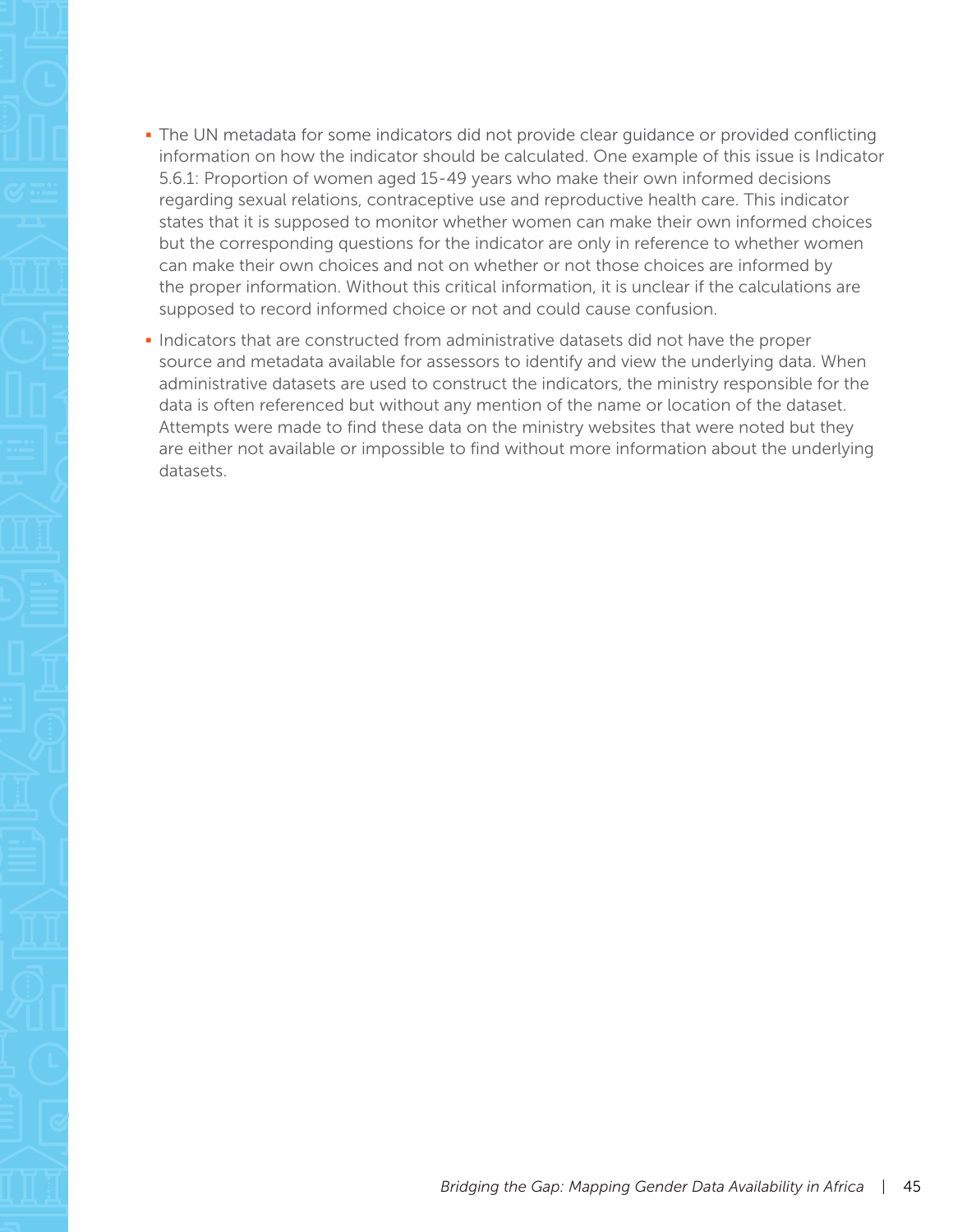- The UN metadata for some indicators did not provide clear guidance or provided conflicting information on how the indicator should be calculated. One example of this issue is Indicator 5.6.1: Proportion of women aged 15-49 years who make their own informed decisions regarding sexual relations, contraceptive use and reproductive health care. This indicator states that it is supposed to monitor whether women can make their own informed choices but the corresponding questions for the indicator are only in reference to whether women can make their own choices and not on whether or not those choices are informed by the proper information. Without this critical information, it is unclear if the calculations are supposed to record informed choice or not and could cause confusion.
- Indicators that are constructed from administrative datasets did not have the proper source and metadata available for assessors to identify and view the underlying data. When administrative datasets are used to construct the indicators, the ministry responsible for the data is often referenced but without any mention of the name or location of the dataset. Attempts were made to find these data on the ministry websites that were noted but they are either not available or impossible to find without more information about the underlying datasets.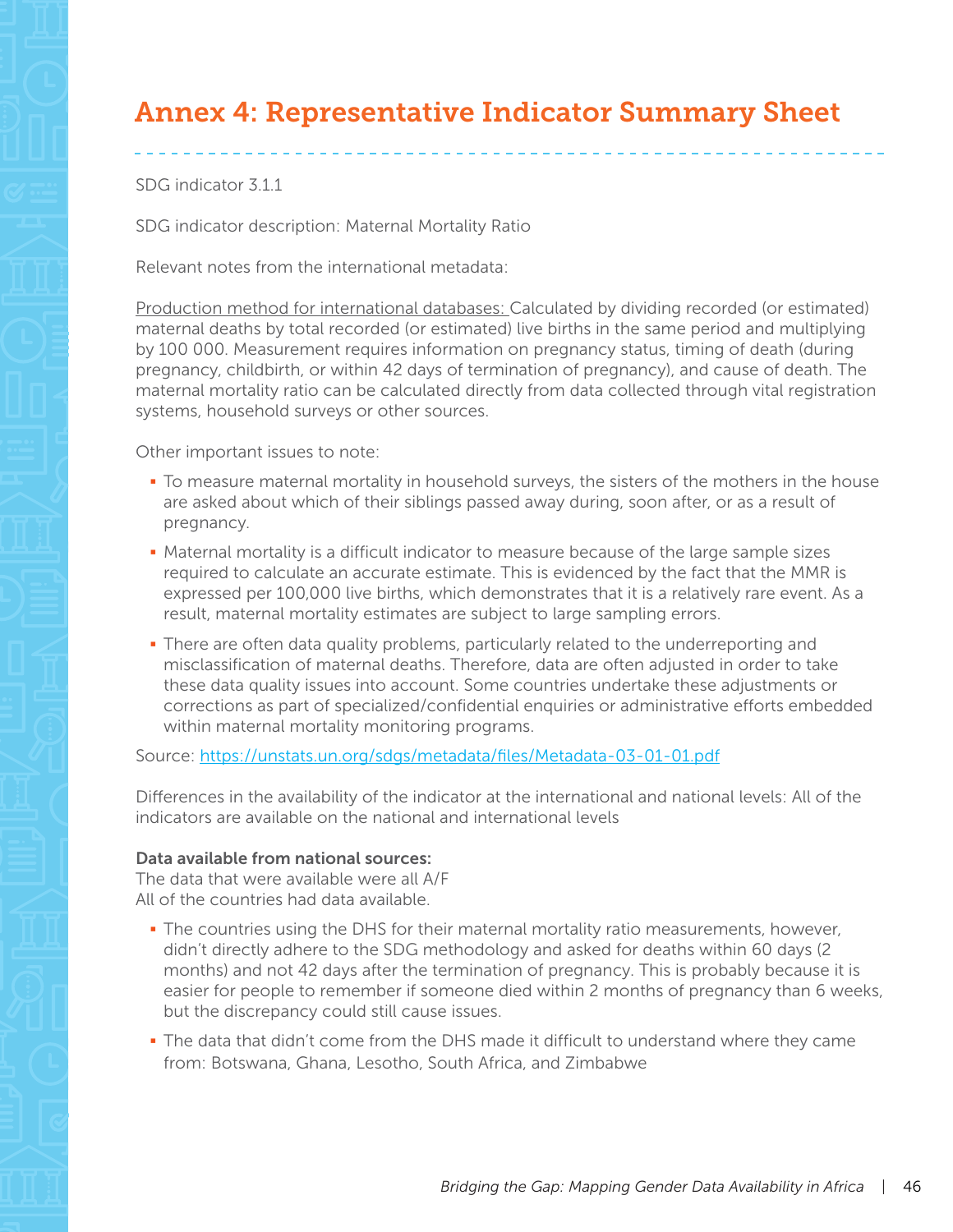# Annex 4: Representative Indicator Summary Sheet

SDG indicator 3.1.1

SDG indicator description: Maternal Mortality Ratio

Relevant notes from the international metadata:

Production method for international databases: Calculated by dividing recorded (or estimated) maternal deaths by total recorded (or estimated) live births in the same period and multiplying by 100 000. Measurement requires information on pregnancy status, timing of death (during pregnancy, childbirth, or within 42 days of termination of pregnancy), and cause of death. The maternal mortality ratio can be calculated directly from data collected through vital registration systems, household surveys or other sources.

Other important issues to note:

- To measure maternal mortality in household surveys, the sisters of the mothers in the house are asked about which of their siblings passed away during, soon after, or as a result of pregnancy.
- Maternal mortality is a difficult indicator to measure because of the large sample sizes required to calculate an accurate estimate. This is evidenced by the fact that the MMR is expressed per 100,000 live births, which demonstrates that it is a relatively rare event. As a result, maternal mortality estimates are subject to large sampling errors.
- There are often data quality problems, particularly related to the underreporting and misclassification of maternal deaths. Therefore, data are often adjusted in order to take these data quality issues into account. Some countries undertake these adjustments or corrections as part of specialized/confidential enquiries or administrative efforts embedded within maternal mortality monitoring programs.

Source: https://unstats.un.org/sdgs/metadata/files/Metadata-03-01-01.pdf

Differences in the availability of the indicator at the international and national levels: All of the indicators are available on the national and international levels

**Data available from national sources:**
The data that were available were all A/F
All of the countries had data available.

- The countries using the DHS for their maternal mortality ratio measurements, however, didn't directly adhere to the SDG methodology and asked for deaths within 60 days (2 months) and not 42 days after the termination of pregnancy. This is probably because it is easier for people to remember if someone died within 2 months of pregnancy than 6 weeks, but the discrepancy could still cause issues.
- The data that didn't come from the DHS made it difficult to understand where they came from: Botswana, Ghana, Lesotho, South Africa, and Zimbabwe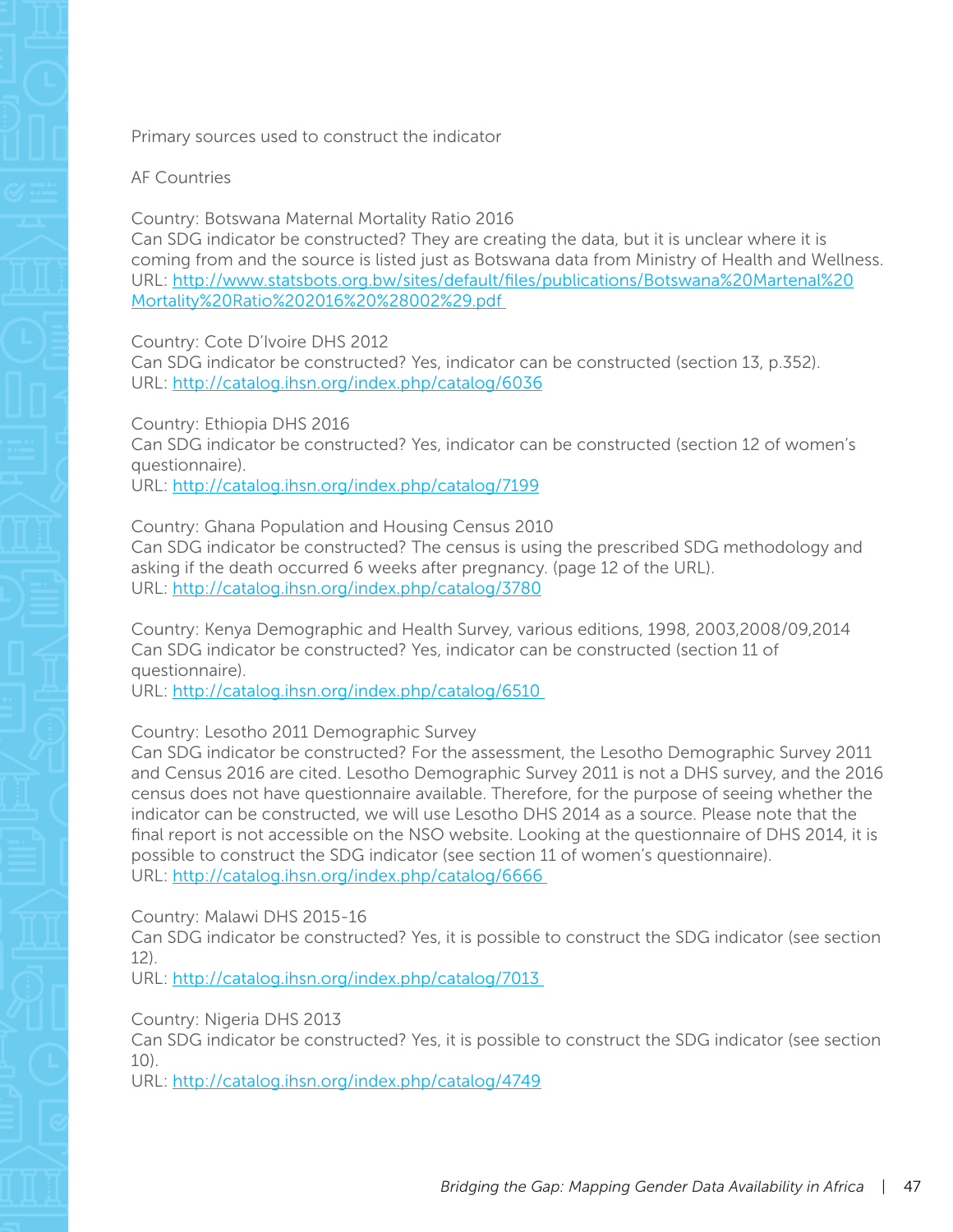Primary sources used to construct the indicator

AF Countries

Country: Botswana Maternal Mortality Ratio 2016
Can SDG indicator be constructed? They are creating the data, but it is unclear where it is coming from and the source is listed just as Botswana data from Ministry of Health and Wellness.
URL: [http://www.statsbots.org.bw/sites/default/files/publications/Botswana%20Martenal%20Mortality%20Ratio%202016%20%28002%29.pdf](http://www.statsbots.org.bw/sites/default/files/publications/Botswana%20Martenal%20Mortality%20Ratio%202016%20%28002%29.pdf)

Country: Cote D'Ivoire DHS 2012
Can SDG indicator be constructed? Yes, indicator can be constructed (section 13, p.352).
URL: [http://catalog.ihsn.org/index.php/catalog/6036](http://catalog.ihsn.org/index.php/catalog/6036)

Country: Ethiopia DHS 2016
Can SDG indicator be constructed? Yes, indicator can be constructed (section 12 of women's questionnaire).
URL: [http://catalog.ihsn.org/index.php/catalog/7199](http://catalog.ihsn.org/index.php/catalog/7199)

Country: Ghana Population and Housing Census 2010
Can SDG indicator be constructed? The census is using the prescribed SDG methodology and asking if the death occurred 6 weeks after pregnancy. (page 12 of the URL).
URL: [http://catalog.ihsn.org/index.php/catalog/3780](http://catalog.ihsn.org/index.php/catalog/3780)

Country: Kenya Demographic and Health Survey, various editions, 1998, 2003,2008/09,2014
Can SDG indicator be constructed? Yes, indicator can be constructed (section 11 of questionnaire).
URL: [http://catalog.ihsn.org/index.php/catalog/6510](http://catalog.ihsn.org/index.php/catalog/6510)

Country: Lesotho 2011 Demographic Survey
Can SDG indicator be constructed? For the assessment, the Lesotho Demographic Survey 2011 and Census 2016 are cited. Lesotho Demographic Survey 2011 is not a DHS survey, and the 2016 census does not have questionnaire available. Therefore, for the purpose of seeing whether the indicator can be constructed, we will use Lesotho DHS 2014 as a source. Please note that the final report is not accessible on the NSO website. Looking at the questionnaire of DHS 2014, it is possible to construct the SDG indicator (see section 11 of women's questionnaire).
URL: [http://catalog.ihsn.org/index.php/catalog/6666](http://catalog.ihsn.org/index.php/catalog/6666)

Country: Malawi DHS 2015-16
Can SDG indicator be constructed? Yes, it is possible to construct the SDG indicator (see section 12).
URL: [http://catalog.ihsn.org/index.php/catalog/7013](http://catalog.ihsn.org/index.php/catalog/7013)

Country: Nigeria DHS 2013
Can SDG indicator be constructed? Yes, it is possible to construct the SDG indicator (see section 10).
URL: [http://catalog.ihsn.org/index.php/catalog/4749](http://catalog.ihsn.org/index.php/catalog/4749)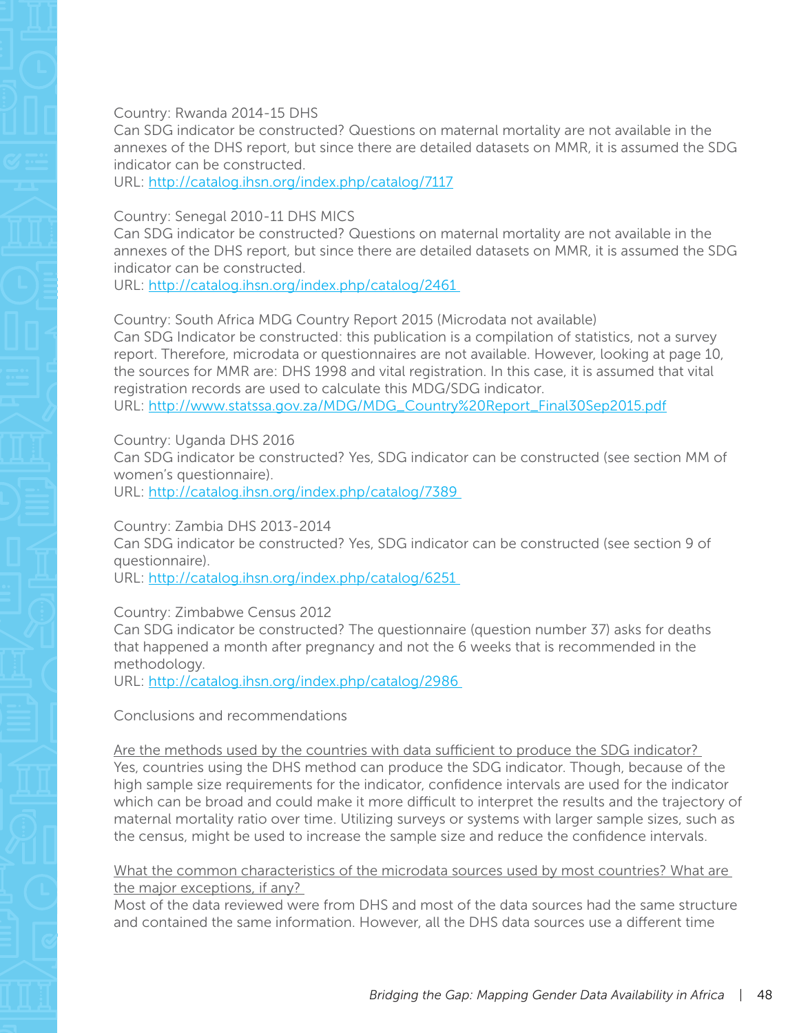Country: Rwanda 2014-15 DHS
Can SDG indicator be constructed? Questions on maternal mortality are not available in the annexes of the DHS report, but since there are detailed datasets on MMR, it is assumed the SDG indicator can be constructed.
URL: http://catalog.ihsn.org/index.php/catalog/7117

Country: Senegal 2010-11 DHS MICS
Can SDG indicator be constructed? Questions on maternal mortality are not available in the annexes of the DHS report, but since there are detailed datasets on MMR, it is assumed the SDG indicator can be constructed.
URL: http://catalog.ihsn.org/index.php/catalog/2461

Country: South Africa MDG Country Report 2015 (Microdata not available)
Can SDG Indicator be constructed: this publication is a compilation of statistics, not a survey report. Therefore, microdata or questionnaires are not available. However, looking at page 10, the sources for MMR are: DHS 1998 and vital registration. In this case, it is assumed that vital registration records are used to calculate this MDG/SDG indicator.
URL: http://www.statssa.gov.za/MDG/MDG_Country%20Report_Final30Sep2015.pdf

Country: Uganda DHS 2016
Can SDG indicator be constructed? Yes, SDG indicator can be constructed (see section MM of women's questionnaire).
URL: http://catalog.ihsn.org/index.php/catalog/7389

Country: Zambia DHS 2013-2014
Can SDG indicator be constructed? Yes, SDG indicator can be constructed (see section 9 of questionnaire).
URL: http://catalog.ihsn.org/index.php/catalog/6251

Country: Zimbabwe Census 2012
Can SDG indicator be constructed? The questionnaire (question number 37) asks for deaths that happened a month after pregnancy and not the 6 weeks that is recommended in the methodology.
URL: http://catalog.ihsn.org/index.php/catalog/2986

Conclusions and recommendations

Are the methods used by the countries with data sufficient to produce the SDG indicator?
Yes, countries using the DHS method can produce the SDG indicator. Though, because of the high sample size requirements for the indicator, confidence intervals are used for the indicator which can be broad and could make it more difficult to interpret the results and the trajectory of maternal mortality ratio over time. Utilizing surveys or systems with larger sample sizes, such as the census, might be used to increase the sample size and reduce the confidence intervals.

What the common characteristics of the microdata sources used by most countries? What are the major exceptions, if any?
Most of the data reviewed were from DHS and most of the data sources had the same structure and contained the same information. However, all the DHS data sources use a different time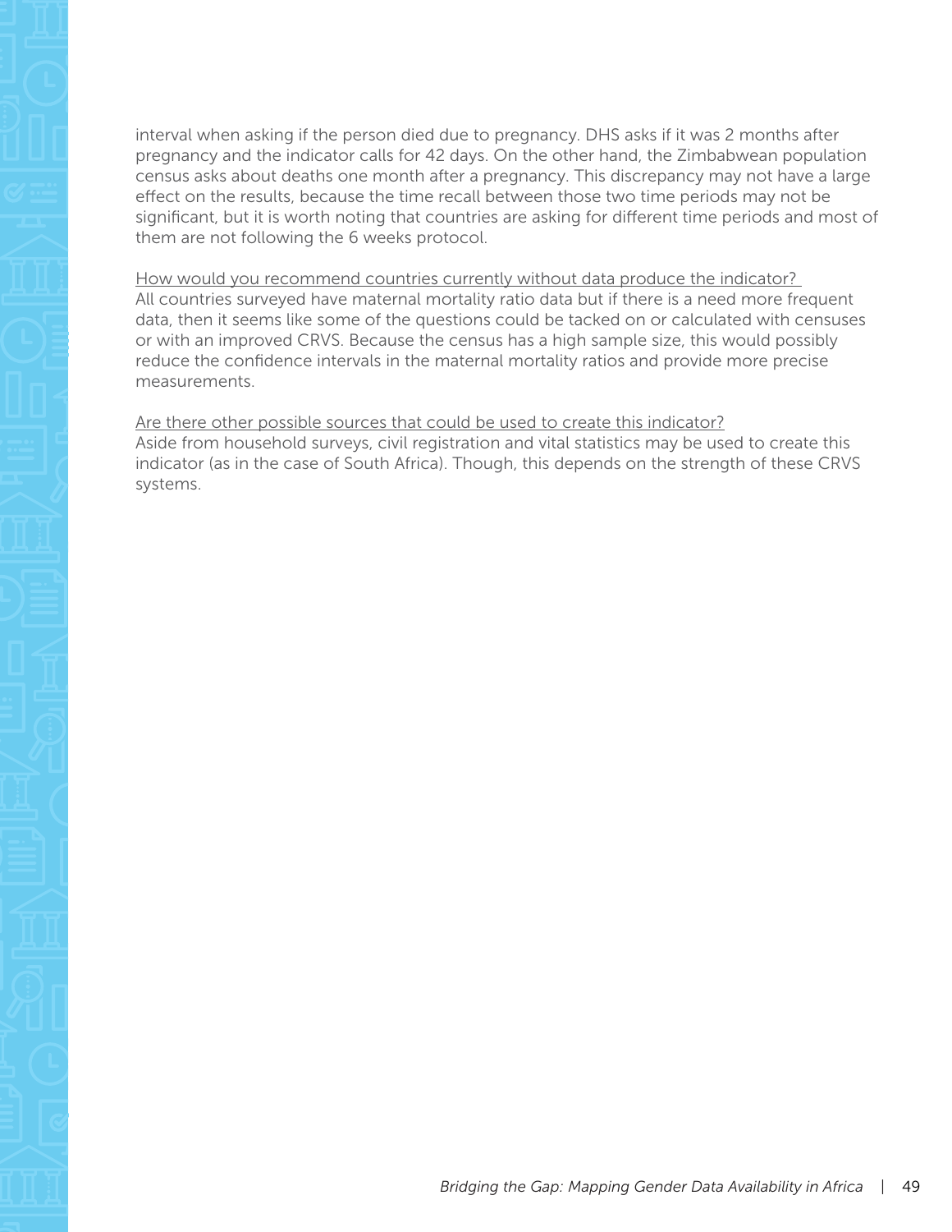interval when asking if the person died due to pregnancy. DHS asks if it was 2 months after pregnancy and the indicator calls for 42 days. On the other hand, the Zimbabwean population census asks about deaths one month after a pregnancy. This discrepancy may not have a large effect on the results, because the time recall between those two time periods may not be significant, but it is worth noting that countries are asking for different time periods and most of them are not following the 6 weeks protocol.

<u>How would you recommend countries currently without data produce the indicator?</u>
All countries surveyed have maternal mortality ratio data but if there is a need more frequent data, then it seems like some of the questions could be tacked on or calculated with censuses or with an improved CRVS. Because the census has a high sample size, this would possibly reduce the confidence intervals in the maternal mortality ratios and provide more precise measurements.

<u>Are there other possible sources that could be used to create this indicator?</u>
Aside from household surveys, civil registration and vital statistics may be used to create this indicator (as in the case of South Africa). Though, this depends on the strength of these CRVS systems.